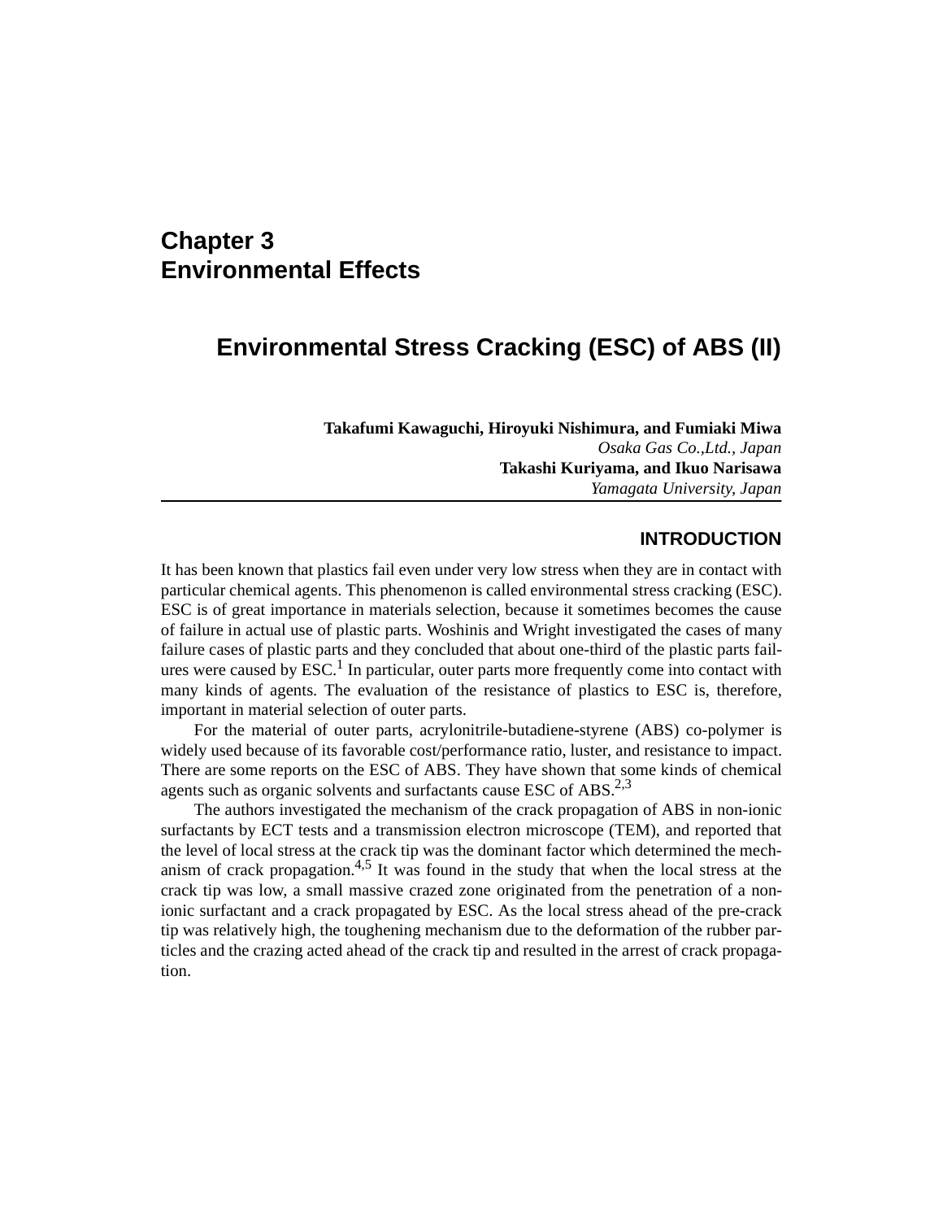# Chapter 3
# Environmental Effects

## Environmental Stress Cracking (ESC) of ABS (II)

**Takafumi Kawaguchi, Hiroyuki Nishimura, and Fumiaki Miwa**
*Osaka Gas Co.,Ltd., Japan*
**Takashi Kuriyama, and Ikuo Narisawa**
*Yamagata University, Japan*

### INTRODUCTION

It has been known that plastics fail even under very low stress when they are in contact with particular chemical agents. This phenomenon is called environmental stress cracking (ESC). ESC is of great importance in materials selection, because it sometimes becomes the cause of failure in actual use of plastic parts. Woshinis and Wright investigated the cases of many failure cases of plastic parts and they concluded that about one-third of the plastic parts failures were caused by ESC.[1] In particular, outer parts more frequently come into contact with many kinds of agents. The evaluation of the resistance of plastics to ESC is, therefore, important in material selection of outer parts.

For the material of outer parts, acrylonitrile-butadiene-styrene (ABS) co-polymer is widely used because of its favorable cost/performance ratio, luster, and resistance to impact. There are some reports on the ESC of ABS. They have shown that some kinds of chemical agents such as organic solvents and surfactants cause ESC of ABS.[2,3]

The authors investigated the mechanism of the crack propagation of ABS in non-ionic surfactants by ECT tests and a transmission electron microscope (TEM), and reported that the level of local stress at the crack tip was the dominant factor which determined the mechanism of crack propagation.[4,5] It was found in the study that when the local stress at the crack tip was low, a small massive crazed zone originated from the penetration of a non-ionic surfactant and a crack propagated by ESC. As the local stress ahead of the pre-crack tip was relatively high, the toughening mechanism due to the deformation of the rubber particles and the crazing acted ahead of the crack tip and resulted in the arrest of crack propagation.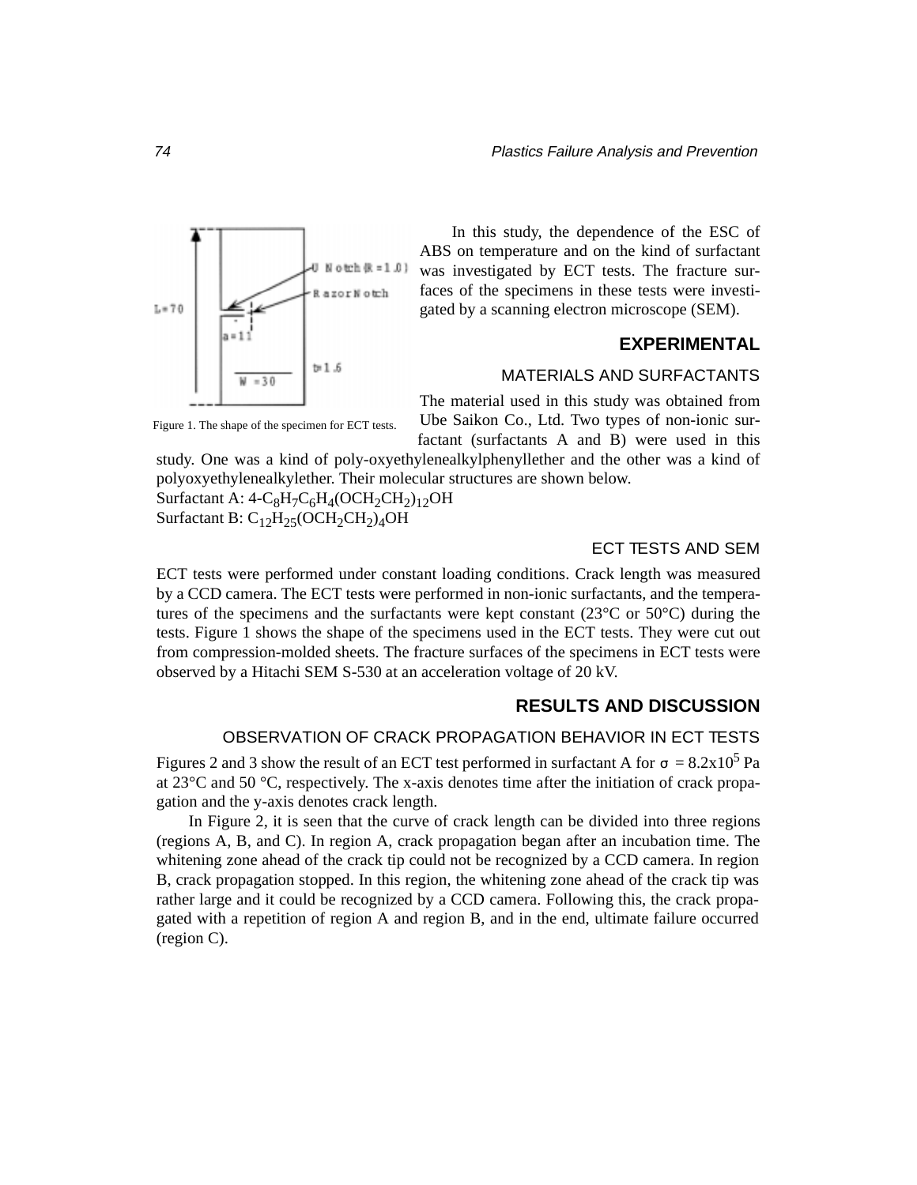L=70

U Notch (R=1.0)

Razor Notch

a=11

t=1.6

W =30

Figure 1. The shape of the specimen for ECT tests.

In this study, the dependence of the ESC of ABS on temperature and on the kind of surfactant was investigated by ECT tests. The fracture surfaces of the specimens in these tests were investigated by a scanning electron microscope (SEM).

## EXPERIMENTAL

### MATERIALS AND SURFACTANTS

The material used in this study was obtained from Ube Saikon Co., Ltd. Two types of non-ionic surfactant (surfactants A and B) were used in this study. One was a kind of poly-oxyethylenealkylphenyllether and the other was a kind of polyoxyethylenealkylether. Their molecular structures are shown below.

Surfactant A: 4-$C_8H_7C_6H_4(OCH_2CH_2)_{12}OH$

Surfactant B: $C_{12}H_{25}(OCH_2CH_2)_4OH$

### ECT TESTS AND SEM

ECT tests were performed under constant loading conditions. Crack length was measured by a CCD camera. The ECT tests were performed in non-ionic surfactants, and the temperatures of the specimens and the surfactants were kept constant (23°C or 50°C) during the tests. Figure 1 shows the shape of the specimens used in the ECT tests. They were cut out from compression-molded sheets. The fracture surfaces of the specimens in ECT tests were observed by a Hitachi SEM S-530 at an acceleration voltage of 20 kV.

## RESULTS AND DISCUSSION

### OBSERVATION OF CRACK PROPAGATION BEHAVIOR IN ECT TESTS

Figures 2 and 3 show the result of an ECT test performed in surfactant A for $\sigma = 8.2\text{x}10^5$ Pa at 23°C and 50 °C, respectively. The x-axis denotes time after the initiation of crack propagation and the y-axis denotes crack length.

In Figure 2, it is seen that the curve of crack length can be divided into three regions (regions A, B, and C). In region A, crack propagation began after an incubation time. The whitening zone ahead of the crack tip could not be recognized by a CCD camera. In region B, crack propagation stopped. In this region, the whitening zone ahead of the crack tip was rather large and it could be recognized by a CCD camera. Following this, the crack propagated with a repetition of region A and region B, and in the end, ultimate failure occurred (region C).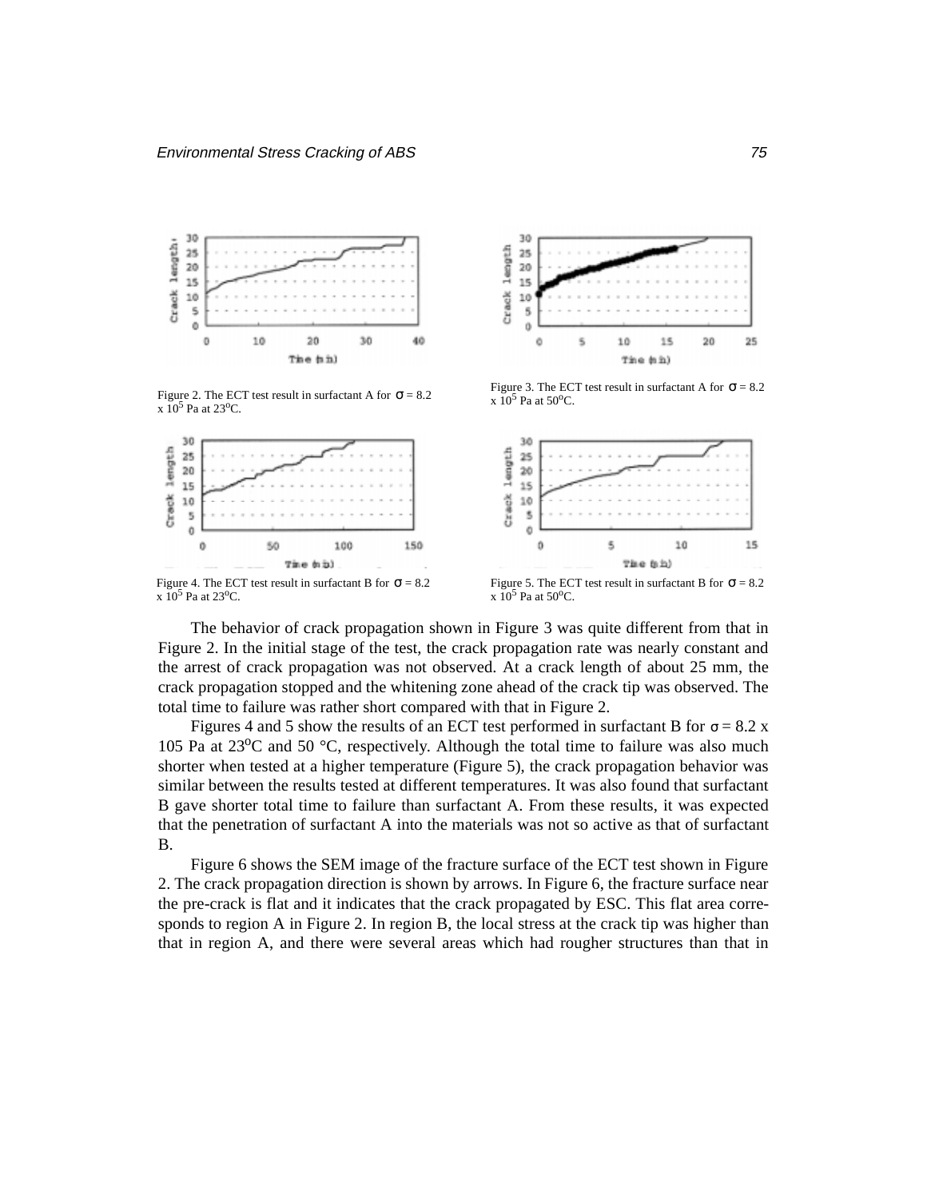30
25
20
15
10
5
0
0 10 20 30 40
Crack length
Time (min)

Figure 2. The ECT test result in surfactant A for σ = 8.2 x $10^5$ Pa at 23°C.

30
25
20
15
10
5
0
0 5 10 15 20 25
Crack length
Time (min)

Figure 3. The ECT test result in surfactant A for σ = 8.2 x $10^5$ Pa at 50°C.

30
25
20
15
10
5
0
0 50 100 150
Crack length
Time (min)

Figure 4. The ECT test result in surfactant B for σ = 8.2 x $10^5$ Pa at 23°C.

30
25
20
15
10
5
0
0 5 10 15
Crack length
Time (min)

Figure 5. The ECT test result in surfactant B for σ = 8.2 x $10^5$ Pa at 50°C.

The behavior of crack propagation shown in Figure 3 was quite different from that in Figure 2. In the initial stage of the test, the crack propagation rate was nearly constant and the arrest of crack propagation was not observed. At a crack length of about 25 mm, the crack propagation stopped and the whitening zone ahead of the crack tip was observed. The total time to failure was rather short compared with that in Figure 2.

Figures 4 and 5 show the results of an ECT test performed in surfactant B for σ = 8.2 x 105 Pa at 23°C and 50 °C, respectively. Although the total time to failure was also much shorter when tested at a higher temperature (Figure 5), the crack propagation behavior was similar between the results tested at different temperatures. It was also found that surfactant B gave shorter total time to failure than surfactant A. From these results, it was expected that the penetration of surfactant A into the materials was not so active as that of surfactant B.

Figure 6 shows the SEM image of the fracture surface of the ECT test shown in Figure 2. The crack propagation direction is shown by arrows. In Figure 6, the fracture surface near the pre-crack is flat and it indicates that the crack propagated by ESC. This flat area corresponds to region A in Figure 2. In region B, the local stress at the crack tip was higher than that in region A, and there were several areas which had rougher structures than that in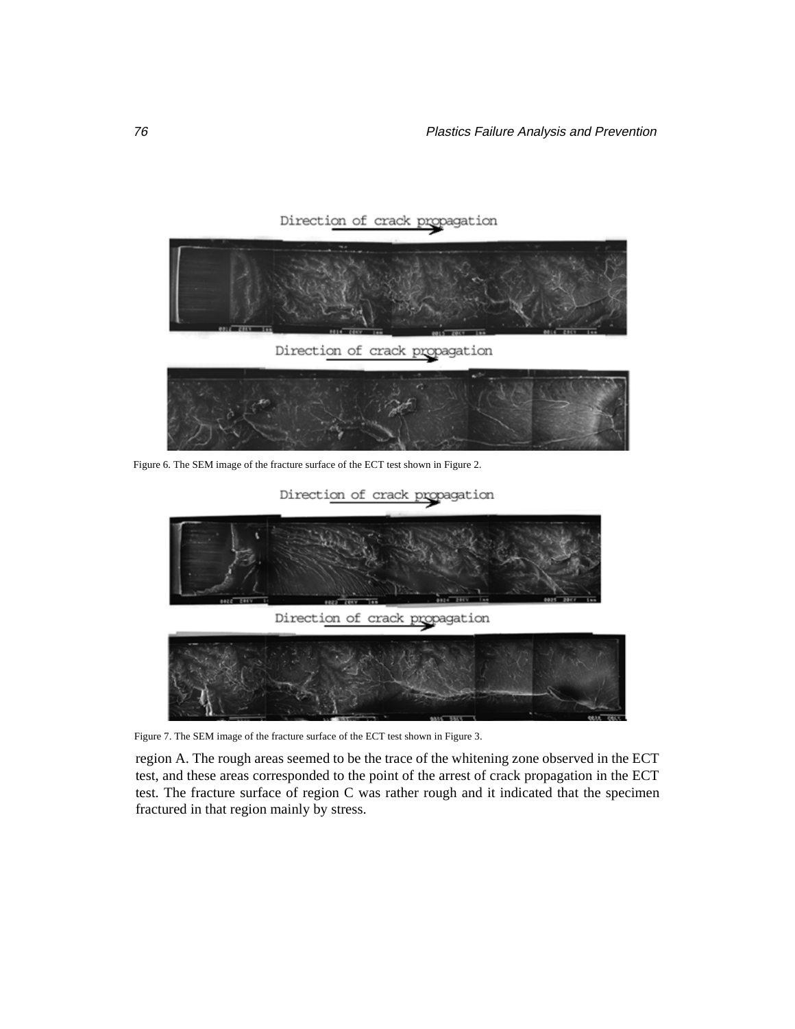Direction of crack propagation

Direction of crack propagation

Figure 6. The SEM image of the fracture surface of the ECT test shown in Figure 2.

Direction of crack propagation

Direction of crack propagation

Figure 7. The SEM image of the fracture surface of the ECT test shown in Figure 3.

region A. The rough areas seemed to be the trace of the whitening zone observed in the ECT test, and these areas corresponded to the point of the arrest of crack propagation in the ECT test. The fracture surface of region C was rather rough and it indicated that the specimen fractured in that region mainly by stress.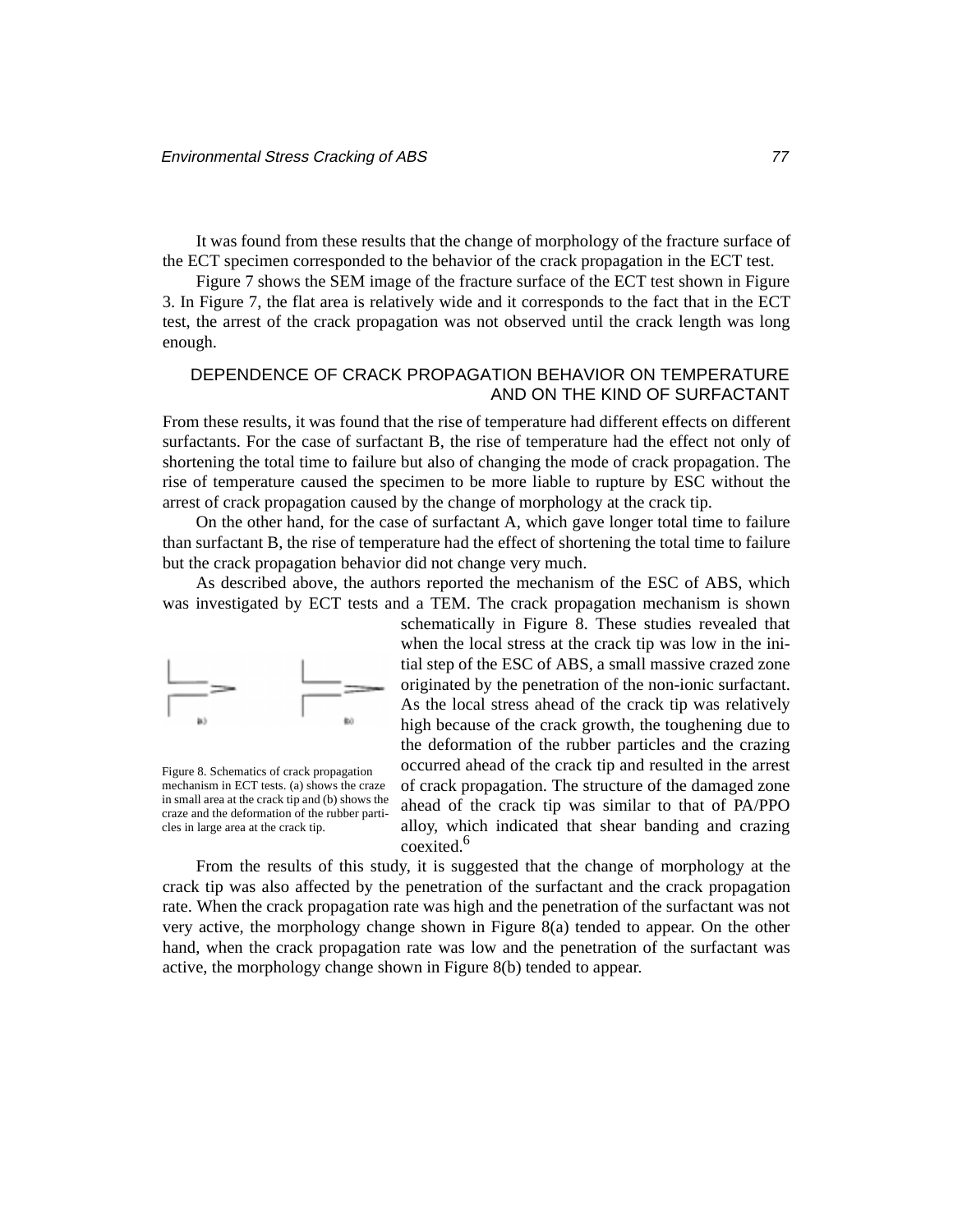It was found from these results that the change of morphology of the fracture surface of the ECT specimen corresponded to the behavior of the crack propagation in the ECT test.

Figure 7 shows the SEM image of the fracture surface of the ECT test shown in Figure 3. In Figure 7, the flat area is relatively wide and it corresponds to the fact that in the ECT test, the arrest of the crack propagation was not observed until the crack length was long enough.

## DEPENDENCE OF CRACK PROPAGATION BEHAVIOR ON TEMPERATURE AND ON THE KIND OF SURFACTANT

From these results, it was found that the rise of temperature had different effects on different surfactants. For the case of surfactant B, the rise of temperature had the effect not only of shortening the total time to failure but also of changing the mode of crack propagation. The rise of temperature caused the specimen to be more liable to rupture by ESC without the arrest of crack propagation caused by the change of morphology at the crack tip.

On the other hand, for the case of surfactant A, which gave longer total time to failure than surfactant B, the rise of temperature had the effect of shortening the total time to failure but the crack propagation behavior did not change very much.

As described above, the authors reported the mechanism of the ESC of ABS, which was investigated by ECT tests and a TEM. The crack propagation mechanism is shown schematically in Figure 8. These studies revealed that when the local stress at the crack tip was low in the initial step of the ESC of ABS, a small massive crazed zone originated by the penetration of the non-ionic surfactant. As the local stress ahead of the crack tip was relatively high because of the crack growth, the toughening due to the deformation of the rubber particles and the crazing occurred ahead of the crack tip and resulted in the arrest of crack propagation. The structure of the damaged zone ahead of the crack tip was similar to that of PA/PPO alloy, which indicated that shear banding and crazing coexited.[6]

a) b)

Figure 8. Schematics of crack propagation mechanism in ECT tests. (a) shows the craze in small area at the crack tip and (b) shows the craze and the deformation of the rubber particles in large area at the crack tip.

From the results of this study, it is suggested that the change of morphology at the crack tip was also affected by the penetration of the surfactant and the crack propagation rate. When the crack propagation rate was high and the penetration of the surfactant was not very active, the morphology change shown in Figure 8(a) tended to appear. On the other hand, when the crack propagation rate was low and the penetration of the surfactant was active, the morphology change shown in Figure 8(b) tended to appear.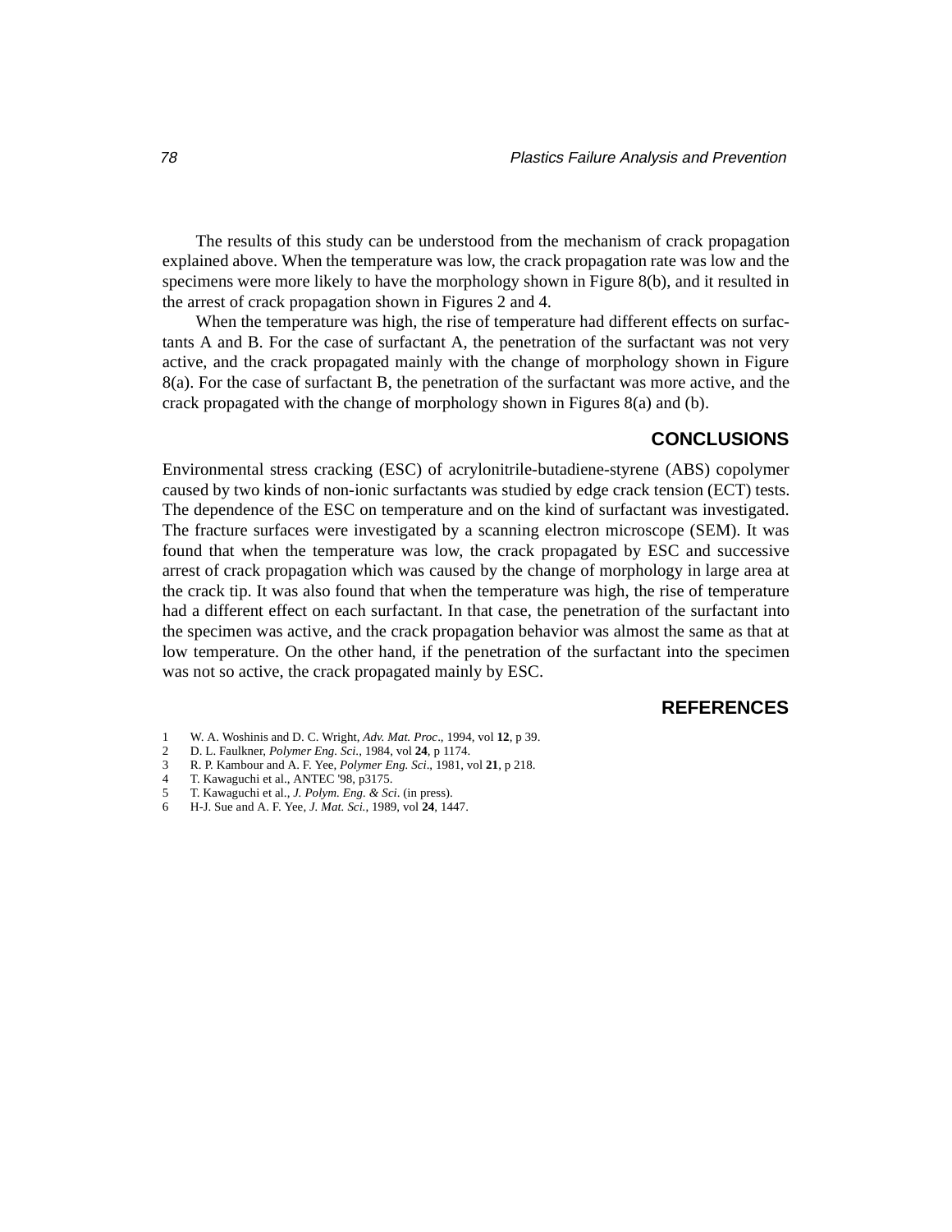The results of this study can be understood from the mechanism of crack propagation explained above. When the temperature was low, the crack propagation rate was low and the specimens were more likely to have the morphology shown in Figure 8(b), and it resulted in the arrest of crack propagation shown in Figures 2 and 4.

When the temperature was high, the rise of temperature had different effects on surfactants A and B. For the case of surfactant A, the penetration of the surfactant was not very active, and the crack propagated mainly with the change of morphology shown in Figure 8(a). For the case of surfactant B, the penetration of the surfactant was more active, and the crack propagated with the change of morphology shown in Figures 8(a) and (b).

## CONCLUSIONS

Environmental stress cracking (ESC) of acrylonitrile-butadiene-styrene (ABS) copolymer caused by two kinds of non-ionic surfactants was studied by edge crack tension (ECT) tests. The dependence of the ESC on temperature and on the kind of surfactant was investigated. The fracture surfaces were investigated by a scanning electron microscope (SEM). It was found that when the temperature was low, the crack propagated by ESC and successive arrest of crack propagation which was caused by the change of morphology in large area at the crack tip. It was also found that when the temperature was high, the rise of temperature had a different effect on each surfactant. In that case, the penetration of the surfactant into the specimen was active, and the crack propagation behavior was almost the same as that at low temperature. On the other hand, if the penetration of the surfactant into the specimen was not so active, the crack propagated mainly by ESC.

## REFERENCES

1. W. A. Woshinis and D. C. Wright, *Adv. Mat. Proc*., 1994, vol **12**, p 39.
2. D. L. Faulkner, *Polymer Eng. Sci*., 1984, vol **24**, p 1174.
3. R. P. Kambour and A. F. Yee, *Polymer Eng. Sci*., 1981, vol **21**, p 218.
4. T. Kawaguchi et al., ANTEC '98, p3175.
5. T. Kawaguchi et al., *J. Polym. Eng. & Sci*. (in press).
6. H-J. Sue and A. F. Yee, *J. Mat. Sci.*, 1989, vol **24**, 1447.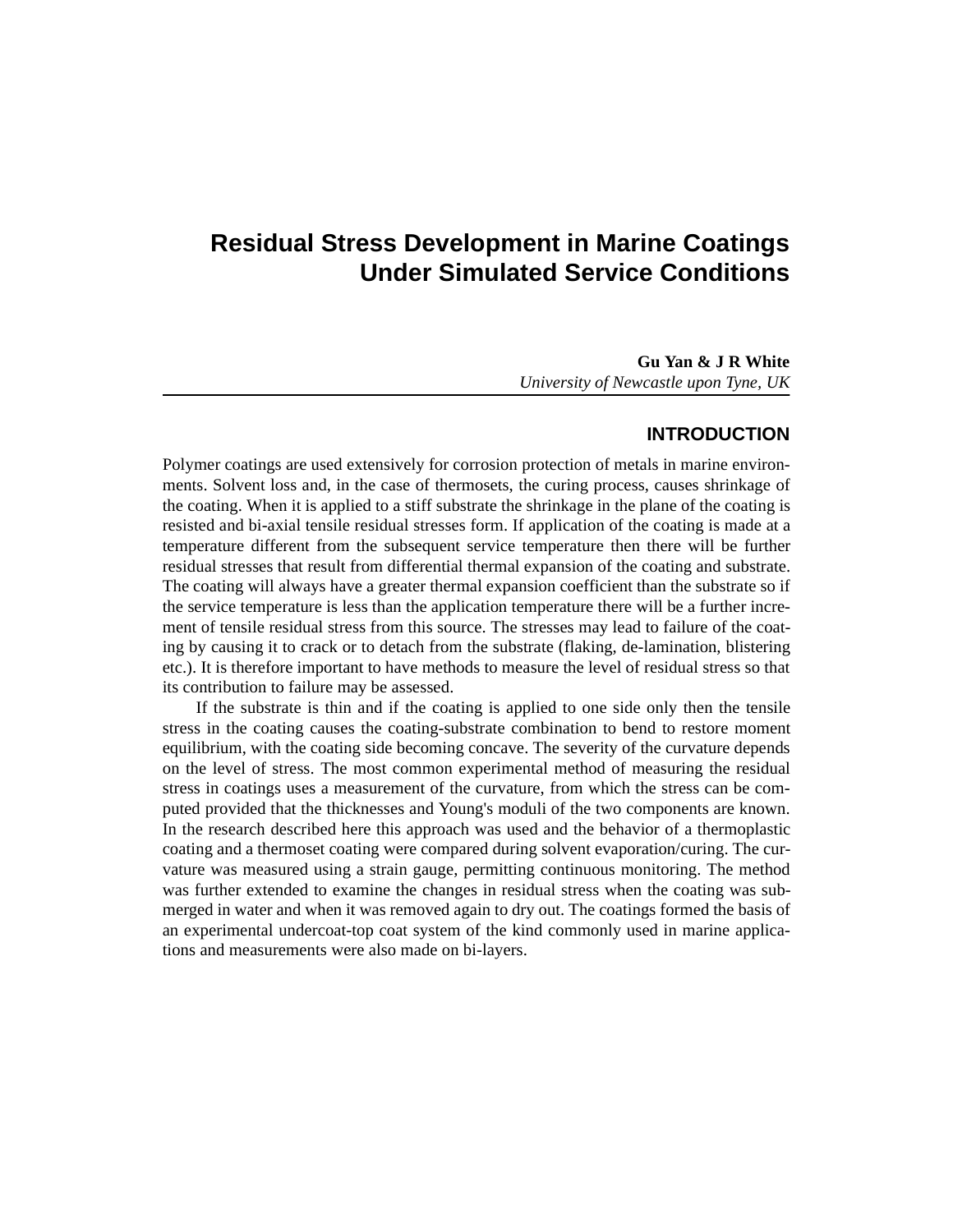# Residual Stress Development in Marine Coatings Under Simulated Service Conditions

**Gu Yan & J R White**
*University of Newcastle upon Tyne, UK*

## INTRODUCTION

Polymer coatings are used extensively for corrosion protection of metals in marine environments. Solvent loss and, in the case of thermosets, the curing process, causes shrinkage of the coating. When it is applied to a stiff substrate the shrinkage in the plane of the coating is resisted and bi-axial tensile residual stresses form. If application of the coating is made at a temperature different from the subsequent service temperature then there will be further residual stresses that result from differential thermal expansion of the coating and substrate. The coating will always have a greater thermal expansion coefficient than the substrate so if the service temperature is less than the application temperature there will be a further increment of tensile residual stress from this source. The stresses may lead to failure of the coating by causing it to crack or to detach from the substrate (flaking, de-lamination, blistering etc.). It is therefore important to have methods to measure the level of residual stress so that its contribution to failure may be assessed.

If the substrate is thin and if the coating is applied to one side only then the tensile stress in the coating causes the coating-substrate combination to bend to restore moment equilibrium, with the coating side becoming concave. The severity of the curvature depends on the level of stress. The most common experimental method of measuring the residual stress in coatings uses a measurement of the curvature, from which the stress can be computed provided that the thicknesses and Young's moduli of the two components are known. In the research described here this approach was used and the behavior of a thermoplastic coating and a thermoset coating were compared during solvent evaporation/curing. The curvature was measured using a strain gauge, permitting continuous monitoring. The method was further extended to examine the changes in residual stress when the coating was submerged in water and when it was removed again to dry out. The coatings formed the basis of an experimental undercoat-top coat system of the kind commonly used in marine applications and measurements were also made on bi-layers.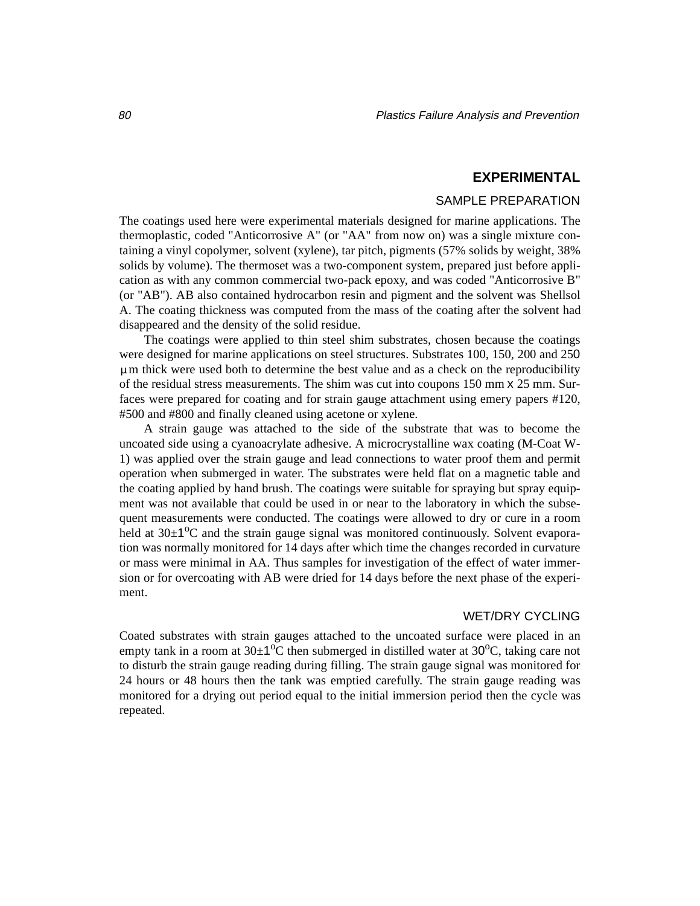## EXPERIMENTAL

### SAMPLE PREPARATION

The coatings used here were experimental materials designed for marine applications. The thermoplastic, coded "Anticorrosive A" (or "AA" from now on) was a single mixture containing a vinyl copolymer, solvent (xylene), tar pitch, pigments (57% solids by weight, 38% solids by volume). The thermoset was a two-component system, prepared just before application as with any common commercial two-pack epoxy, and was coded "Anticorrosive B" (or "AB"). AB also contained hydrocarbon resin and pigment and the solvent was Shellsol A. The coating thickness was computed from the mass of the coating after the solvent had disappeared and the density of the solid residue.

The coatings were applied to thin steel shim substrates, chosen because the coatings were designed for marine applications on steel structures. Substrates 100, 150, 200 and 250 μm thick were used both to determine the best value and as a check on the reproducibility of the residual stress measurements. The shim was cut into coupons 150 mm x 25 mm. Surfaces were prepared for coating and for strain gauge attachment using emery papers #120, #500 and #800 and finally cleaned using acetone or xylene.

A strain gauge was attached to the side of the substrate that was to become the uncoated side using a cyanoacrylate adhesive. A microcrystalline wax coating (M-Coat W-1) was applied over the strain gauge and lead connections to water proof them and permit operation when submerged in water. The substrates were held flat on a magnetic table and the coating applied by hand brush. The coatings were suitable for spraying but spray equipment was not available that could be used in or near to the laboratory in which the subsequent measurements were conducted. The coatings were allowed to dry or cure in a room held at 30±1°C and the strain gauge signal was monitored continuously. Solvent evaporation was normally monitored for 14 days after which time the changes recorded in curvature or mass were minimal in AA. Thus samples for investigation of the effect of water immersion or for overcoating with AB were dried for 14 days before the next phase of the experiment.

### WET/DRY CYCLING

Coated substrates with strain gauges attached to the uncoated surface were placed in an empty tank in a room at 30±1°C then submerged in distilled water at 30°C, taking care not to disturb the strain gauge reading during filling. The strain gauge signal was monitored for 24 hours or 48 hours then the tank was emptied carefully. The strain gauge reading was monitored for a drying out period equal to the initial immersion period then the cycle was repeated.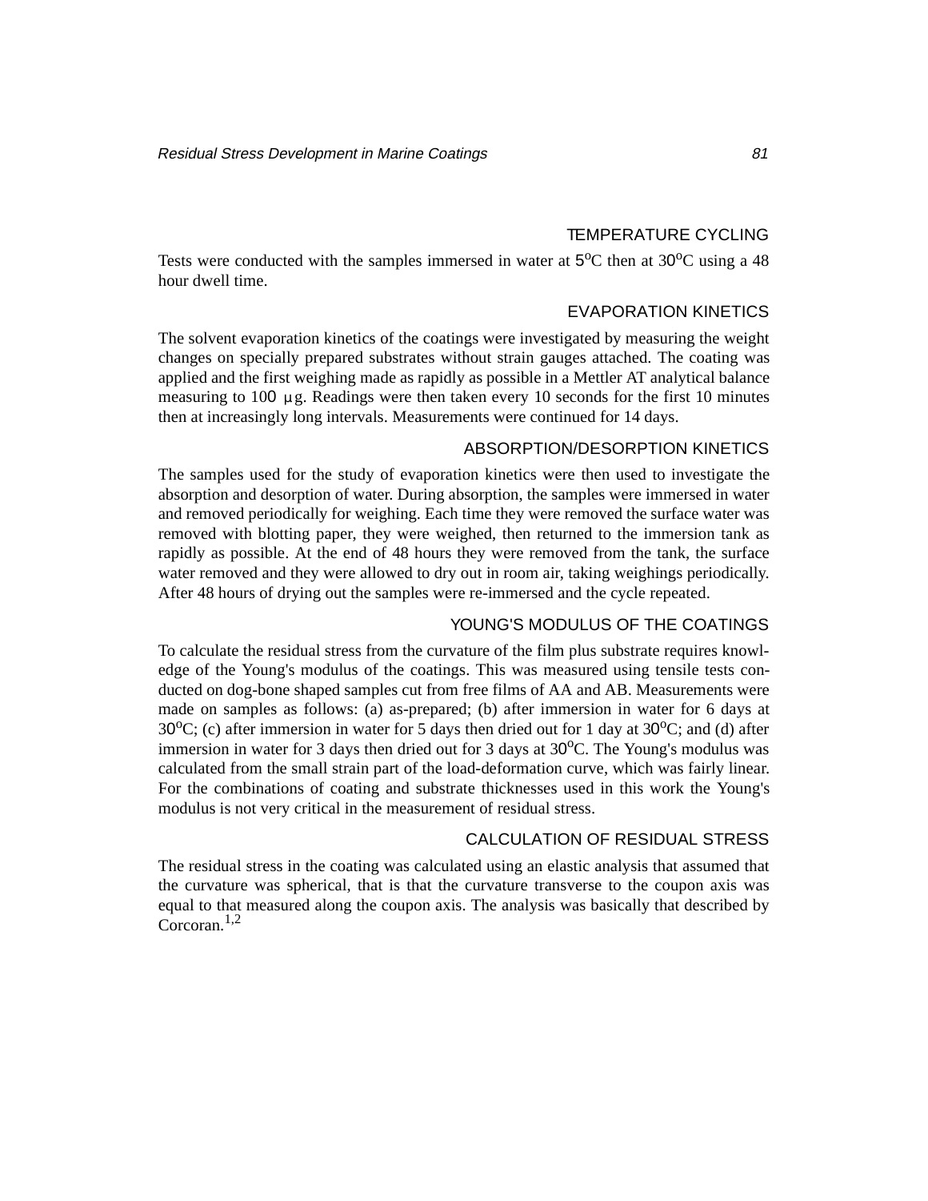## TEMPERATURE CYCLING

Tests were conducted with the samples immersed in water at 5°C then at 30°C using a 48 hour dwell time.

## EVAPORATION KINETICS

The solvent evaporation kinetics of the coatings were investigated by measuring the weight changes on specially prepared substrates without strain gauges attached. The coating was applied and the first weighing made as rapidly as possible in a Mettler AT analytical balance measuring to 100 μg. Readings were then taken every 10 seconds for the first 10 minutes then at increasingly long intervals. Measurements were continued for 14 days.

## ABSORPTION/DESORPTION KINETICS

The samples used for the study of evaporation kinetics were then used to investigate the absorption and desorption of water. During absorption, the samples were immersed in water and removed periodically for weighing. Each time they were removed the surface water was removed with blotting paper, they were weighed, then returned to the immersion tank as rapidly as possible. At the end of 48 hours they were removed from the tank, the surface water removed and they were allowed to dry out in room air, taking weighings periodically. After 48 hours of drying out the samples were re-immersed and the cycle repeated.

## YOUNG'S MODULUS OF THE COATINGS

To calculate the residual stress from the curvature of the film plus substrate requires knowledge of the Young's modulus of the coatings. This was measured using tensile tests conducted on dog-bone shaped samples cut from free films of AA and AB. Measurements were made on samples as follows: (a) as-prepared; (b) after immersion in water for 6 days at 30°C; (c) after immersion in water for 5 days then dried out for 1 day at 30°C; and (d) after immersion in water for 3 days then dried out for 3 days at 30°C. The Young's modulus was calculated from the small strain part of the load-deformation curve, which was fairly linear. For the combinations of coating and substrate thicknesses used in this work the Young's modulus is not very critical in the measurement of residual stress.

## CALCULATION OF RESIDUAL STRESS

The residual stress in the coating was calculated using an elastic analysis that assumed that the curvature was spherical, that is that the curvature transverse to the coupon axis was equal to that measured along the coupon axis. The analysis was basically that described by Corcoran.[1,2]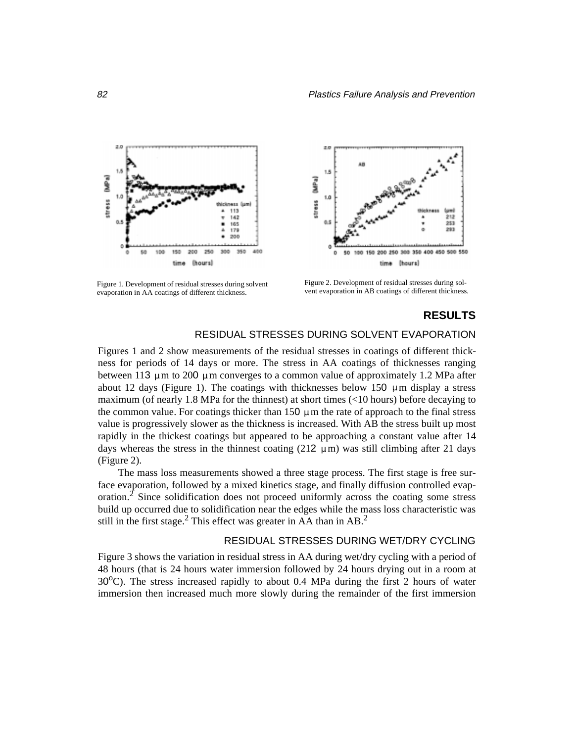2.0

1.5

stress (MPa)

1.0

0.5

0

0 50 100 150 200 250 300 350 400

time (hours)

thickness (μm)

113

142

165

179

200

Figure 1. Development of residual stresses during solvent evaporation in AA coatings of different thickness.

2.0

AB

1.5

stress (MPa)

1.0

0.5

0

0 50 100 150 200 250 300 350 400 450 500 550

time (hours)

thickness (μm)

212

253

293

Figure 2. Development of residual stresses during solvent evaporation in AB coatings of different thickness.

## RESULTS

### RESIDUAL STRESSES DURING SOLVENT EVAPORATION

Figures 1 and 2 show measurements of the residual stresses in coatings of different thickness for periods of 14 days or more. The stress in AA coatings of thicknesses ranging between 113 μm to 200 μm converges to a common value of approximately 1.2 MPa after about 12 days (Figure 1). The coatings with thicknesses below 150 μm display a stress maximum (of nearly 1.8 MPa for the thinnest) at short times (<10 hours) before decaying to the common value. For coatings thicker than 150 μm the rate of approach to the final stress value is progressively slower as the thickness is increased. With AB the stress built up most rapidly in the thickest coatings but appeared to be approaching a constant value after 14 days whereas the stress in the thinnest coating (212 μm) was still climbing after 21 days (Figure 2).

The mass loss measurements showed a three stage process. The first stage is free surface evaporation, followed by a mixed kinetics stage, and finally diffusion controlled evaporation.[2] Since solidification does not proceed uniformly across the coating some stress build up occurred due to solidification near the edges while the mass loss characteristic was still in the first stage.[2] This effect was greater in AA than in AB.[2]

### RESIDUAL STRESSES DURING WET/DRY CYCLING

Figure 3 shows the variation in residual stress in AA during wet/dry cycling with a period of 48 hours (that is 24 hours water immersion followed by 24 hours drying out in a room at 30°C). The stress increased rapidly to about 0.4 MPa during the first 2 hours of water immersion then increased much more slowly during the remainder of the first immersion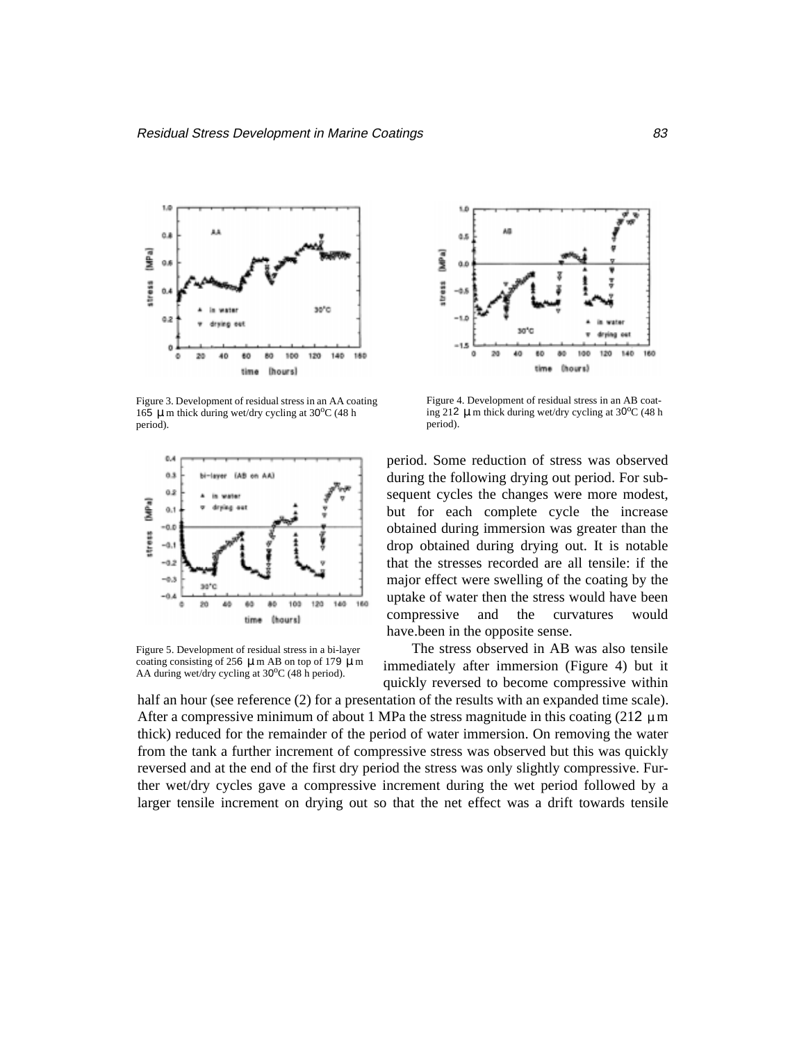1.0
AA
0.8
0.6
stress (MPa)
0.4
in water
30°C
0.2
drying out
0
0 20 40 60 80 100 120 140 160
time (hours)

Figure 3. Development of residual stress in an AA coating 165 μm thick during wet/dry cycling at 30°C (48 h period).

1.0
AB
0.5
0.0
stress (MPa)
-0.5
-1.0
30°C
in water
drying out
-1.5
0 20 40 60 80 100 120 140 160
time (hours)

Figure 4. Development of residual stress in an AB coating 212 μm thick during wet/dry cycling at 30°C (48 h period).

0.4
0.3
bi-layer (AB on AA)
0.2
in water
0.1
drying out
-0.0
-0.1
stress (MPa)
-0.2
-0.3
30°C
-0.4
0 20 40 60 80 100 120 140 160
time (hours)

Figure 5. Development of residual stress in a bi-layer coating consisting of 256 μm AB on top of 179 μm AA during wet/dry cycling at 30°C (48 h period).

period. Some reduction of stress was observed during the following drying out period. For subsequent cycles the changes were more modest, but for each complete cycle the increase obtained during immersion was greater than the drop obtained during drying out. It is notable that the stresses recorded are all tensile: if the major effect were swelling of the coating by the uptake of water then the stress would have been compressive and the curvatures would have.been in the opposite sense.

The stress observed in AB was also tensile immediately after immersion (Figure 4) but it quickly reversed to become compressive within half an hour (see reference (2) for a presentation of the results with an expanded time scale). After a compressive minimum of about 1 MPa the stress magnitude in this coating (212 μm thick) reduced for the remainder of the period of water immersion. On removing the water from the tank a further increment of compressive stress was observed but this was quickly reversed and at the end of the first dry period the stress was only slightly compressive. Further wet/dry cycles gave a compressive increment during the wet period followed by a larger tensile increment on drying out so that the net effect was a drift towards tensile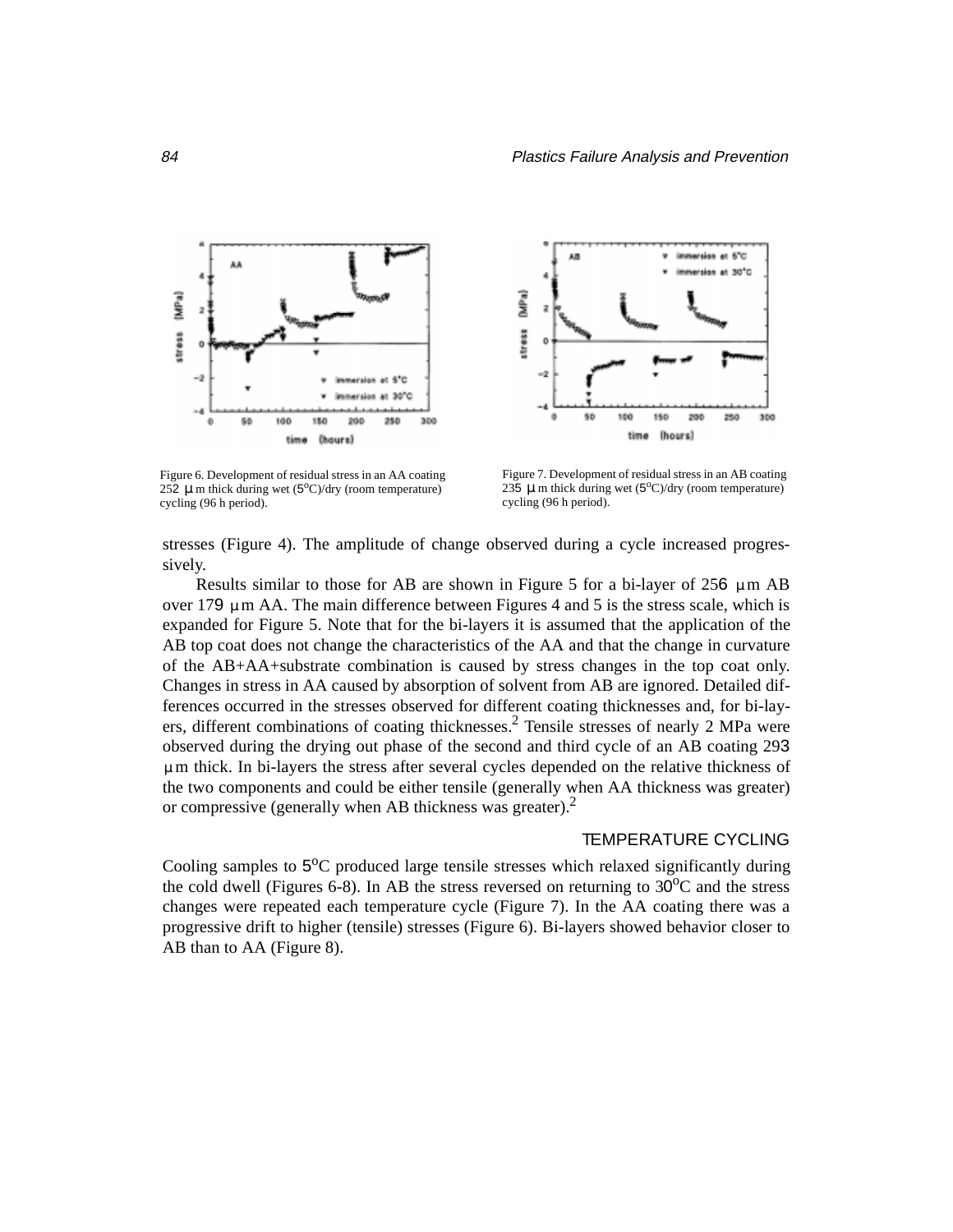AA

stress (MPa)

4

2

0

−2

−4

0 50 100 150 200 250 300

time (hours)

immersion at 5°C

immersion at 30°C

Figure 6. Development of residual stress in an AA coating 252 μm thick during wet (5°C)/dry (room temperature) cycling (96 h period).

AB

immersion at 5°C

immersion at 30°C

stress (MPa)

4

2

0

−2

−4

0 50 100 150 200 250 300

time (hours)

Figure 7. Development of residual stress in an AB coating 235 μm thick during wet (5°C)/dry (room temperature) cycling (96 h period).

stresses (Figure 4). The amplitude of change observed during a cycle increased progressively.

Results similar to those for AB are shown in Figure 5 for a bi-layer of 256 μm AB over 179 μm AA. The main difference between Figures 4 and 5 is the stress scale, which is expanded for Figure 5. Note that for the bi-layers it is assumed that the application of the AB top coat does not change the characteristics of the AA and that the change in curvature of the AB+AA+substrate combination is caused by stress changes in the top coat only. Changes in stress in AA caused by absorption of solvent from AB are ignored. Detailed differences occurred in the stresses observed for different coating thicknesses and, for bi-layers, different combinations of coating thicknesses.[2] Tensile stresses of nearly 2 MPa were observed during the drying out phase of the second and third cycle of an AB coating 293 μm thick. In bi-layers the stress after several cycles depended on the relative thickness of the two components and could be either tensile (generally when AA thickness was greater) or compressive (generally when AB thickness was greater).[2]

## TEMPERATURE CYCLING

Cooling samples to 5°C produced large tensile stresses which relaxed significantly during the cold dwell (Figures 6-8). In AB the stress reversed on returning to 30°C and the stress changes were repeated each temperature cycle (Figure 7). In the AA coating there was a progressive drift to higher (tensile) stresses (Figure 6). Bi-layers showed behavior closer to AB than to AA (Figure 8).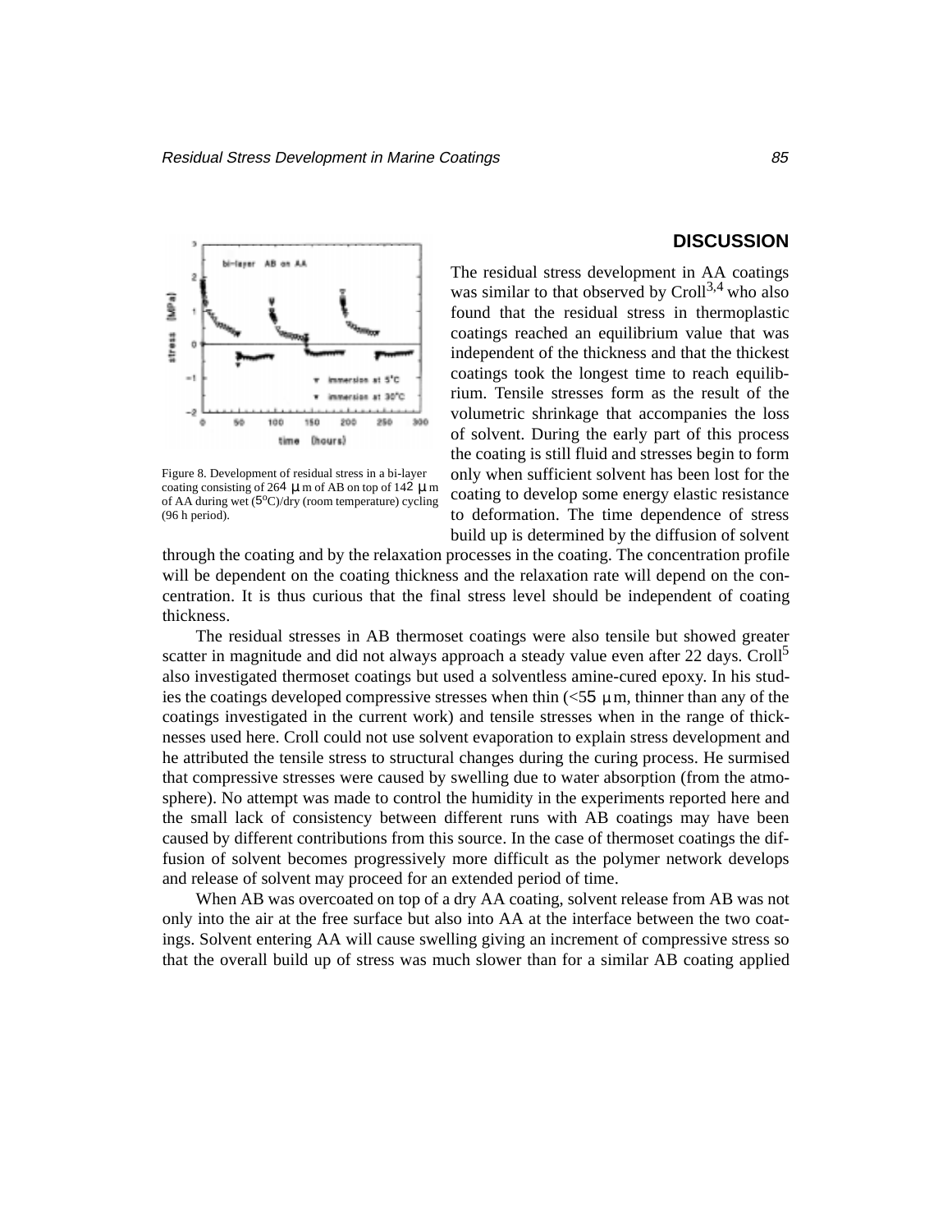bi-layer AB on AA

stress (MPa)

3
2
1
0
−1
−2

0 50 100 150 200 250 300

time (hours)

immersion at 5°C
immersion at 30°C

Figure 8. Development of residual stress in a bi-layer coating consisting of 264 μm of AB on top of 142 μm of AA during wet (5°C)/dry (room temperature) cycling (96 h period).

## DISCUSSION

The residual stress development in AA coatings was similar to that observed by Croll[3,4] who also found that the residual stress in thermoplastic coatings reached an equilibrium value that was independent of the thickness and that the thickest coatings took the longest time to reach equilibrium. Tensile stresses form as the result of the volumetric shrinkage that accompanies the loss of solvent. During the early part of this process the coating is still fluid and stresses begin to form only when sufficient solvent has been lost for the coating to develop some energy elastic resistance to deformation. The time dependence of stress build up is determined by the diffusion of solvent through the coating and by the relaxation processes in the coating. The concentration profile will be dependent on the coating thickness and the relaxation rate will depend on the concentration. It is thus curious that the final stress level should be independent of coating thickness.

The residual stresses in AB thermoset coatings were also tensile but showed greater scatter in magnitude and did not always approach a steady value even after 22 days. Croll[5] also investigated thermoset coatings but used a solventless amine-cured epoxy. In his studies the coatings developed compressive stresses when thin (<55 μm, thinner than any of the coatings investigated in the current work) and tensile stresses when in the range of thicknesses used here. Croll could not use solvent evaporation to explain stress development and he attributed the tensile stress to structural changes during the curing process. He surmised that compressive stresses were caused by swelling due to water absorption (from the atmosphere). No attempt was made to control the humidity in the experiments reported here and the small lack of consistency between different runs with AB coatings may have been caused by different contributions from this source. In the case of thermoset coatings the diffusion of solvent becomes progressively more difficult as the polymer network develops and release of solvent may proceed for an extended period of time.

When AB was overcoated on top of a dry AA coating, solvent release from AB was not only into the air at the free surface but also into AA at the interface between the two coatings. Solvent entering AA will cause swelling giving an increment of compressive stress so that the overall build up of stress was much slower than for a similar AB coating applied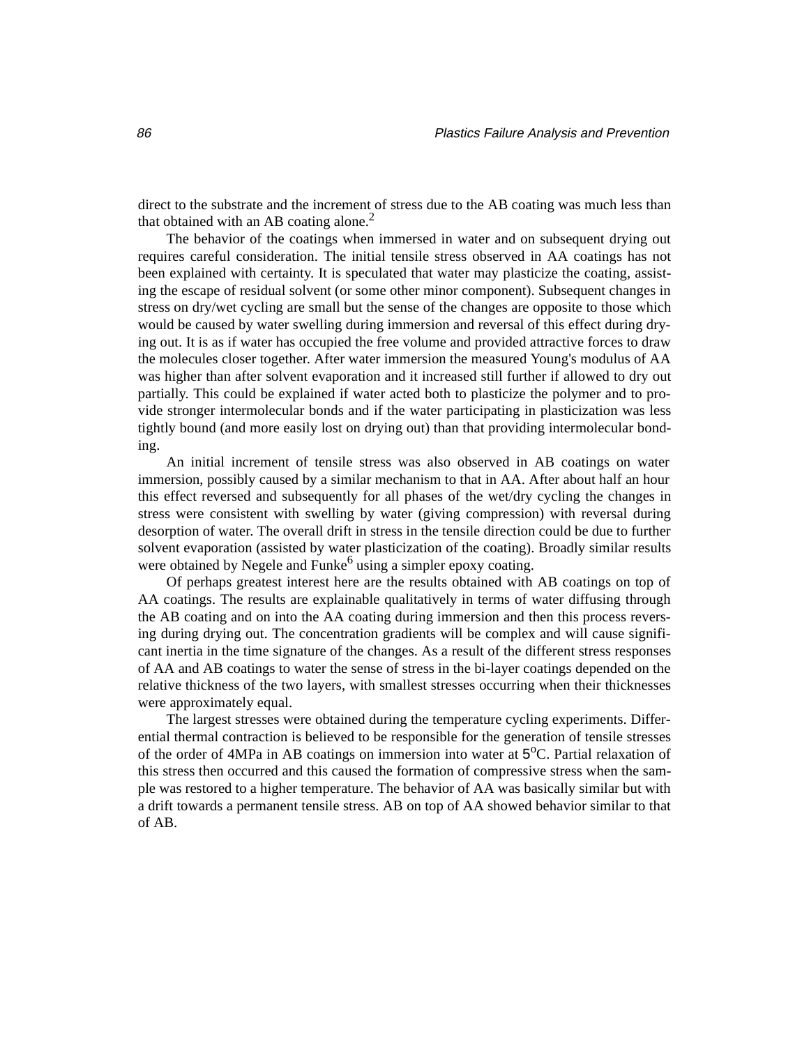direct to the substrate and the increment of stress due to the AB coating was much less than that obtained with an AB coating alone.[2]

The behavior of the coatings when immersed in water and on subsequent drying out requires careful consideration. The initial tensile stress observed in AA coatings has not been explained with certainty. It is speculated that water may plasticize the coating, assisting the escape of residual solvent (or some other minor component). Subsequent changes in stress on dry/wet cycling are small but the sense of the changes are opposite to those which would be caused by water swelling during immersion and reversal of this effect during drying out. It is as if water has occupied the free volume and provided attractive forces to draw the molecules closer together. After water immersion the measured Young's modulus of AA was higher than after solvent evaporation and it increased still further if allowed to dry out partially. This could be explained if water acted both to plasticize the polymer and to provide stronger intermolecular bonds and if the water participating in plasticization was less tightly bound (and more easily lost on drying out) than that providing intermolecular bonding.

An initial increment of tensile stress was also observed in AB coatings on water immersion, possibly caused by a similar mechanism to that in AA. After about half an hour this effect reversed and subsequently for all phases of the wet/dry cycling the changes in stress were consistent with swelling by water (giving compression) with reversal during desorption of water. The overall drift in stress in the tensile direction could be due to further solvent evaporation (assisted by water plasticization of the coating). Broadly similar results were obtained by Negele and Funke[6] using a simpler epoxy coating.

Of perhaps greatest interest here are the results obtained with AB coatings on top of AA coatings. The results are explainable qualitatively in terms of water diffusing through the AB coating and on into the AA coating during immersion and then this process reversing during drying out. The concentration gradients will be complex and will cause significant inertia in the time signature of the changes. As a result of the different stress responses of AA and AB coatings to water the sense of stress in the bi-layer coatings depended on the relative thickness of the two layers, with smallest stresses occurring when their thicknesses were approximately equal.

The largest stresses were obtained during the temperature cycling experiments. Differential thermal contraction is believed to be responsible for the generation of tensile stresses of the order of 4MPa in AB coatings on immersion into water at 5$^{o}$C. Partial relaxation of this stress then occurred and this caused the formation of compressive stress when the sample was restored to a higher temperature. The behavior of AA was basically similar but with a drift towards a permanent tensile stress. AB on top of AA showed behavior similar to that of AB.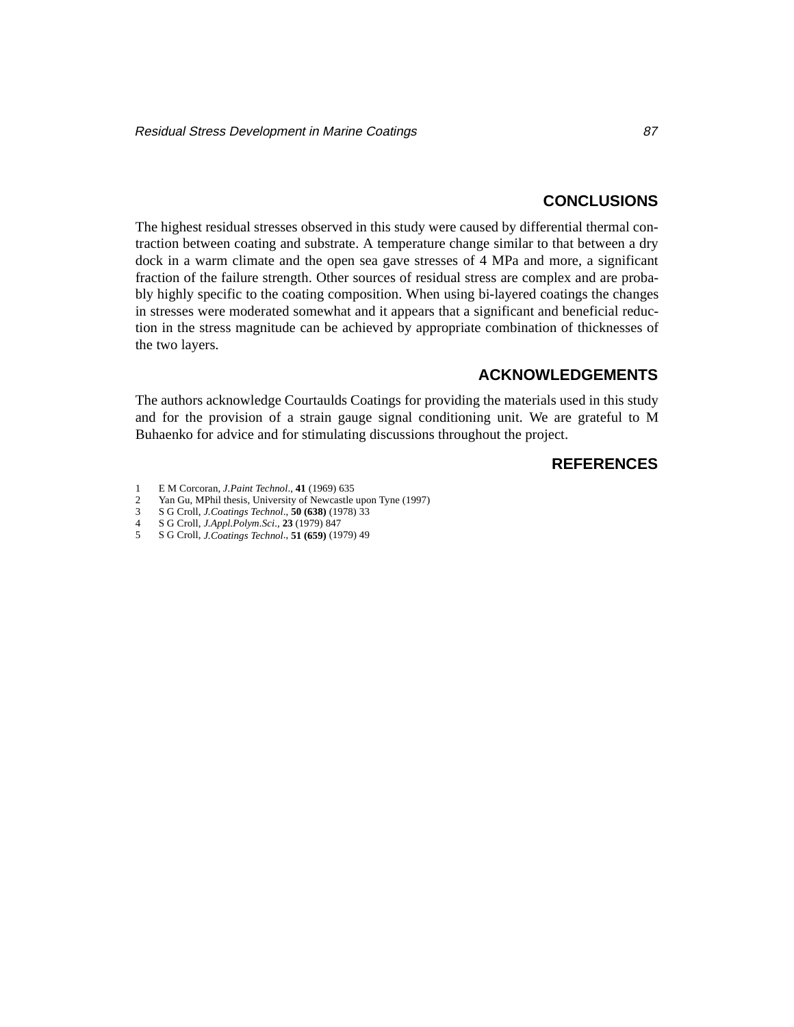## CONCLUSIONS

The highest residual stresses observed in this study were caused by differential thermal contraction between coating and substrate. A temperature change similar to that between a dry dock in a warm climate and the open sea gave stresses of 4 MPa and more, a significant fraction of the failure strength. Other sources of residual stress are complex and are probably highly specific to the coating composition. When using bi-layered coatings the changes in stresses were moderated somewhat and it appears that a significant and beneficial reduction in the stress magnitude can be achieved by appropriate combination of thicknesses of the two layers.

## ACKNOWLEDGEMENTS

The authors acknowledge Courtaulds Coatings for providing the materials used in this study and for the provision of a strain gauge signal conditioning unit. We are grateful to M Buhaenko for advice and for stimulating discussions throughout the project.

## REFERENCES

1 E M Corcoran, *J.Paint Technol.*, **41** (1969) 635
2 Yan Gu, MPhil thesis, University of Newcastle upon Tyne (1997)
3 S G Croll, *J.Coatings Technol.*, **50 (638)** (1978) 33
4 S G Croll, *J.Appl.Polym.Sci.*, **23** (1979) 847
5 S G Croll, *J.Coatings Technol.*, **51 (659)** (1979) 49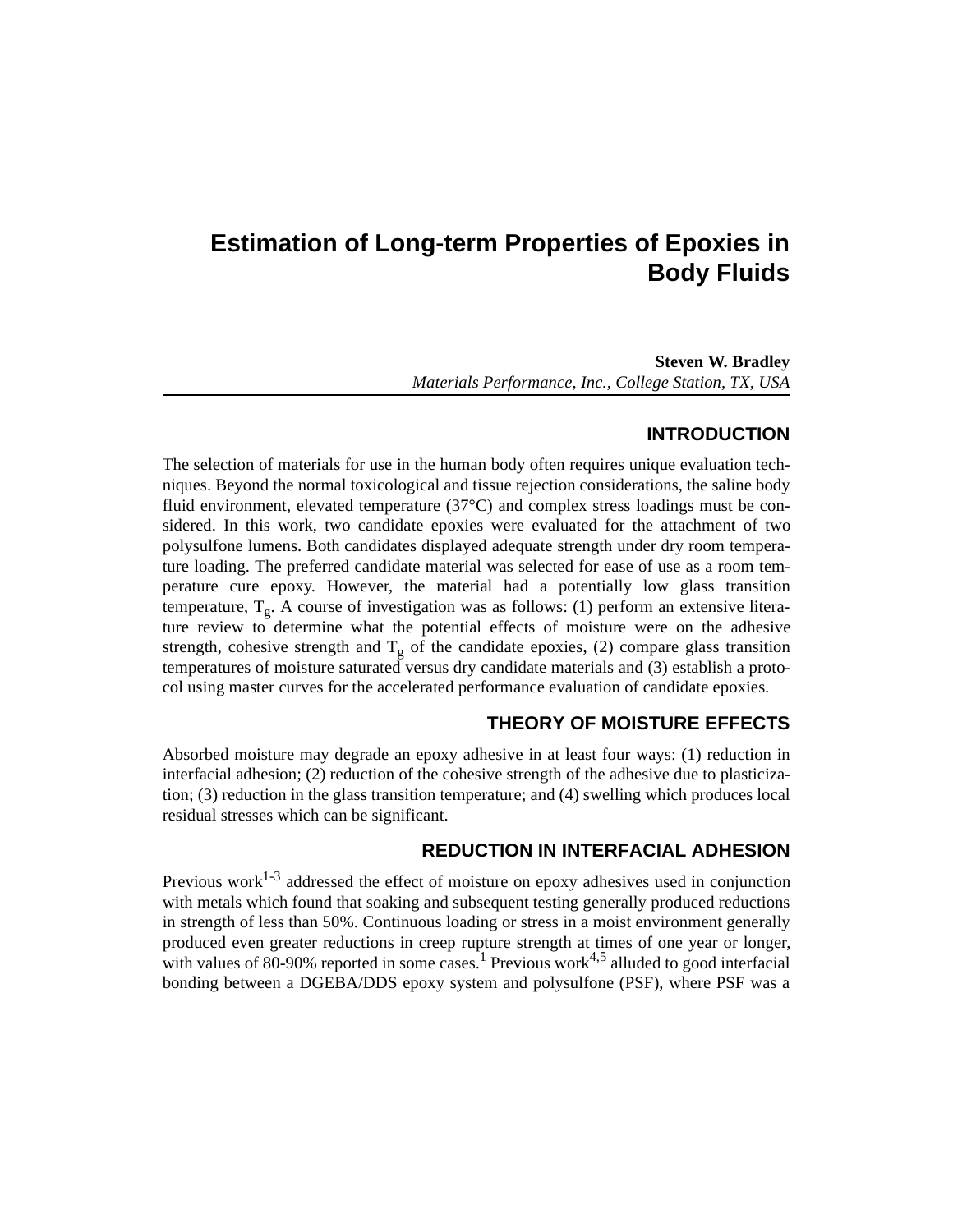# Estimation of Long-term Properties of Epoxies in Body Fluids

**Steven W. Bradley**
*Materials Performance, Inc., College Station, TX, USA*

## INTRODUCTION

The selection of materials for use in the human body often requires unique evaluation techniques. Beyond the normal toxicological and tissue rejection considerations, the saline body fluid environment, elevated temperature (37°C) and complex stress loadings must be considered. In this work, two candidate epoxies were evaluated for the attachment of two polysulfone lumens. Both candidates displayed adequate strength under dry room temperature loading. The preferred candidate material was selected for ease of use as a room temperature cure epoxy. However, the material had a potentially low glass transition temperature, $T_g$. A course of investigation was as follows: (1) perform an extensive literature review to determine what the potential effects of moisture were on the adhesive strength, cohesive strength and $T_g$ of the candidate epoxies, (2) compare glass transition temperatures of moisture saturated versus dry candidate materials and (3) establish a protocol using master curves for the accelerated performance evaluation of candidate epoxies.

## THEORY OF MOISTURE EFFECTS

Absorbed moisture may degrade an epoxy adhesive in at least four ways: (1) reduction in interfacial adhesion; (2) reduction of the cohesive strength of the adhesive due to plasticization; (3) reduction in the glass transition temperature; and (4) swelling which produces local residual stresses which can be significant.

## REDUCTION IN INTERFACIAL ADHESION

Previous work[1-3] addressed the effect of moisture on epoxy adhesives used in conjunction with metals which found that soaking and subsequent testing generally produced reductions in strength of less than 50%. Continuous loading or stress in a moist environment generally produced even greater reductions in creep rupture strength at times of one year or longer, with values of 80-90% reported in some cases.[1] Previous work[4,5] alluded to good interfacial bonding between a DGEBA/DDS epoxy system and polysulfone (PSF), where PSF was a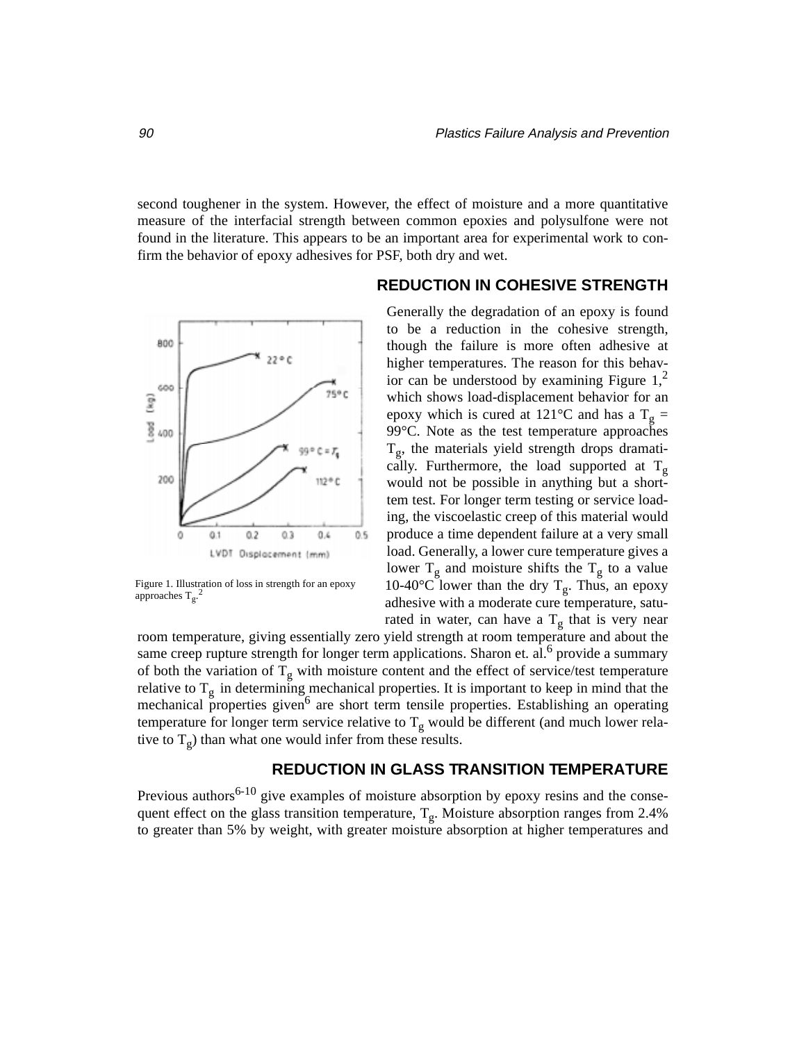second toughener in the system. However, the effect of moisture and a more quantitative measure of the interfacial strength between common epoxies and polysulfone were not found in the literature. This appears to be an important area for experimental work to confirm the behavior of epoxy adhesives for PSF, both dry and wet.

## REDUCTION IN COHESIVE STRENGTH

800
600
400
200
Load (kg)
0
0.1
0.2
0.3
0.4
0.5
LVDT Displacement (mm)
22 °C
75 °C
99 °C = $T_g$
112 °C

Figure 1. Illustration of loss in strength for an epoxy approaches $T_g$.[2]

Generally the degradation of an epoxy is found to be a reduction in the cohesive strength, though the failure is more often adhesive at higher temperatures. The reason for this behavior can be understood by examining Figure 1,[2] which shows load-displacement behavior for an epoxy which is cured at 121°C and has a $T_g$ = 99°C. Note as the test temperature approaches $T_g$, the materials yield strength drops dramatically. Furthermore, the load supported at $T_g$ would not be possible in anything but a short-tem test. For longer term testing or service loading, the viscoelastic creep of this material would produce a time dependent failure at a very small load. Generally, a lower cure temperature gives a lower $T_g$ and moisture shifts the $T_g$ to a value 10-40°C lower than the dry $T_g$. Thus, an epoxy adhesive with a moderate cure temperature, saturated in water, can have a $T_g$ that is very near room temperature, giving essentially zero yield strength at room temperature and about the same creep rupture strength for longer term applications. Sharon et. al.[6] provide a summary of both the variation of $T_g$ with moisture content and the effect of service/test temperature relative to $T_g$ in determining mechanical properties. It is important to keep in mind that the mechanical properties given[6] are short term tensile properties. Establishing an operating temperature for longer term service relative to $T_g$ would be different (and much lower relative to $T_g$) than what one would infer from these results.

## REDUCTION IN GLASS TRANSITION TEMPERATURE

Previous authors[6-10] give examples of moisture absorption by epoxy resins and the consequent effect on the glass transition temperature, $T_g$. Moisture absorption ranges from 2.4% to greater than 5% by weight, with greater moisture absorption at higher temperatures and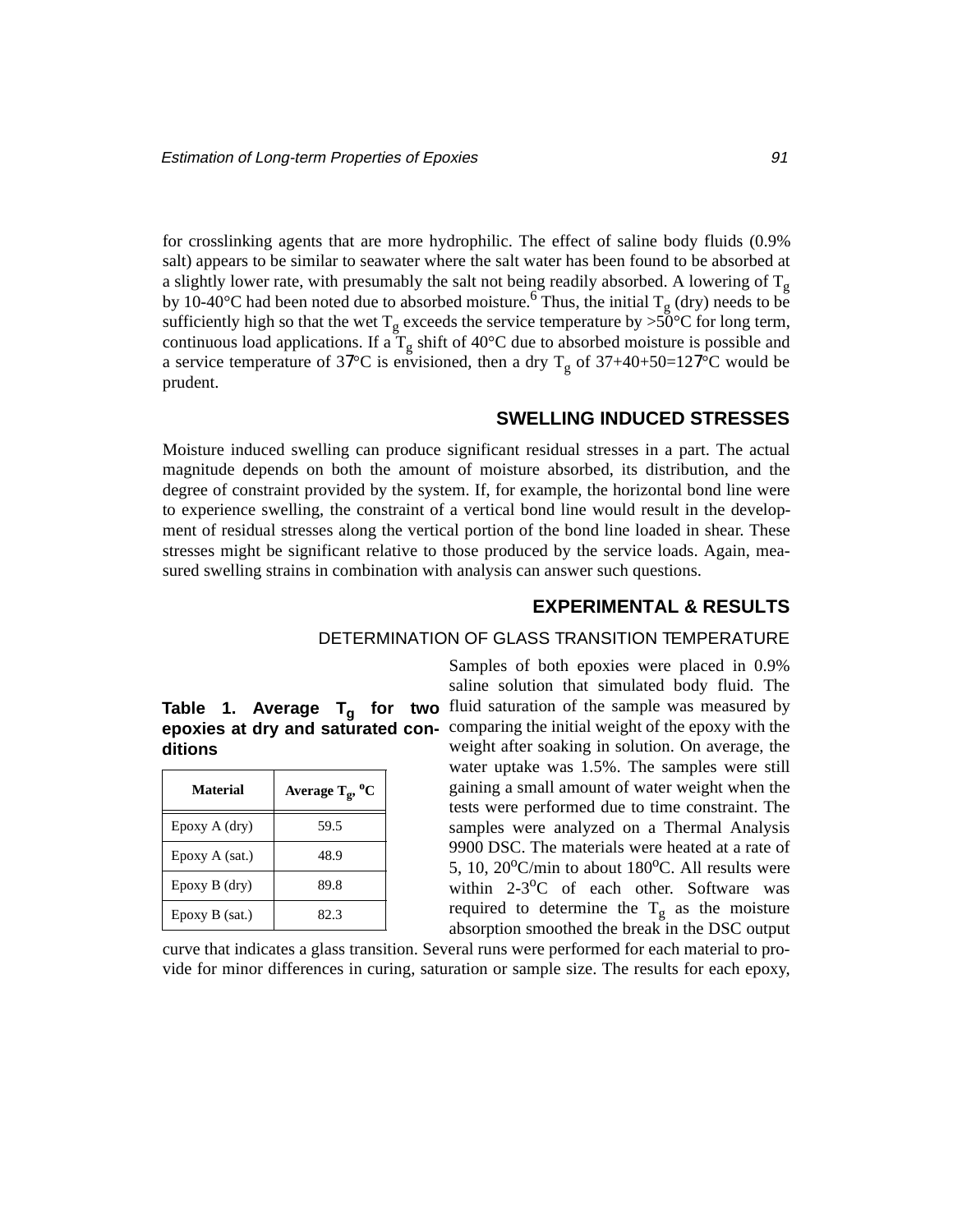for crosslinking agents that are more hydrophilic. The effect of saline body fluids (0.9% salt) appears to be similar to seawater where the salt water has been found to be absorbed at a slightly lower rate, with presumably the salt not being readily absorbed. A lowering of $T_g$ by 10-40°C had been noted due to absorbed moisture.[6] Thus, the initial $T_g$ (dry) needs to be sufficiently high so that the wet $T_g$ exceeds the service temperature by >50°C for long term, continuous load applications. If a $T_g$ shift of 40°C due to absorbed moisture is possible and a service temperature of 37°C is envisioned, then a dry $T_g$ of 37+40+50=127°C would be prudent.

## SWELLING INDUCED STRESSES

Moisture induced swelling can produce significant residual stresses in a part. The actual magnitude depends on both the amount of moisture absorbed, its distribution, and the degree of constraint provided by the system. If, for example, the horizontal bond line were to experience swelling, the constraint of a vertical bond line would result in the development of residual stresses along the vertical portion of the bond line loaded in shear. These stresses might be significant relative to those produced by the service loads. Again, measured swelling strains in combination with analysis can answer such questions.

## EXPERIMENTAL & RESULTS

### DETERMINATION OF GLASS TRANSITION TEMPERATURE

**Table 1. Average $T_g$ for two epoxies at dry and saturated conditions**

| Material | Average $T_g$, °C |
|---|---|
| Epoxy A (dry) | 59.5 |
| Epoxy A (sat.) | 48.9 |
| Epoxy B (dry) | 89.8 |
| Epoxy B (sat.) | 82.3 |

Samples of both epoxies were placed in 0.9% saline solution that simulated body fluid. The fluid saturation of the sample was measured by comparing the initial weight of the epoxy with the weight after soaking in solution. On average, the water uptake was 1.5%. The samples were still gaining a small amount of water weight when the tests were performed due to time constraint. The samples were analyzed on a Thermal Analysis 9900 DSC. The materials were heated at a rate of 5, 10, 20°C/min to about 180°C. All results were within 2-3°C of each other. Software was required to determine the $T_g$ as the moisture absorption smoothed the break in the DSC output curve that indicates a glass transition. Several runs were performed for each material to provide for minor differences in curing, saturation or sample size. The results for each epoxy,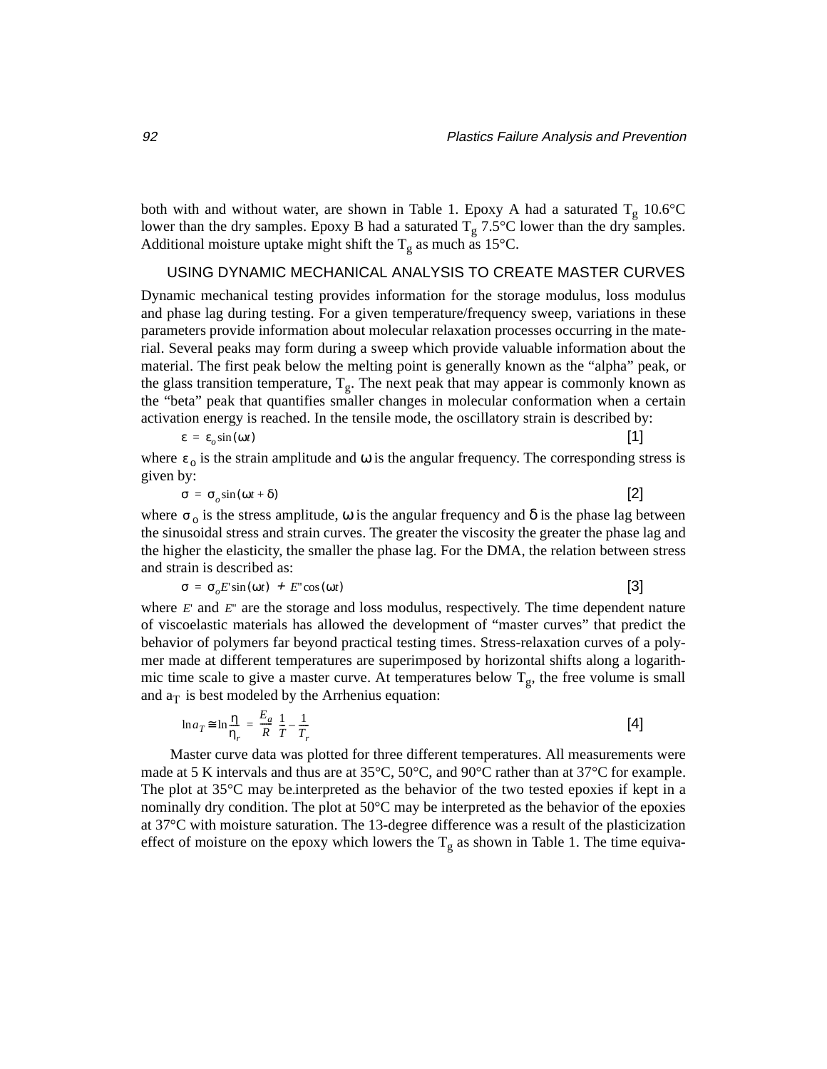both with and without water, are shown in Table 1. Epoxy A had a saturated $T_g$ 10.6°C lower than the dry samples. Epoxy B had a saturated $T_g$ 7.5°C lower than the dry samples. Additional moisture uptake might shift the $T_g$ as much as 15°C.

## USING DYNAMIC MECHANICAL ANALYSIS TO CREATE MASTER CURVES

Dynamic mechanical testing provides information for the storage modulus, loss modulus and phase lag during testing. For a given temperature/frequency sweep, variations in these parameters provide information about molecular relaxation processes occurring in the material. Several peaks may form during a sweep which provide valuable information about the material. The first peak below the melting point is generally known as the "alpha" peak, or the glass transition temperature, $T_g$. The next peak that may appear is commonly known as the "beta" peak that quantifies smaller changes in molecular conformation when a certain activation energy is reached. In the tensile mode, the oscillatory strain is described by:

$$\varepsilon = \varepsilon_o \sin(\omega t) \qquad [1]$$

where $\varepsilon_o$ is the strain amplitude and $\omega$ is the angular frequency. The corresponding stress is given by:

$$\sigma = \sigma_o \sin(\omega t + \delta) \qquad [2]$$

where $\sigma_o$ is the stress amplitude, $\omega$ is the angular frequency and $\delta$ is the phase lag between the sinusoidal stress and strain curves. The greater the viscosity the greater the phase lag and the higher the elasticity, the smaller the phase lag. For the DMA, the relation between stress and strain is described as:

$$\sigma = \sigma_o E' \sin(\omega t) + E'' \cos(\omega t) \qquad [3]$$

where $E'$ and $E''$ are the storage and loss modulus, respectively. The time dependent nature of viscoelastic materials has allowed the development of "master curves" that predict the behavior of polymers far beyond practical testing times. Stress-relaxation curves of a polymer made at different temperatures are superimposed by horizontal shifts along a logarithmic time scale to give a master curve. At temperatures below $T_g$, the free volume is small and $a_T$ is best modeled by the Arrhenius equation:

$$\ln a_T \cong \ln \frac{\eta}{\eta_r} = \frac{E_a}{R}\left(\frac{1}{T} - \frac{1}{T_r}\right) \qquad [4]$$

Master curve data was plotted for three different temperatures. All measurements were made at 5 K intervals and thus are at 35°C, 50°C, and 90°C rather than at 37°C for example. The plot at 35°C may be interpreted as the behavior of the two tested epoxies if kept in a nominally dry condition. The plot at 50°C may be interpreted as the behavior of the epoxies at 37°C with moisture saturation. The 13-degree difference was a result of the plasticization effect of moisture on the epoxy which lowers the $T_g$ as shown in Table 1. The time equiva-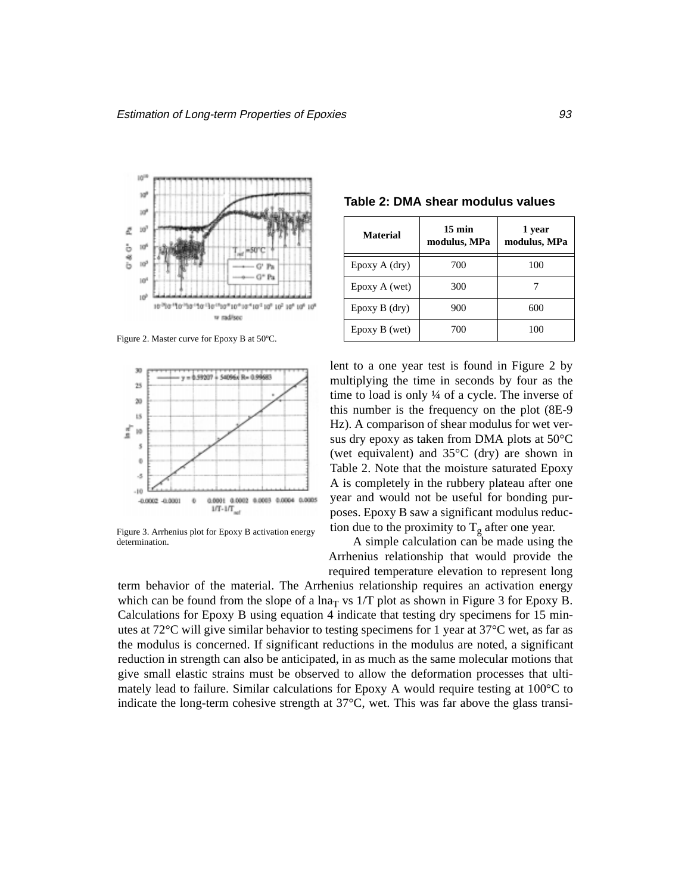Figure 2. Master curve for Epoxy B at 50ºC.

Figure 3. Arrhenius plot for Epoxy B activation energy determination.

**Table 2: DMA shear modulus values**

| Material | 15 min modulus, MPa | 1 year modulus, MPa |
|---|---|---|
| Epoxy A (dry) | 700 | 100 |
| Epoxy A (wet) | 300 | 7 |
| Epoxy B (dry) | 900 | 600 |
| Epoxy B (wet) | 700 | 100 |

lent to a one year test is found in Figure 2 by multiplying the time in seconds by four as the time to load is only ¼ of a cycle. The inverse of this number is the frequency on the plot (8E-9 Hz). A comparison of shear modulus for wet versus dry epoxy as taken from DMA plots at 50°C (wet equivalent) and 35°C (dry) are shown in Table 2. Note that the moisture saturated Epoxy A is completely in the rubbery plateau after one year and would not be useful for bonding purposes. Epoxy B saw a significant modulus reduction due to the proximity to $T_g$ after one year.

A simple calculation can be made using the Arrhenius relationship that would provide the required temperature elevation to represent long term behavior of the material. The Arrhenius relationship requires an activation energy which can be found from the slope of a $\ln a_T$ vs 1/T plot as shown in Figure 3 for Epoxy B. Calculations for Epoxy B using equation 4 indicate that testing dry specimens for 15 minutes at 72°C will give similar behavior to testing specimens for 1 year at 37°C wet, as far as the modulus is concerned. If significant reductions in the modulus are noted, a significant reduction in strength can also be anticipated, in as much as the same molecular motions that give small elastic strains must be observed to allow the deformation processes that ultimately lead to failure. Similar calculations for Epoxy A would require testing at 100°C to indicate the long-term cohesive strength at 37°C, wet. This was far above the glass transi-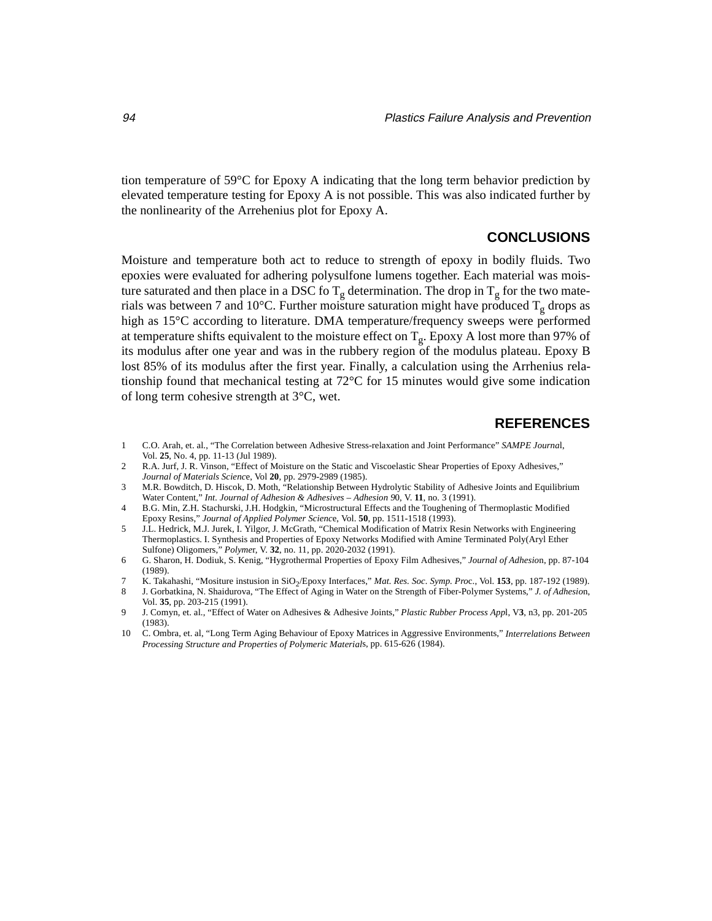tion temperature of 59°C for Epoxy A indicating that the long term behavior prediction by elevated temperature testing for Epoxy A is not possible. This was also indicated further by the nonlinearity of the Arrehenius plot for Epoxy A.

## CONCLUSIONS

Moisture and temperature both act to reduce to strength of epoxy in bodily fluids. Two epoxies were evaluated for adhering polysulfone lumens together. Each material was moisture saturated and then place in a DSC fo $T_g$ determination. The drop in $T_g$ for the two materials was between 7 and 10°C. Further moisture saturation might have produced $T_g$ drops as high as 15°C according to literature. DMA temperature/frequency sweeps were performed at temperature shifts equivalent to the moisture effect on $T_g$. Epoxy A lost more than 97% of its modulus after one year and was in the rubbery region of the modulus plateau. Epoxy B lost 85% of its modulus after the first year. Finally, a calculation using the Arrhenius relationship found that mechanical testing at 72°C for 15 minutes would give some indication of long term cohesive strength at 3°C, wet.

## REFERENCES

1. C.O. Arah, et. al., "The Correlation between Adhesive Stress-relaxation and Joint Performance" *SAMPE Journal*, Vol. **25**, No. 4, pp. 11-13 (Jul 1989).
2. R.A. Jurf, J. R. Vinson, "Effect of Moisture on the Static and Viscoelastic Shear Properties of Epoxy Adhesives," *Journal of Materials Science*, Vol **20**, pp. 2979-2989 (1985).
3. M.R. Bowditch, D. Hiscok, D. Moth, "Relationship Between Hydrolytic Stability of Adhesive Joints and Equilibrium Water Content," *Int. Journal of Adhesion & Adhesives – Adhesion 9*0, V. **11**, no. 3 (1991).
4. B.G. Min, Z.H. Stachurski, J.H. Hodgkin, "Microstructural Effects and the Toughening of Thermoplastic Modified Epoxy Resins," *Journal of Applied Polymer Science*, Vol. **50**, pp. 1511-1518 (1993).
5. J.L. Hedrick, M.J. Jurek, I. Yilgor, J. McGrath, "Chemical Modification of Matrix Resin Networks with Engineering Thermoplastics. I. Synthesis and Properties of Epoxy Networks Modified with Amine Terminated Poly(Aryl Ether Sulfone) Oligomers," *Polymer*, V. **32**, no. 11, pp. 2020-2032 (1991).
6. G. Sharon, H. Dodiuk, S. Kenig, "Hygrothermal Properties of Epoxy Film Adhesives," *Journal of Adhesion*, pp. 87-104 (1989).
7. K. Takahashi, "Mositure instusion in $SiO_2$/Epoxy Interfaces," *Mat. Res. Soc. Symp. Proc.*, Vol. **153**, pp. 187-192 (1989).
8. J. Gorbatkina, N. Shaidurova, "The Effect of Aging in Water on the Strength of Fiber-Polymer Systems," *J. of Adhesion*, Vol. **35**, pp. 203-215 (1991).
9. J. Comyn, et. al., "Effect of Water on Adhesives & Adhesive Joints," *Plastic Rubber Process Appl*, V**3**, n3, pp. 201-205 (1983).
10. C. Ombra, et. al, "Long Term Aging Behaviour of Epoxy Matrices in Aggressive Environments," *Interrelations Between Processing Structure and Properties of Polymeric Materials*, pp. 615-626 (1984).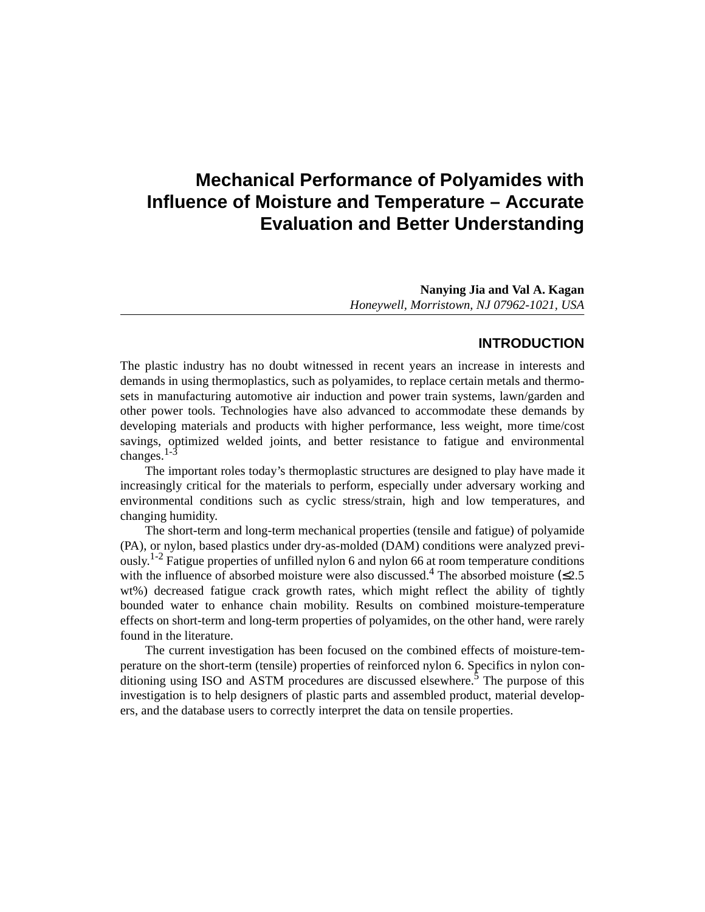# Mechanical Performance of Polyamides with Influence of Moisture and Temperature – Accurate Evaluation and Better Understanding

**Nanying Jia and Val A. Kagan**
*Honeywell, Morristown, NJ 07962-1021, USA*

## INTRODUCTION

The plastic industry has no doubt witnessed in recent years an increase in interests and demands in using thermoplastics, such as polyamides, to replace certain metals and thermosets in manufacturing automotive air induction and power train systems, lawn/garden and other power tools. Technologies have also advanced to accommodate these demands by developing materials and products with higher performance, less weight, more time/cost savings, optimized welded joints, and better resistance to fatigue and environmental changes.[1-3]

The important roles today's thermoplastic structures are designed to play have made it increasingly critical for the materials to perform, especially under adversary working and environmental conditions such as cyclic stress/strain, high and low temperatures, and changing humidity.

The short-term and long-term mechanical properties (tensile and fatigue) of polyamide (PA), or nylon, based plastics under dry-as-molded (DAM) conditions were analyzed previously.[1-2] Fatigue properties of unfilled nylon 6 and nylon 66 at room temperature conditions with the influence of absorbed moisture were also discussed.[4] The absorbed moisture ($\leq$2.5 wt%) decreased fatigue crack growth rates, which might reflect the ability of tightly bounded water to enhance chain mobility. Results on combined moisture-temperature effects on short-term and long-term properties of polyamides, on the other hand, were rarely found in the literature.

The current investigation has been focused on the combined effects of moisture-temperature on the short-term (tensile) properties of reinforced nylon 6. Specifics in nylon conditioning using ISO and ASTM procedures are discussed elsewhere.[5] The purpose of this investigation is to help designers of plastic parts and assembled product, material developers, and the database users to correctly interpret the data on tensile properties.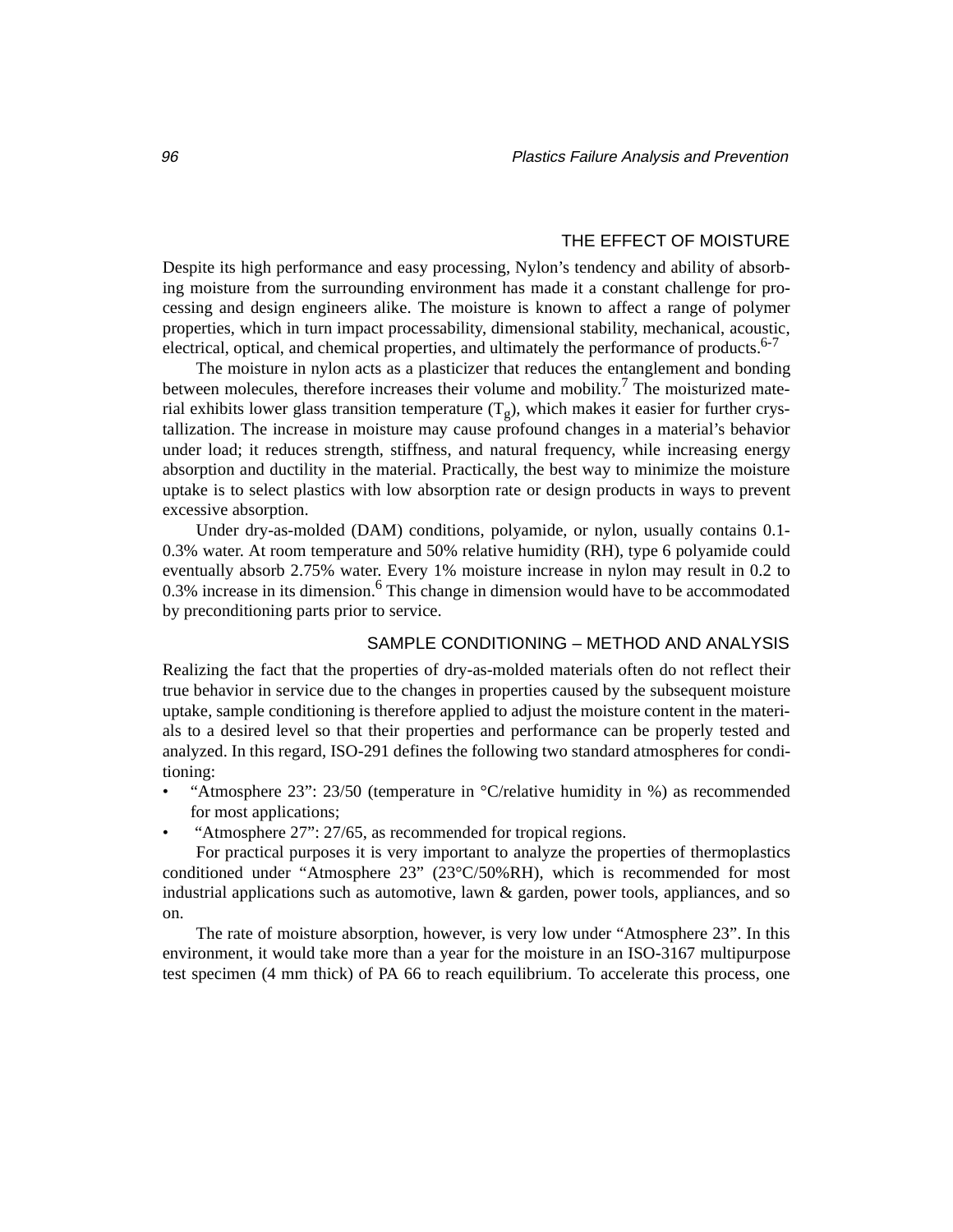## THE EFFECT OF MOISTURE

Despite its high performance and easy processing, Nylon's tendency and ability of absorbing moisture from the surrounding environment has made it a constant challenge for processing and design engineers alike. The moisture is known to affect a range of polymer properties, which in turn impact processability, dimensional stability, mechanical, acoustic, electrical, optical, and chemical properties, and ultimately the performance of products.[6-7]

The moisture in nylon acts as a plasticizer that reduces the entanglement and bonding between molecules, therefore increases their volume and mobility.[7] The moisturized material exhibits lower glass transition temperature ($T_g$), which makes it easier for further crystallization. The increase in moisture may cause profound changes in a material's behavior under load; it reduces strength, stiffness, and natural frequency, while increasing energy absorption and ductility in the material. Practically, the best way to minimize the moisture uptake is to select plastics with low absorption rate or design products in ways to prevent excessive absorption.

Under dry-as-molded (DAM) conditions, polyamide, or nylon, usually contains 0.1-0.3% water. At room temperature and 50% relative humidity (RH), type 6 polyamide could eventually absorb 2.75% water. Every 1% moisture increase in nylon may result in 0.2 to 0.3% increase in its dimension.[6] This change in dimension would have to be accommodated by preconditioning parts prior to service.

## SAMPLE CONDITIONING – METHOD AND ANALYSIS

Realizing the fact that the properties of dry-as-molded materials often do not reflect their true behavior in service due to the changes in properties caused by the subsequent moisture uptake, sample conditioning is therefore applied to adjust the moisture content in the materials to a desired level so that their properties and performance can be properly tested and analyzed. In this regard, ISO-291 defines the following two standard atmospheres for conditioning:

- "Atmosphere 23": 23/50 (temperature in °C/relative humidity in %) as recommended for most applications;
- "Atmosphere 27": 27/65, as recommended for tropical regions.

For practical purposes it is very important to analyze the properties of thermoplastics conditioned under "Atmosphere 23" (23°C/50%RH), which is recommended for most industrial applications such as automotive, lawn & garden, power tools, appliances, and so on.

The rate of moisture absorption, however, is very low under "Atmosphere 23". In this environment, it would take more than a year for the moisture in an ISO-3167 multipurpose test specimen (4 mm thick) of PA 66 to reach equilibrium. To accelerate this process, one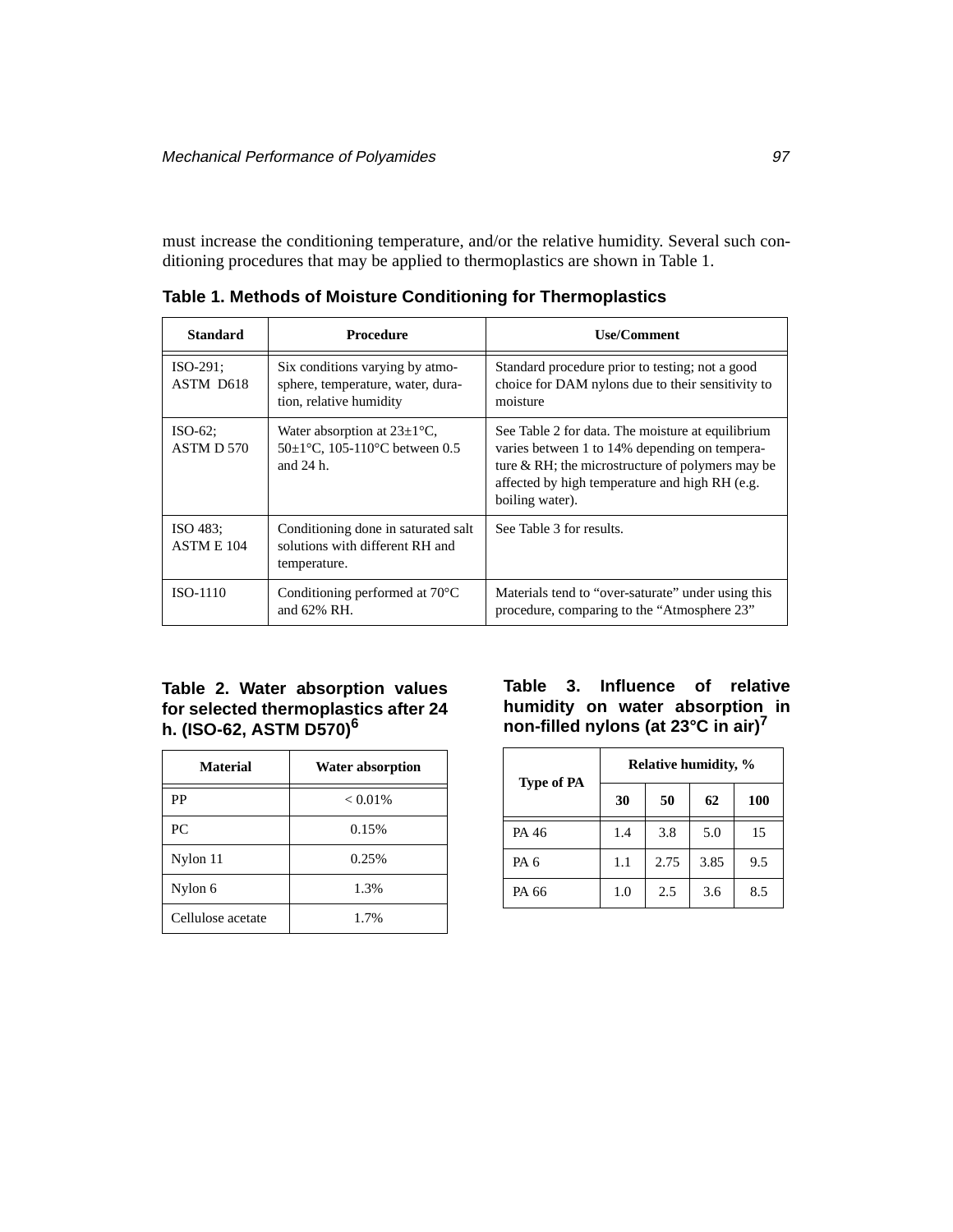must increase the conditioning temperature, and/or the relative humidity. Several such conditioning procedures that may be applied to thermoplastics are shown in Table 1.

**Table 1. Methods of Moisture Conditioning for Thermoplastics**

| Standard | Procedure | Use/Comment |
|---|---|---|
| ISO-291; ASTM D618 | Six conditions varying by atmosphere, temperature, water, duration, relative humidity | Standard procedure prior to testing; not a good choice for DAM nylons due to their sensitivity to moisture |
| ISO-62; ASTM D 570 | Water absorption at 23±1°C, 50±1°C, 105-110°C between 0.5 and 24 h. | See Table 2 for data. The moisture at equilibrium varies between 1 to 14% depending on temperature & RH; the microstructure of polymers may be affected by high temperature and high RH (e.g. boiling water). |
| ISO 483; ASTM E 104 | Conditioning done in saturated salt solutions with different RH and temperature. | See Table 3 for results. |
| ISO-1110 | Conditioning performed at 70°C and 62% RH. | Materials tend to "over-saturate" under using this procedure, comparing to the "Atmosphere 23" |

**Table 2. Water absorption values for selected thermoplastics after 24 h. (ISO-62, ASTM D570)[6]**

| Material | Water absorption |
|---|---|
| PP | < 0.01% |
| PC | 0.15% |
| Nylon 11 | 0.25% |
| Nylon 6 | 1.3% |
| Cellulose acetate | 1.7% |

**Table 3. Influence of relative humidity on water absorption in non-filled nylons (at 23°C in air)[7]**

| Type of PA | Relative humidity, % | | | |
|---|---|---|---|---|
| | 30 | 50 | 62 | 100 |
| PA 46 | 1.4 | 3.8 | 5.0 | 15 |
| PA 6 | 1.1 | 2.75 | 3.85 | 9.5 |
| PA 66 | 1.0 | 2.5 | 3.6 | 8.5 |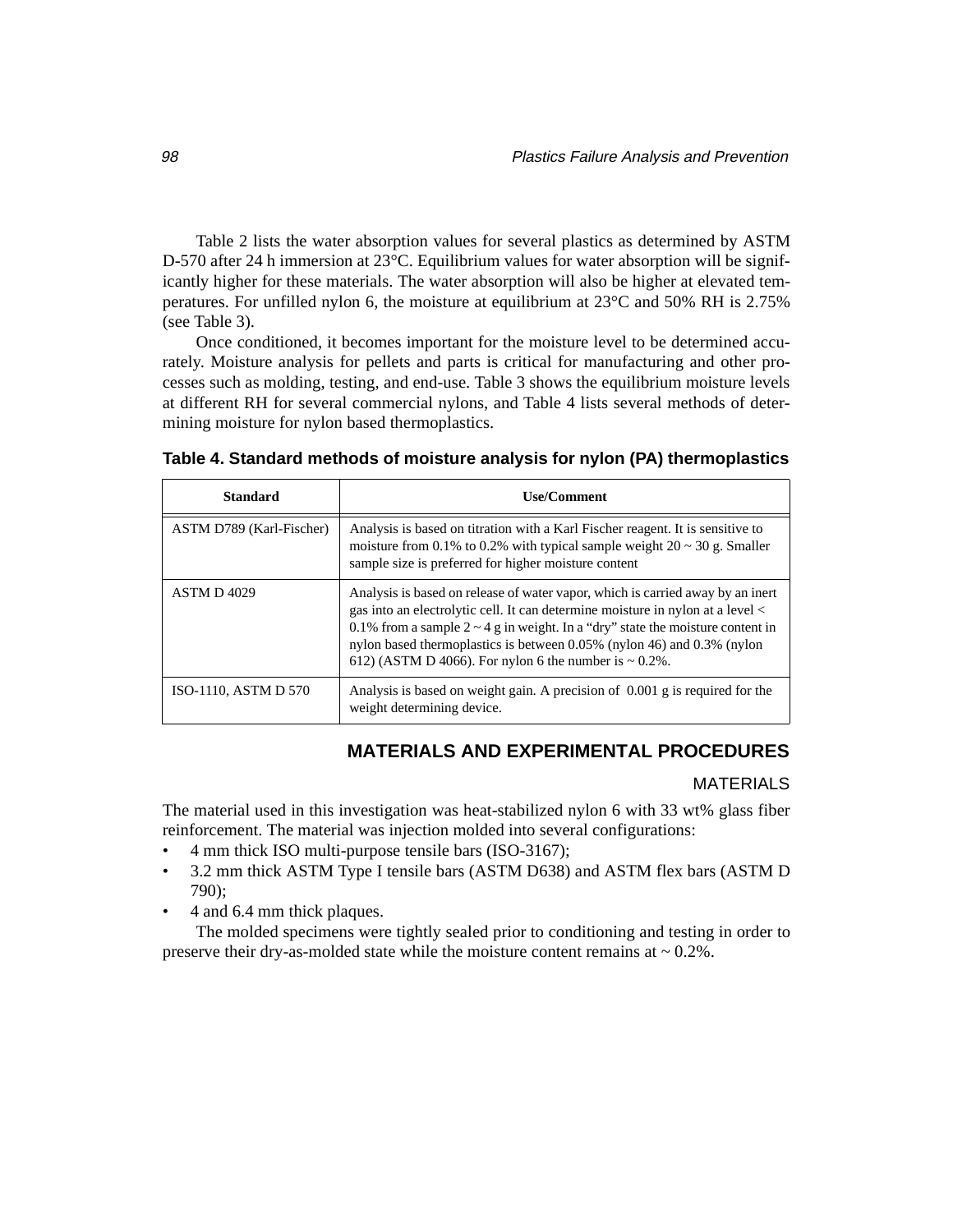Table 2 lists the water absorption values for several plastics as determined by ASTM D-570 after 24 h immersion at 23°C. Equilibrium values for water absorption will be significantly higher for these materials. The water absorption will also be higher at elevated temperatures. For unfilled nylon 6, the moisture at equilibrium at 23°C and 50% RH is 2.75% (see Table 3).

Once conditioned, it becomes important for the moisture level to be determined accurately. Moisture analysis for pellets and parts is critical for manufacturing and other processes such as molding, testing, and end-use. Table 3 shows the equilibrium moisture levels at different RH for several commercial nylons, and Table 4 lists several methods of determining moisture for nylon based thermoplastics.

**Table 4. Standard methods of moisture analysis for nylon (PA) thermoplastics**

| Standard | Use/Comment |
|---|---|
| ASTM D789 (Karl-Fischer) | Analysis is based on titration with a Karl Fischer reagent. It is sensitive to moisture from 0.1% to 0.2% with typical sample weight 20 ~ 30 g. Smaller sample size is preferred for higher moisture content |
| ASTM D 4029 | Analysis is based on release of water vapor, which is carried away by an inert gas into an electrolytic cell. It can determine moisture in nylon at a level < 0.1% from a sample 2 ~ 4 g in weight. In a "dry" state the moisture content in nylon based thermoplastics is between 0.05% (nylon 46) and 0.3% (nylon 612) (ASTM D 4066). For nylon 6 the number is ~ 0.2%. |
| ISO-1110, ASTM D 570 | Analysis is based on weight gain. A precision of 0.001 g is required for the weight determining device. |

## MATERIALS AND EXPERIMENTAL PROCEDURES

### MATERIALS

The material used in this investigation was heat-stabilized nylon 6 with 33 wt% glass fiber reinforcement. The material was injection molded into several configurations:

- 4 mm thick ISO multi-purpose tensile bars (ISO-3167);
- 3.2 mm thick ASTM Type I tensile bars (ASTM D638) and ASTM flex bars (ASTM D 790);
- 4 and 6.4 mm thick plaques.

The molded specimens were tightly sealed prior to conditioning and testing in order to preserve their dry-as-molded state while the moisture content remains at ~ 0.2%.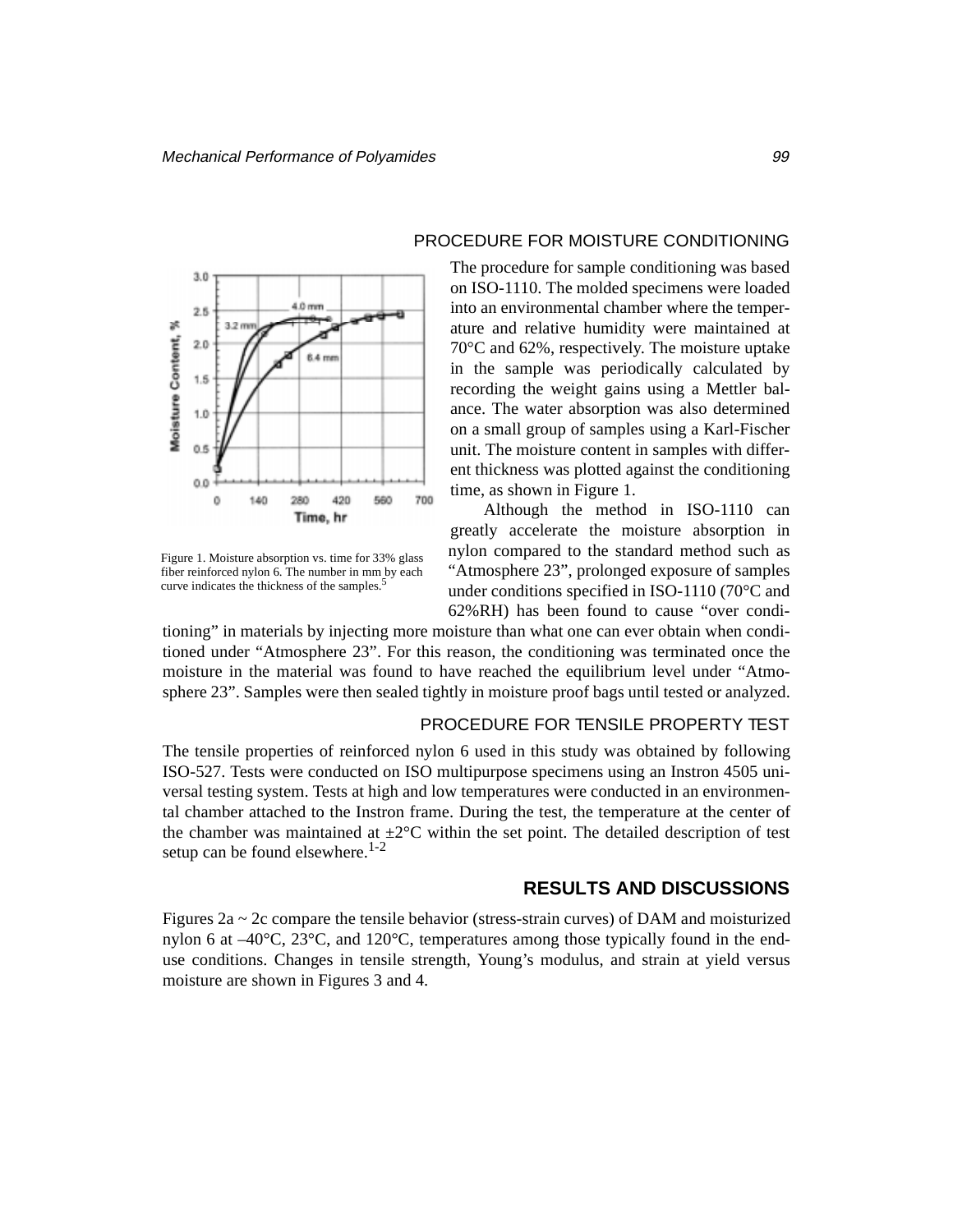## PROCEDURE FOR MOISTURE CONDITIONING

Figure 1. Moisture absorption vs. time for 33% glass fiber reinforced nylon 6. The number in mm by each curve indicates the thickness of the samples.[5]

The procedure for sample conditioning was based on ISO-1110. The molded specimens were loaded into an environmental chamber where the temperature and relative humidity were maintained at 70°C and 62%, respectively. The moisture uptake in the sample was periodically calculated by recording the weight gains using a Mettler balance. The water absorption was also determined on a small group of samples using a Karl-Fischer unit. The moisture content in samples with different thickness was plotted against the conditioning time, as shown in Figure 1.

Although the method in ISO-1110 can greatly accelerate the moisture absorption in nylon compared to the standard method such as "Atmosphere 23", prolonged exposure of samples under conditions specified in ISO-1110 (70°C and 62%RH) has been found to cause "over conditioning" in materials by injecting more moisture than what one can ever obtain when conditioned under "Atmosphere 23". For this reason, the conditioning was terminated once the moisture in the material was found to have reached the equilibrium level under "Atmosphere 23". Samples were then sealed tightly in moisture proof bags until tested or analyzed.

## PROCEDURE FOR TENSILE PROPERTY TEST

The tensile properties of reinforced nylon 6 used in this study was obtained by following ISO-527. Tests were conducted on ISO multipurpose specimens using an Instron 4505 universal testing system. Tests at high and low temperatures were conducted in an environmental chamber attached to the Instron frame. During the test, the temperature at the center of the chamber was maintained at ±2°C within the set point. The detailed description of test setup can be found elsewhere.[1-2]

# RESULTS AND DISCUSSIONS

Figures 2a ~ 2c compare the tensile behavior (stress-strain curves) of DAM and moisturized nylon 6 at –40°C, 23°C, and 120°C, temperatures among those typically found in the end-use conditions. Changes in tensile strength, Young's modulus, and strain at yield versus moisture are shown in Figures 3 and 4.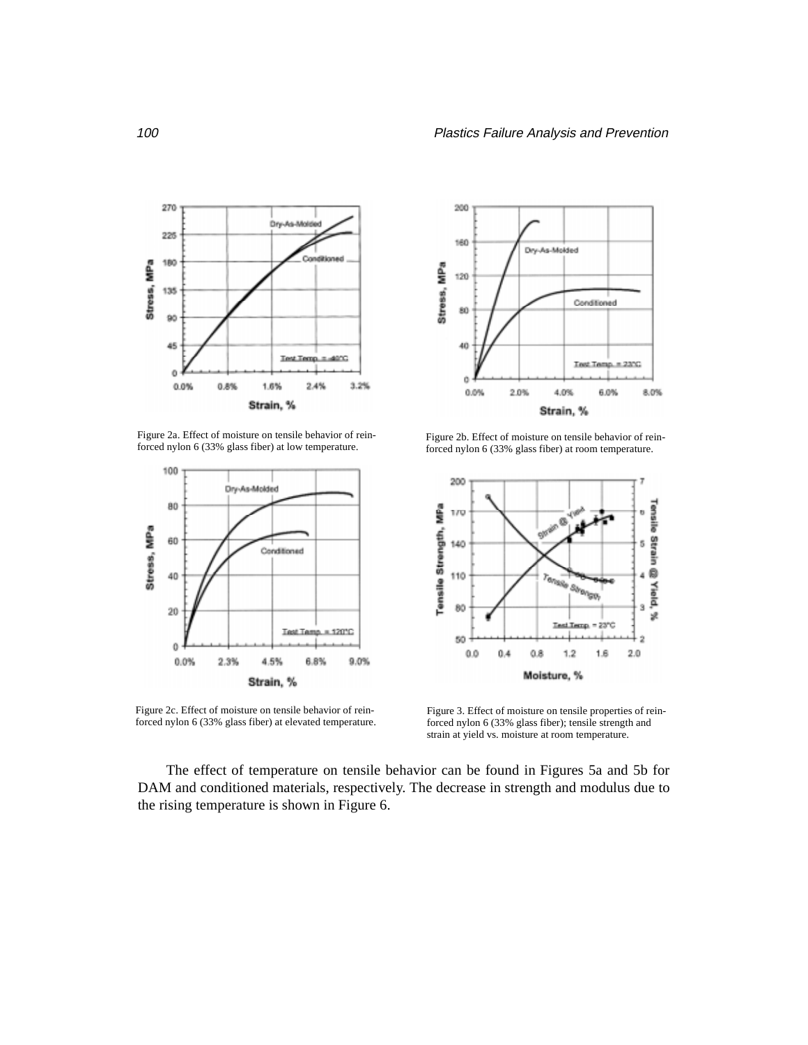270

225

180

135

90

45

0

Stress, MPa

Dry-As-Molded

Conditioned

Test Temp. = -40°C

0.0% 0.8% 1.6% 2.4% 3.2%

Strain, %

Figure 2a. Effect of moisture on tensile behavior of reinforced nylon 6 (33% glass fiber) at low temperature.

200

160

120

80

40

0

Stress, MPa

Dry-As-Molded

Conditioned

Test Temp. = 23°C

0.0% 2.0% 4.0% 6.0% 8.0%

Strain, %

Figure 2b. Effect of moisture on tensile behavior of reinforced nylon 6 (33% glass fiber) at room temperature.

100

80

60

40

20

0

Stress, MPa

Dry-As-Molded

Conditioned

Test Temp. = 120°C

0.0% 2.3% 4.5% 6.8% 9.0%

Strain, %

Figure 2c. Effect of moisture on tensile behavior of reinforced nylon 6 (33% glass fiber) at elevated temperature.

200

170

140

110

80

50

Tensile Strength, MPa

7

6

5

4

3

2

Tensile Strain @ Yield, %

Strain @ Yield

Tensile Strength

Test Temp. = 23°C

0.0 0.4 0.8 1.2 1.6 2.0

Moisture, %

Figure 3. Effect of moisture on tensile properties of reinforced nylon 6 (33% glass fiber); tensile strength and strain at yield vs. moisture at room temperature.

The effect of temperature on tensile behavior can be found in Figures 5a and 5b for DAM and conditioned materials, respectively. The decrease in strength and modulus due to the rising temperature is shown in Figure 6.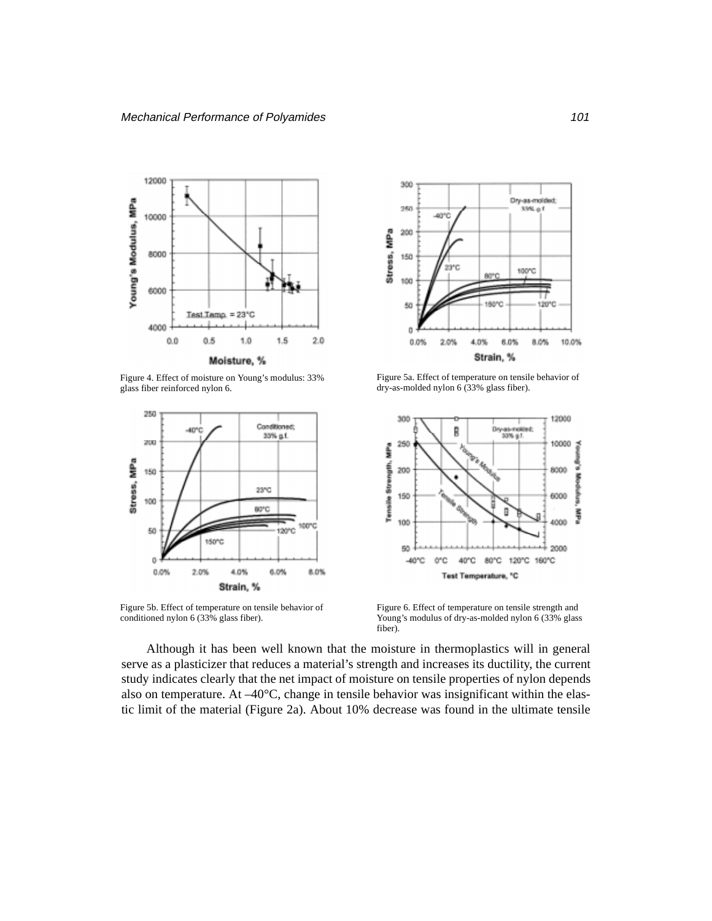12000
10000
8000
6000
4000
Young's Modulus, MPa
0.0
0.5
1.0
1.5
2.0
Moisture, %
Test Temp. = 23°C

Figure 4. Effect of moisture on Young's modulus: 33% glass fiber reinforced nylon 6.

300
250
200
150
100
50
0
Stress, MPa
0.0%
2.0%
4.0%
6.0%
8.0%
10.0%
Strain, %
Dry-as-molded; 33% g.f.
-40°C
23°C
80°C
100°C
150°C
120°C

Figure 5a. Effect of temperature on tensile behavior of dry-as-molded nylon 6 (33% glass fiber).

250
200
150
100
50
0
Stress, MPa
0.0%
2.0%
4.0%
6.0%
8.0%
Strain, %
Conditioned; 33% g.f.
-40°C
23°C
80°C
100°C
120°C
150°C

Figure 5b. Effect of temperature on tensile behavior of conditioned nylon 6 (33% glass fiber).

300
250
200
150
100
50
Tensile Strength, MPa
12000
10000
8000
6000
4000
2000
Young's Modulus, MPa
-40°C
0°C
40°C
80°C
120°C
160°C
Test Temperature, °C
Dry-as-molded; 33% g.f.
Young's Modulus
Tensile Strength

Figure 6. Effect of temperature on tensile strength and Young's modulus of dry-as-molded nylon 6 (33% glass fiber).

Although it has been well known that the moisture in thermoplastics will in general serve as a plasticizer that reduces a material's strength and increases its ductility, the current study indicates clearly that the net impact of moisture on tensile properties of nylon depends also on temperature. At –40°C, change in tensile behavior was insignificant within the elastic limit of the material (Figure 2a). About 10% decrease was found in the ultimate tensile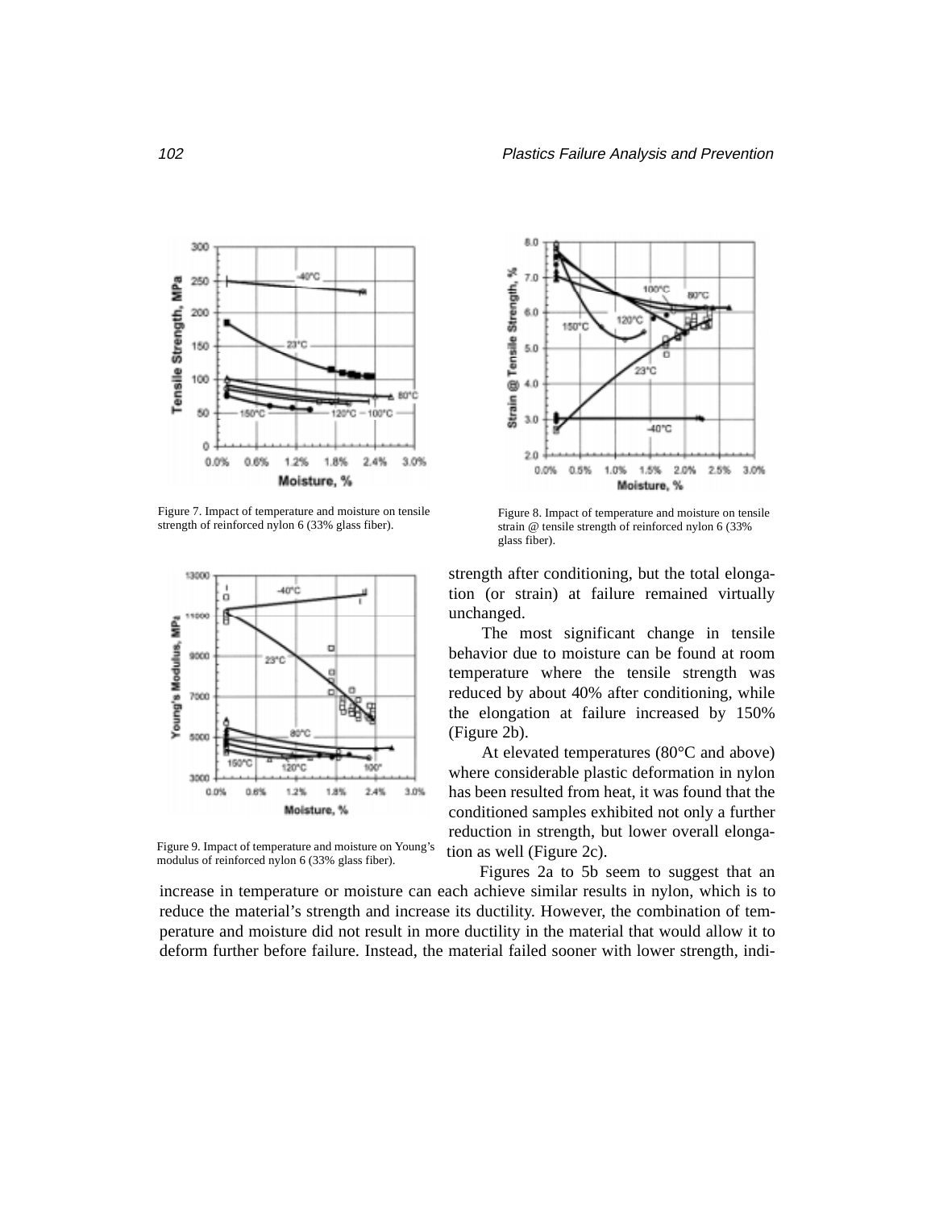300
250
200
150
100
50
0
Tensile Strength, MPa
-40°C
23°C
80°C
150°C
120°C
100°C
0.0% 0.6% 1.2% 1.8% 2.4% 3.0%
Moisture, %

Figure 7. Impact of temperature and moisture on tensile strength of reinforced nylon 6 (33% glass fiber).

8.0
7.0
6.0
5.0
4.0
3.0
2.0
Strain @ Tensile Strength, %
100°C
80°C
120°C
150°C
23°C
-40°C
0.0% 0.5% 1.0% 1.5% 2.0% 2.5% 3.0%
Moisture, %

Figure 8. Impact of temperature and moisture on tensile strain @ tensile strength of reinforced nylon 6 (33% glass fiber).

13000
11000
9000
7000
5000
3000
Young's Modulus, MPa
-40°C
23°C
80°C
150°C
120°C
100°
0.0% 0.6% 1.2% 1.8% 2.4% 3.0%
Moisture, %

Figure 9. Impact of temperature and moisture on Young's modulus of reinforced nylon 6 (33% glass fiber).

strength after conditioning, but the total elongation (or strain) at failure remained virtually unchanged.

The most significant change in tensile behavior due to moisture can be found at room temperature where the tensile strength was reduced by about 40% after conditioning, while the elongation at failure increased by 150% (Figure 2b).

At elevated temperatures (80°C and above) where considerable plastic deformation in nylon has been resulted from heat, it was found that the conditioned samples exhibited not only a further reduction in strength, but lower overall elongation as well (Figure 2c).

Figures 2a to 5b seem to suggest that an increase in temperature or moisture can each achieve similar results in nylon, which is to reduce the material's strength and increase its ductility. However, the combination of temperature and moisture did not result in more ductility in the material that would allow it to deform further before failure. Instead, the material failed sooner with lower strength, indi-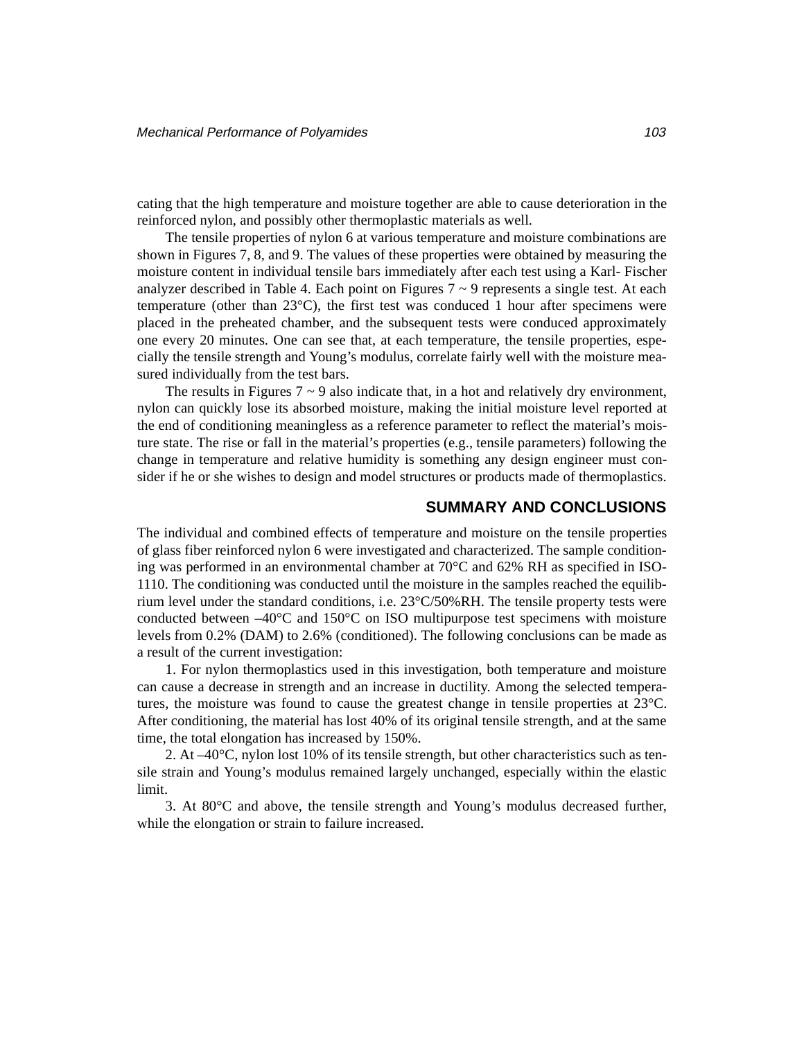cating that the high temperature and moisture together are able to cause deterioration in the reinforced nylon, and possibly other thermoplastic materials as well.

The tensile properties of nylon 6 at various temperature and moisture combinations are shown in Figures 7, 8, and 9. The values of these properties were obtained by measuring the moisture content in individual tensile bars immediately after each test using a Karl- Fischer analyzer described in Table 4. Each point on Figures 7 ~ 9 represents a single test. At each temperature (other than 23°C), the first test was conduced 1 hour after specimens were placed in the preheated chamber, and the subsequent tests were conduced approximately one every 20 minutes. One can see that, at each temperature, the tensile properties, especially the tensile strength and Young's modulus, correlate fairly well with the moisture measured individually from the test bars.

The results in Figures 7 ~ 9 also indicate that, in a hot and relatively dry environment, nylon can quickly lose its absorbed moisture, making the initial moisture level reported at the end of conditioning meaningless as a reference parameter to reflect the material's moisture state. The rise or fall in the material's properties (e.g., tensile parameters) following the change in temperature and relative humidity is something any design engineer must consider if he or she wishes to design and model structures or products made of thermoplastics.

## SUMMARY AND CONCLUSIONS

The individual and combined effects of temperature and moisture on the tensile properties of glass fiber reinforced nylon 6 were investigated and characterized. The sample conditioning was performed in an environmental chamber at 70°C and 62% RH as specified in ISO-1110. The conditioning was conducted until the moisture in the samples reached the equilibrium level under the standard conditions, i.e. 23°C/50%RH. The tensile property tests were conducted between –40°C and 150°C on ISO multipurpose test specimens with moisture levels from 0.2% (DAM) to 2.6% (conditioned). The following conclusions can be made as a result of the current investigation:

1. For nylon thermoplastics used in this investigation, both temperature and moisture can cause a decrease in strength and an increase in ductility. Among the selected temperatures, the moisture was found to cause the greatest change in tensile properties at 23°C. After conditioning, the material has lost 40% of its original tensile strength, and at the same time, the total elongation has increased by 150%.

2. At –40°C, nylon lost 10% of its tensile strength, but other characteristics such as tensile strain and Young's modulus remained largely unchanged, especially within the elastic limit.

3. At 80°C and above, the tensile strength and Young's modulus decreased further, while the elongation or strain to failure increased.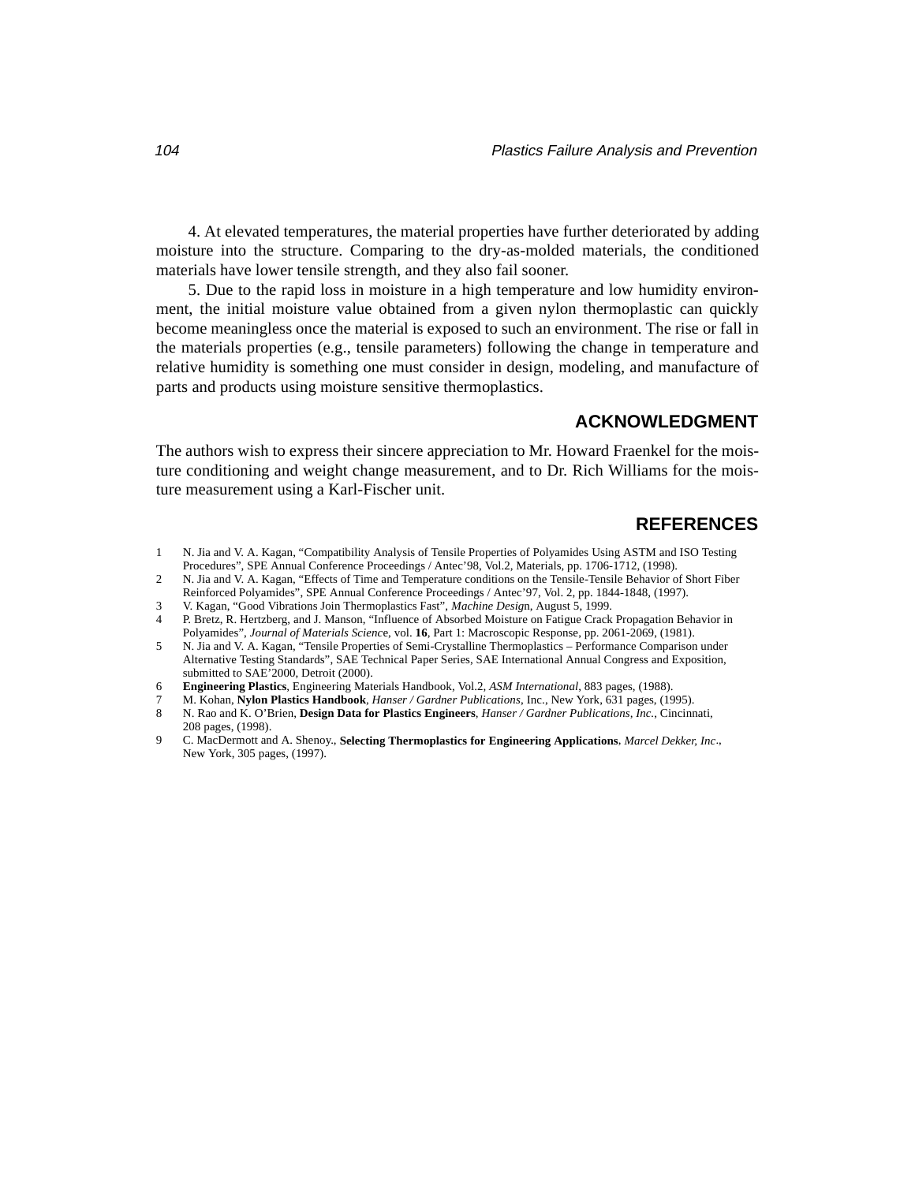4. At elevated temperatures, the material properties have further deteriorated by adding moisture into the structure. Comparing to the dry-as-molded materials, the conditioned materials have lower tensile strength, and they also fail sooner.

5. Due to the rapid loss in moisture in a high temperature and low humidity environment, the initial moisture value obtained from a given nylon thermoplastic can quickly become meaningless once the material is exposed to such an environment. The rise or fall in the materials properties (e.g., tensile parameters) following the change in temperature and relative humidity is something one must consider in design, modeling, and manufacture of parts and products using moisture sensitive thermoplastics.

## ACKNOWLEDGMENT

The authors wish to express their sincere appreciation to Mr. Howard Fraenkel for the moisture conditioning and weight change measurement, and to Dr. Rich Williams for the moisture measurement using a Karl-Fischer unit.

## REFERENCES

1. N. Jia and V. A. Kagan, "Compatibility Analysis of Tensile Properties of Polyamides Using ASTM and ISO Testing Procedures", SPE Annual Conference Proceedings / Antec'98, Vol.2, Materials, pp. 1706-1712, (1998).
2. N. Jia and V. A. Kagan, "Effects of Time and Temperature conditions on the Tensile-Tensile Behavior of Short Fiber Reinforced Polyamides", SPE Annual Conference Proceedings / Antec'97, Vol. 2, pp. 1844-1848, (1997).
3. V. Kagan, "Good Vibrations Join Thermoplastics Fast", *Machine Design*, August 5, 1999.
4. P. Bretz, R. Hertzberg, and J. Manson, "Influence of Absorbed Moisture on Fatigue Crack Propagation Behavior in Polyamides", *Journal of Materials Science*, vol. **16**, Part 1: Macroscopic Response, pp. 2061-2069, (1981).
5. N. Jia and V. A. Kagan, "Tensile Properties of Semi-Crystalline Thermoplastics – Performance Comparison under Alternative Testing Standards", SAE Technical Paper Series, SAE International Annual Congress and Exposition, submitted to SAE'2000, Detroit (2000).
6. **Engineering Plastics**, Engineering Materials Handbook, Vol.2, *ASM International*, 883 pages, (1988).
7. M. Kohan, **Nylon Plastics Handbook**, *Hanser / Gardner Publications*, Inc., New York, 631 pages, (1995).
8. N. Rao and K. O'Brien, **Design Data for Plastics Engineers**, *Hanser / Gardner Publications, Inc.*, Cincinnati, 208 pages, (1998).
9. C. MacDermott and A. Shenoy., **Selecting Thermoplastics for Engineering Applications**, *Marcel Dekker, Inc.*, New York, 305 pages, (1997).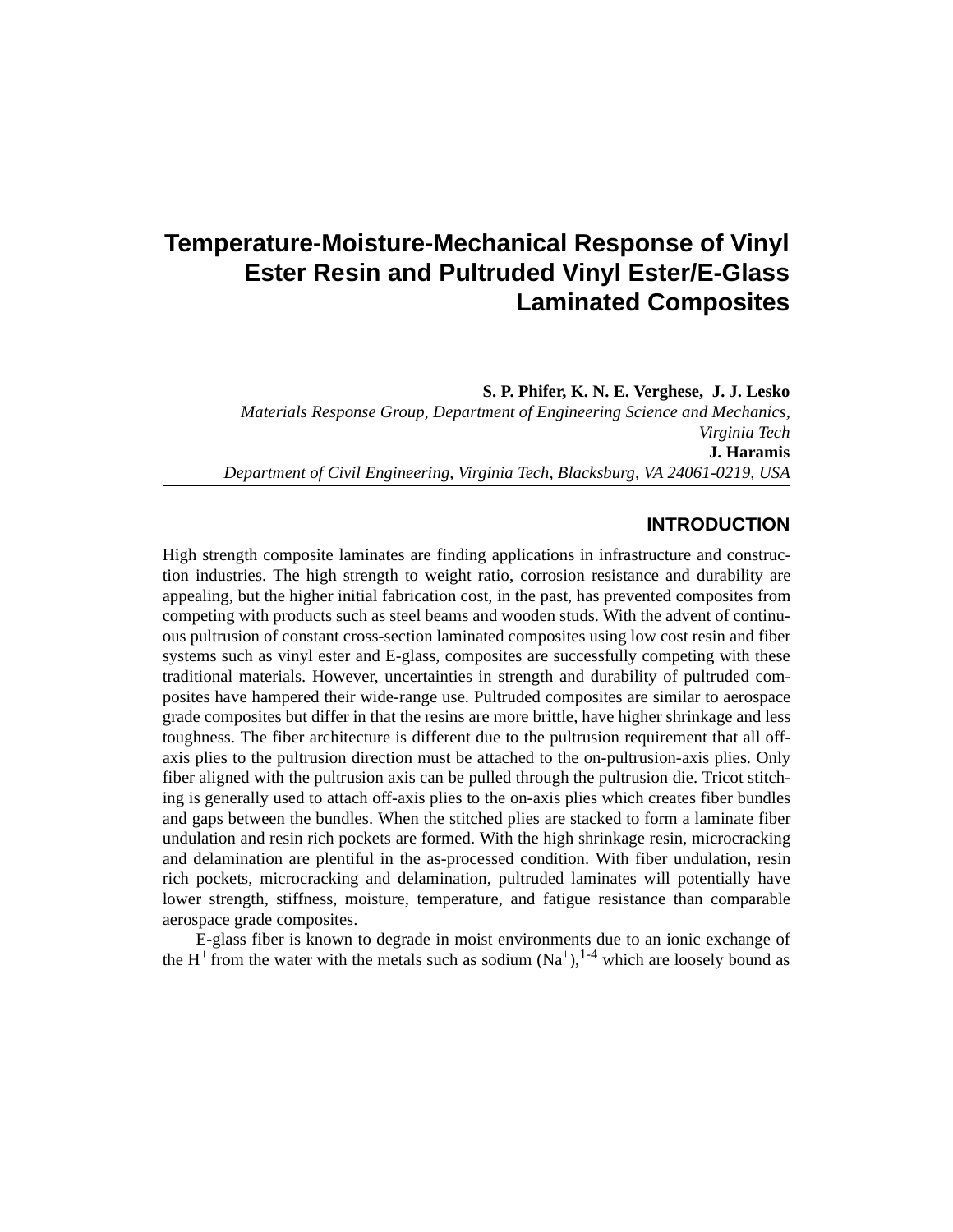# Temperature-Moisture-Mechanical Response of Vinyl Ester Resin and Pultruded Vinyl Ester/E-Glass Laminated Composites

**S. P. Phifer, K. N. E. Verghese, J. J. Lesko**
*Materials Response Group, Department of Engineering Science and Mechanics, Virginia Tech*
**J. Haramis**
*Department of Civil Engineering, Virginia Tech, Blacksburg, VA 24061-0219, USA*

## INTRODUCTION

High strength composite laminates are finding applications in infrastructure and construction industries. The high strength to weight ratio, corrosion resistance and durability are appealing, but the higher initial fabrication cost, in the past, has prevented composites from competing with products such as steel beams and wooden studs. With the advent of continuous pultrusion of constant cross-section laminated composites using low cost resin and fiber systems such as vinyl ester and E-glass, composites are successfully competing with these traditional materials. However, uncertainties in strength and durability of pultruded composites have hampered their wide-range use. Pultruded composites are similar to aerospace grade composites but differ in that the resins are more brittle, have higher shrinkage and less toughness. The fiber architecture is different due to the pultrusion requirement that all off-axis plies to the pultrusion direction must be attached to the on-pultrusion-axis plies. Only fiber aligned with the pultrusion axis can be pulled through the pultrusion die. Tricot stitching is generally used to attach off-axis plies to the on-axis plies which creates fiber bundles and gaps between the bundles. When the stitched plies are stacked to form a laminate fiber undulation and resin rich pockets are formed. With the high shrinkage resin, microcracking and delamination are plentiful in the as-processed condition. With fiber undulation, resin rich pockets, microcracking and delamination, pultruded laminates will potentially have lower strength, stiffness, moisture, temperature, and fatigue resistance than comparable aerospace grade composites.

E-glass fiber is known to degrade in moist environments due to an ionic exchange of the $H^{+}$ from the water with the metals such as sodium ($Na^{+}$),[1-4] which are loosely bound as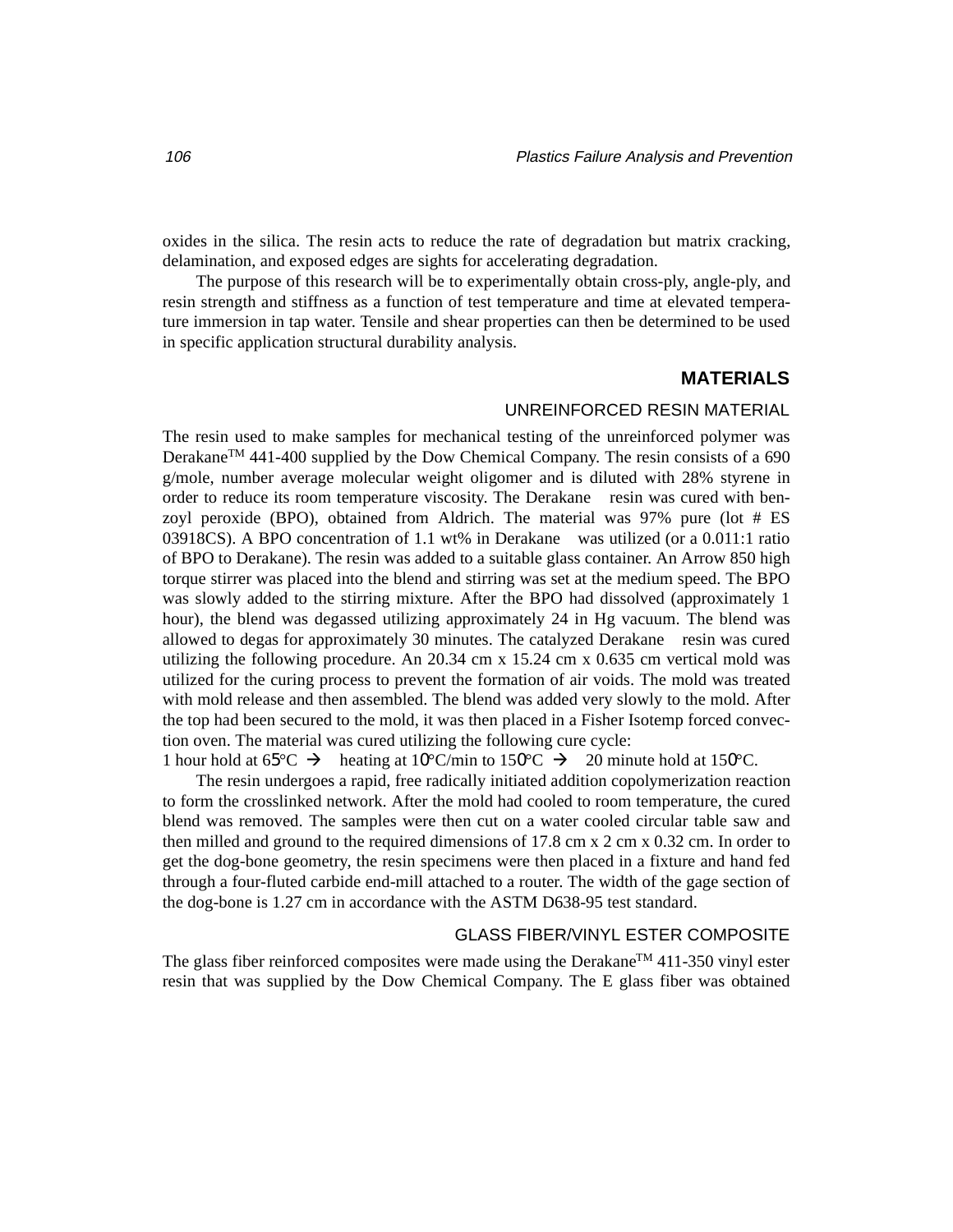oxides in the silica. The resin acts to reduce the rate of degradation but matrix cracking, delamination, and exposed edges are sights for accelerating degradation.

The purpose of this research will be to experimentally obtain cross-ply, angle-ply, and resin strength and stiffness as a function of test temperature and time at elevated temperature immersion in tap water. Tensile and shear properties can then be determined to be used in specific application structural durability analysis.

## MATERIALS

### UNREINFORCED RESIN MATERIAL

The resin used to make samples for mechanical testing of the unreinforced polymer was Derakane™ 441-400 supplied by the Dow Chemical Company. The resin consists of a 690 g/mole, number average molecular weight oligomer and is diluted with 28% styrene in order to reduce its room temperature viscosity. The Derakane resin was cured with benzoyl peroxide (BPO), obtained from Aldrich. The material was 97% pure (lot # ES 03918CS). A BPO concentration of 1.1 wt% in Derakane was utilized (or a 0.011:1 ratio of BPO to Derakane). The resin was added to a suitable glass container. An Arrow 850 high torque stirrer was placed into the blend and stirring was set at the medium speed. The BPO was slowly added to the stirring mixture. After the BPO had dissolved (approximately 1 hour), the blend was degassed utilizing approximately 24 in Hg vacuum. The blend was allowed to degas for approximately 30 minutes. The catalyzed Derakane resin was cured utilizing the following procedure. An 20.34 cm x 15.24 cm x 0.635 cm vertical mold was utilized for the curing process to prevent the formation of air voids. The mold was treated with mold release and then assembled. The blend was added very slowly to the mold. After the top had been secured to the mold, it was then placed in a Fisher Isotemp forced convection oven. The material was cured utilizing the following cure cycle:

1 hour hold at 65°C → heating at 10°C/min to 150°C → 20 minute hold at 150°C.

The resin undergoes a rapid, free radically initiated addition copolymerization reaction to form the crosslinked network. After the mold had cooled to room temperature, the cured blend was removed. The samples were then cut on a water cooled circular table saw and then milled and ground to the required dimensions of 17.8 cm x 2 cm x 0.32 cm. In order to get the dog-bone geometry, the resin specimens were then placed in a fixture and hand fed through a four-fluted carbide end-mill attached to a router. The width of the gage section of the dog-bone is 1.27 cm in accordance with the ASTM D638-95 test standard.

### GLASS FIBER/VINYL ESTER COMPOSITE

The glass fiber reinforced composites were made using the Derakane™ 411-350 vinyl ester resin that was supplied by the Dow Chemical Company. The E glass fiber was obtained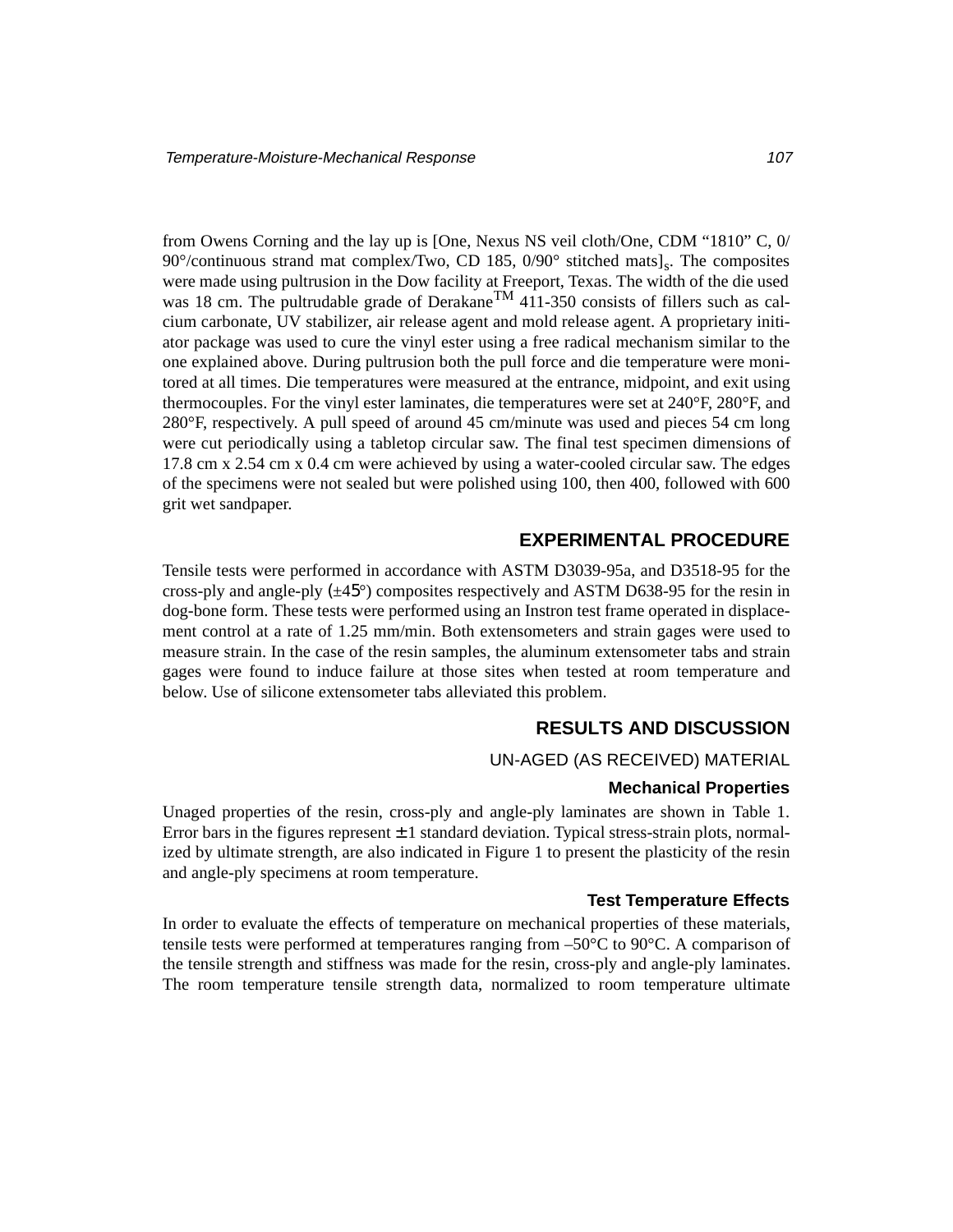from Owens Corning and the lay up is [One, Nexus NS veil cloth/One, CDM “1810” C, 0/90°/continuous strand mat complex/Two, CD 185, 0/90° stitched mats]$_s$. The composites were made using pultrusion in the Dow facility at Freeport, Texas. The width of the die used was 18 cm. The pultrudable grade of Derakane$^{TM}$ 411-350 consists of fillers such as calcium carbonate, UV stabilizer, air release agent and mold release agent. A proprietary initiator package was used to cure the vinyl ester using a free radical mechanism similar to the one explained above. During pultrusion both the pull force and die temperature were monitored at all times. Die temperatures were measured at the entrance, midpoint, and exit using thermocouples. For the vinyl ester laminates, die temperatures were set at 240°F, 280°F, and 280°F, respectively. A pull speed of around 45 cm/minute was used and pieces 54 cm long were cut periodically using a tabletop circular saw. The final test specimen dimensions of 17.8 cm x 2.54 cm x 0.4 cm were achieved by using a water-cooled circular saw. The edges of the specimens were not sealed but were polished using 100, then 400, followed with 600 grit wet sandpaper.

## EXPERIMENTAL PROCEDURE

Tensile tests were performed in accordance with ASTM D3039-95a, and D3518-95 for the cross-ply and angle-ply (±45°) composites respectively and ASTM D638-95 for the resin in dog-bone form. These tests were performed using an Instron test frame operated in displacement control at a rate of 1.25 mm/min. Both extensometers and strain gages were used to measure strain. In the case of the resin samples, the aluminum extensometer tabs and strain gages were found to induce failure at those sites when tested at room temperature and below. Use of silicone extensometer tabs alleviated this problem.

## RESULTS AND DISCUSSION

### UN-AGED (AS RECEIVED) MATERIAL

#### Mechanical Properties

Unaged properties of the resin, cross-ply and angle-ply laminates are shown in Table 1. Error bars in the figures represent ± 1 standard deviation. Typical stress-strain plots, normalized by ultimate strength, are also indicated in Figure 1 to present the plasticity of the resin and angle-ply specimens at room temperature.

#### Test Temperature Effects

In order to evaluate the effects of temperature on mechanical properties of these materials, tensile tests were performed at temperatures ranging from –50°C to 90°C. A comparison of the tensile strength and stiffness was made for the resin, cross-ply and angle-ply laminates. The room temperature tensile strength data, normalized to room temperature ultimate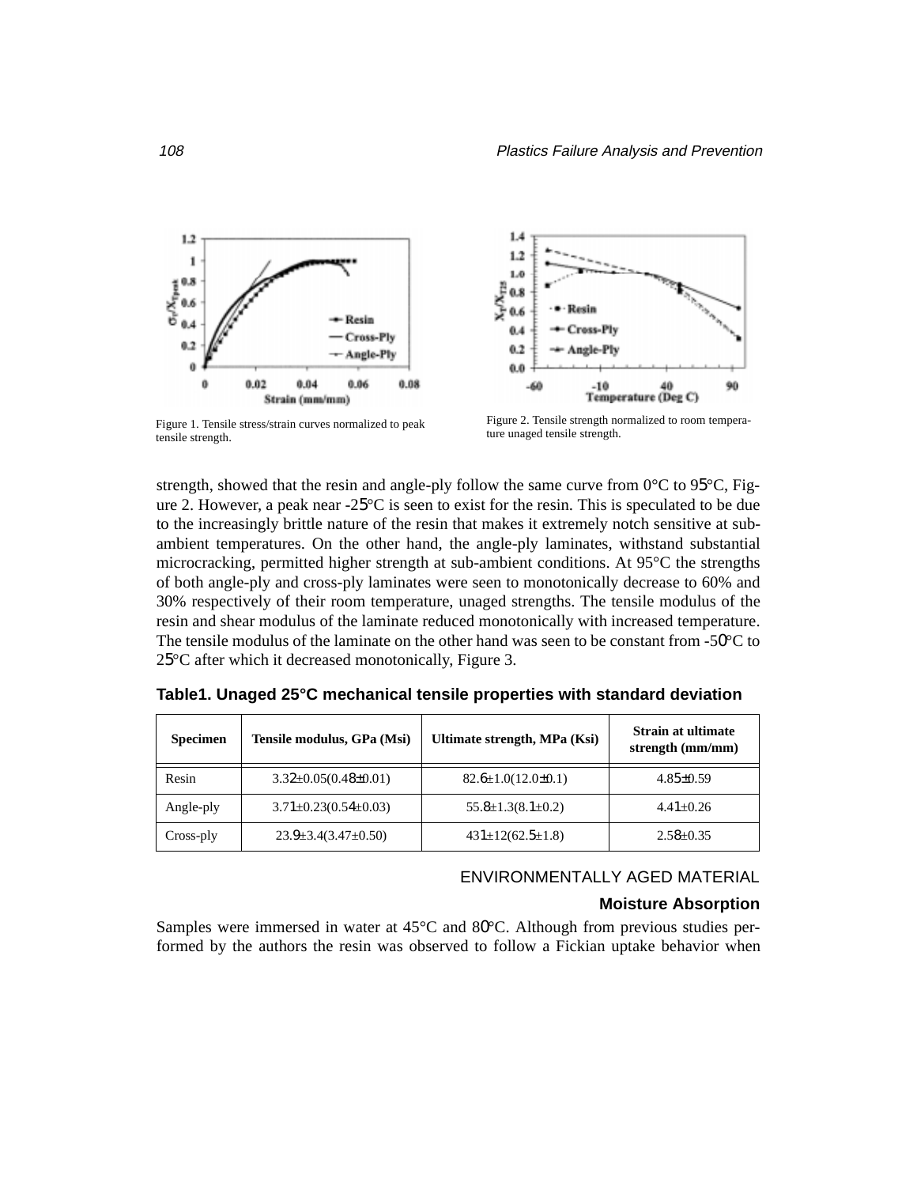1.2
1
$\sigma_T/X_{Tpeak}$
0.8
0.6
0.4
0.2
0
0
0.02
0.04
0.06
0.08
Strain (mm/mm)
Resin
Cross-Ply
Angle-Ply

Figure 1. Tensile stress/strain curves normalized to peak tensile strength.

1.4
1.2
1.0
0.8
0.6
0.4
0.2
0.0
$X_T/X_{T25}$
-60
-10
40
90
Temperature (Deg C)
Resin
Cross-Ply
Angle-Ply

Figure 2. Tensile strength normalized to room temperature unaged tensile strength.

strength, showed that the resin and angle-ply follow the same curve from 0°C to 95°C, Figure 2. However, a peak near -25°C is seen to exist for the resin. This is speculated to be due to the increasingly brittle nature of the resin that makes it extremely notch sensitive at sub-ambient temperatures. On the other hand, the angle-ply laminates, withstand substantial microcracking, permitted higher strength at sub-ambient conditions. At 95°C the strengths of both angle-ply and cross-ply laminates were seen to monotonically decrease to 60% and 30% respectively of their room temperature, unaged strengths. The tensile modulus of the resin and shear modulus of the laminate reduced monotonically with increased temperature. The tensile modulus of the laminate on the other hand was seen to be constant from -50°C to 25°C after which it decreased monotonically, Figure 3.

**Table1. Unaged 25°C mechanical tensile properties with standard deviation**

| Specimen | Tensile modulus, GPa (Msi) | Ultimate strength, MPa (Ksi) | Strain at ultimate strength (mm/mm) |
|---|---|---|---|
| Resin | 3.32±0.05(0.48±0.01) | 82.6±1.0(12.0±0.1) | 4.85±0.59 |
| Angle-ply | 3.71±0.23(0.54±0.03) | 55.8±1.3(8.1±0.2) | 4.41±0.26 |
| Cross-ply | 23.9±3.4(3.47±0.50) | 431±12(62.5±1.8) | 2.58±0.35 |

## ENVIRONMENTALLY AGED MATERIAL

### Moisture Absorption

Samples were immersed in water at 45°C and 80°C. Although from previous studies performed by the authors the resin was observed to follow a Fickian uptake behavior when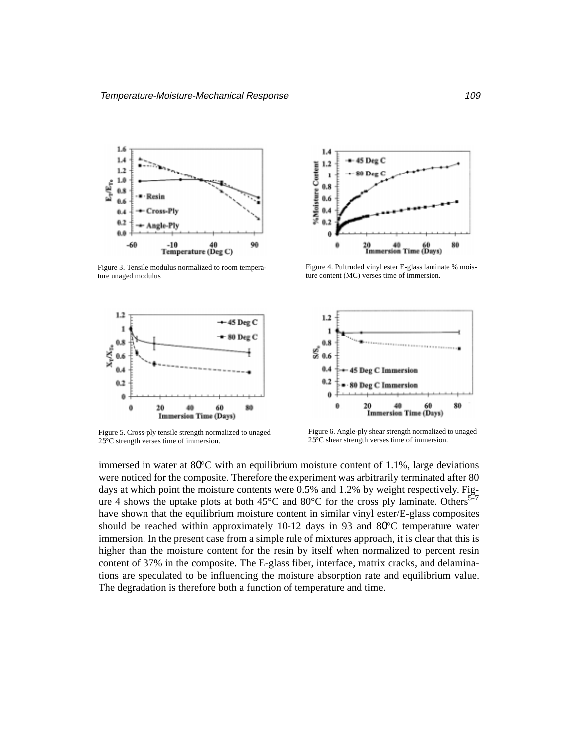1.6
1.4
1.2
1.0
0.8
0.6
0.4
0.2
0.0

$E_T/E_{To}$

Resin
Cross-Ply
Angle-Ply

-60
-10
40
90

Temperature (Deg C)

Figure 3. Tensile modulus normalized to room temperature unaged modulus

1.4
1.2
1
0.8
0.6
0.4
0.2
0

%Moisture Content

45 Deg C
80 Deg C

0
20
40
60
80

Immersion Time (Days)

Figure 4. Pultruded vinyl ester E-glass laminate % moisture content (MC) verses time of immersion.

1.2
1
0.8
0.6
0.4
0.2
0

$X_T/X_{To}$

45 Deg C
80 Deg C

0
20
40
60
80

Immersion Time (Days)

Figure 5. Cross-ply tensile strength normalized to unaged 25°C strength verses time of immersion.

1.2
1
0.8
0.6
0.4
0.2
0

$S/S_o$

45 Deg C Immersion
80 Deg C Immersion

0
20
40
60
80

Immersion Time (Days)

Figure 6. Angle-ply shear strength normalized to unaged 25°C shear strength verses time of immersion.

immersed in water at 80°C with an equilibrium moisture content of 1.1%, large deviations were noticed for the composite. Therefore the experiment was arbitrarily terminated after 80 days at which point the moisture contents were 0.5% and 1.2% by weight respectively. Figure 4 shows the uptake plots at both 45°C and 80°C for the cross ply laminate. Others[5-7] have shown that the equilibrium moisture content in similar vinyl ester/E-glass composites should be reached within approximately 10-12 days in 93 and 80°C temperature water immersion. In the present case from a simple rule of mixtures approach, it is clear that this is higher than the moisture content for the resin by itself when normalized to percent resin content of 37% in the composite. The E-glass fiber, interface, matrix cracks, and delaminations are speculated to be influencing the moisture absorption rate and equilibrium value. The degradation is therefore both a function of temperature and time.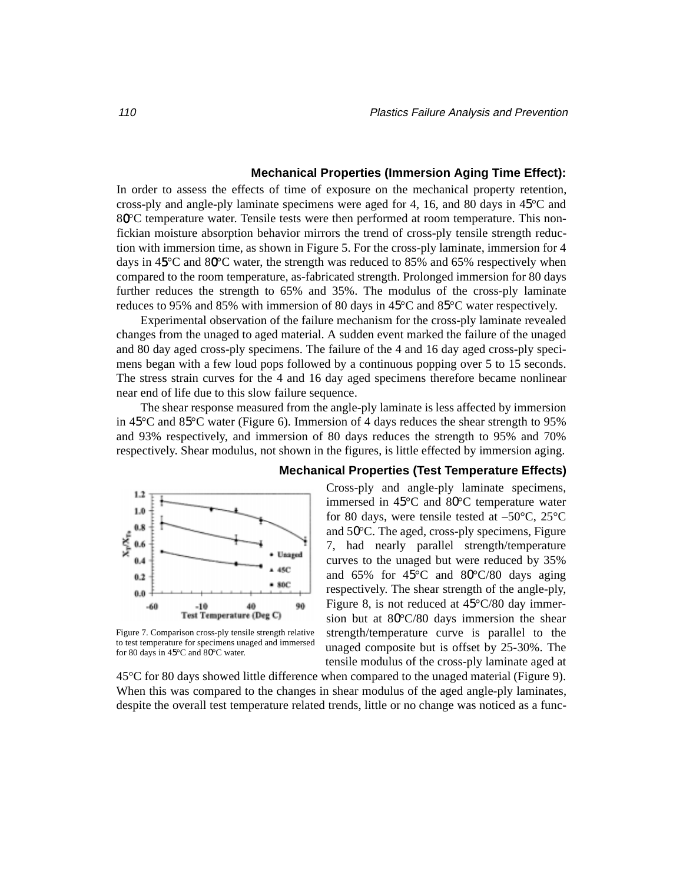### Mechanical Properties (Immersion Aging Time Effect):

In order to assess the effects of time of exposure on the mechanical property retention, cross-ply and angle-ply laminate specimens were aged for 4, 16, and 80 days in 45°C and 80°C temperature water. Tensile tests were then performed at room temperature. This non-fickian moisture absorption behavior mirrors the trend of cross-ply tensile strength reduction with immersion time, as shown in Figure 5. For the cross-ply laminate, immersion for 4 days in 45°C and 80°C water, the strength was reduced to 85% and 65% respectively when compared to the room temperature, as-fabricated strength. Prolonged immersion for 80 days further reduces the strength to 65% and 35%. The modulus of the cross-ply laminate reduces to 95% and 85% with immersion of 80 days in 45°C and 85°C water respectively.

Experimental observation of the failure mechanism for the cross-ply laminate revealed changes from the unaged to aged material. A sudden event marked the failure of the unaged and 80 day aged cross-ply specimens. The failure of the 4 and 16 day aged cross-ply specimens began with a few loud pops followed by a continuous popping over 5 to 15 seconds. The stress strain curves for the 4 and 16 day aged specimens therefore became nonlinear near end of life due to this slow failure sequence.

The shear response measured from the angle-ply laminate is less affected by immersion in 45°C and 85°C water (Figure 6). Immersion of 4 days reduces the shear strength to 95% and 93% respectively, and immersion of 80 days reduces the strength to 95% and 70% respectively. Shear modulus, not shown in the figures, is little effected by immersion aging.

### Mechanical Properties (Test Temperature Effects)

1.2
1.0
0.8
0.6
0.4
0.2
0.0
$X_T/X_{T_0}$
-60
-10
40
90
Test Temperature (Deg C)
Unaged
45C
80C

Figure 7. Comparison cross-ply tensile strength relative to test temperature for specimens unaged and immersed for 80 days in 45°C and 80°C water.

Cross-ply and angle-ply laminate specimens, immersed in 45°C and 80°C temperature water for 80 days, were tensile tested at –50°C, 25°C and 50°C. The aged, cross-ply specimens, Figure 7, had nearly parallel strength/temperature curves to the unaged but were reduced by 35% and 65% for 45°C and 80°C/80 days aging respectively. The shear strength of the angle-ply, Figure 8, is not reduced at 45°C/80 day immersion but at 80°C/80 days immersion the shear strength/temperature curve is parallel to the unaged composite but is offset by 25-30%. The tensile modulus of the cross-ply laminate aged at 45°C for 80 days showed little difference when compared to the unaged material (Figure 9). When this was compared to the changes in shear modulus of the aged angle-ply laminates, despite the overall test temperature related trends, little or no change was noticed as a func-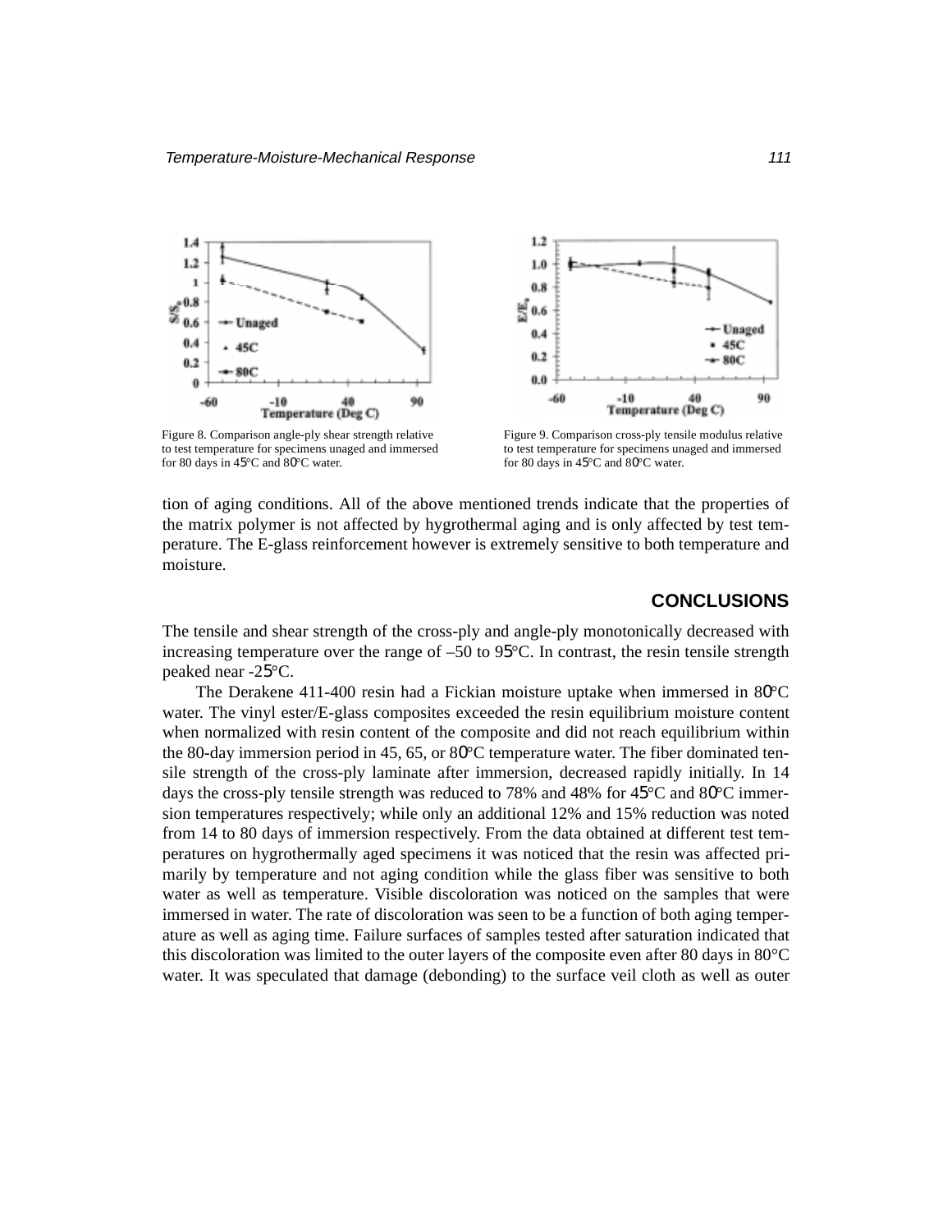1.4
1.2
1
0.8
0.6
0.4
0.2
0
-60
-10
40
90
Temperature (Deg C)
$S/S_o$
Unaged
45C
80C

Figure 8. Comparison angle-ply shear strength relative to test temperature for specimens unaged and immersed for 80 days in 45°C and 80°C water.

1.2
1.0
0.8
0.6
0.4
0.2
0.0
-60
-10
40
90
Temperature (Deg C)
$E/E_o$
Unaged
45C
80C

Figure 9. Comparison cross-ply tensile modulus relative to test temperature for specimens unaged and immersed for 80 days in 45°C and 80°C water.

tion of aging conditions. All of the above mentioned trends indicate that the properties of the matrix polymer is not affected by hygrothermal aging and is only affected by test temperature. The E-glass reinforcement however is extremely sensitive to both temperature and moisture.

## CONCLUSIONS

The tensile and shear strength of the cross-ply and angle-ply monotonically decreased with increasing temperature over the range of –50 to 95°C. In contrast, the resin tensile strength peaked near -25°C.

The Derakene 411-400 resin had a Fickian moisture uptake when immersed in 80°C water. The vinyl ester/E-glass composites exceeded the resin equilibrium moisture content when normalized with resin content of the composite and did not reach equilibrium within the 80-day immersion period in 45, 65, or 80°C temperature water. The fiber dominated tensile strength of the cross-ply laminate after immersion, decreased rapidly initially. In 14 days the cross-ply tensile strength was reduced to 78% and 48% for 45°C and 80°C immersion temperatures respectively; while only an additional 12% and 15% reduction was noted from 14 to 80 days of immersion respectively. From the data obtained at different test temperatures on hygrothermally aged specimens it was noticed that the resin was affected primarily by temperature and not aging condition while the glass fiber was sensitive to both water as well as temperature. Visible discoloration was noticed on the samples that were immersed in water. The rate of discoloration was seen to be a function of both aging temperature as well as aging time. Failure surfaces of samples tested after saturation indicated that this discoloration was limited to the outer layers of the composite even after 80 days in 80°C water. It was speculated that damage (debonding) to the surface veil cloth as well as outer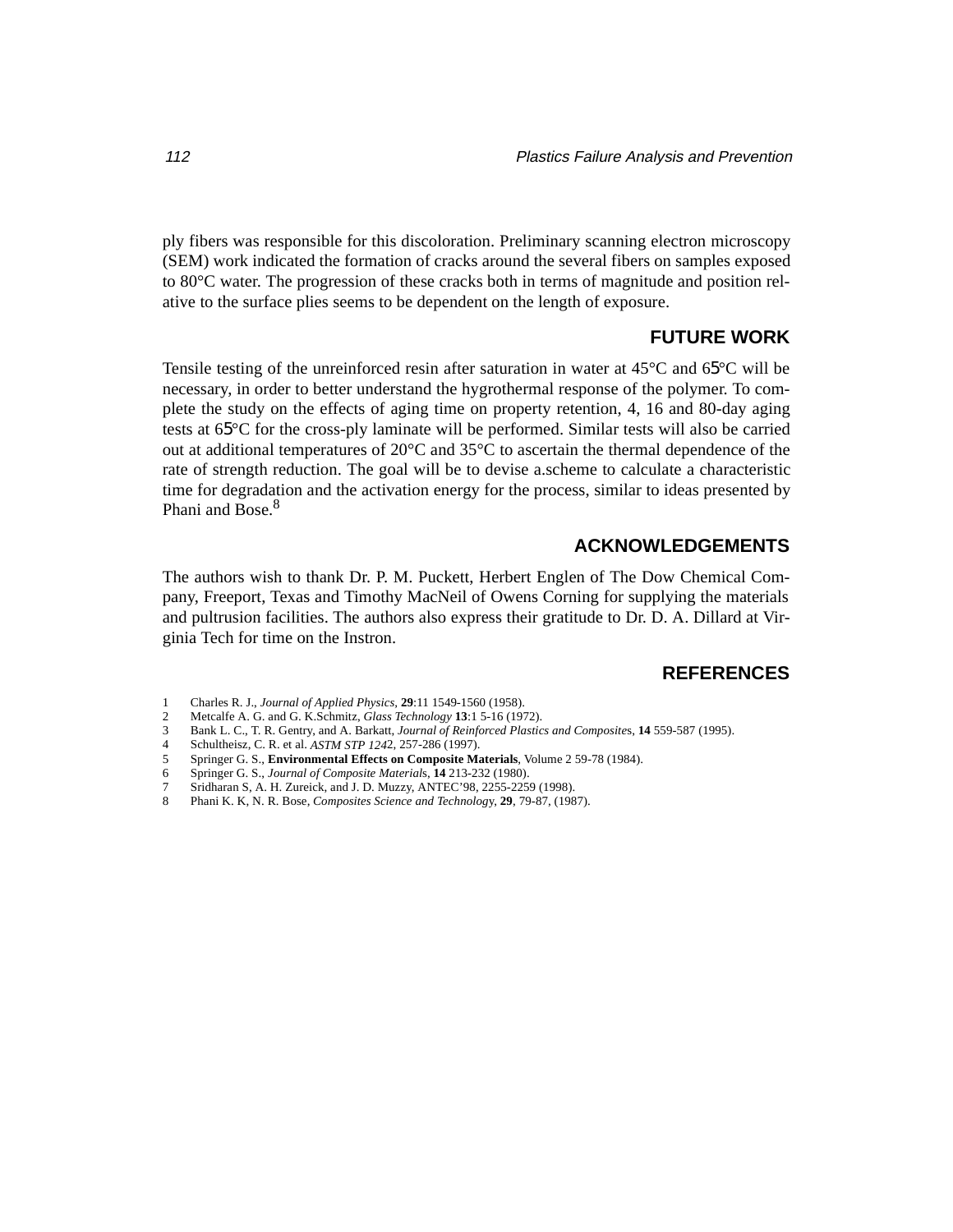ply fibers was responsible for this discoloration. Preliminary scanning electron microscopy (SEM) work indicated the formation of cracks around the several fibers on samples exposed to 80°C water. The progression of these cracks both in terms of magnitude and position relative to the surface plies seems to be dependent on the length of exposure.

## FUTURE WORK

Tensile testing of the unreinforced resin after saturation in water at 45°C and 65°C will be necessary, in order to better understand the hygrothermal response of the polymer. To complete the study on the effects of aging time on property retention, 4, 16 and 80-day aging tests at 65°C for the cross-ply laminate will be performed. Similar tests will also be carried out at additional temperatures of 20°C and 35°C to ascertain the thermal dependence of the rate of strength reduction. The goal will be to devise a.scheme to calculate a characteristic time for degradation and the activation energy for the process, similar to ideas presented by Phani and Bose.[8]

## ACKNOWLEDGEMENTS

The authors wish to thank Dr. P. M. Puckett, Herbert Englen of The Dow Chemical Company, Freeport, Texas and Timothy MacNeil of Owens Corning for supplying the materials and pultrusion facilities. The authors also express their gratitude to Dr. D. A. Dillard at Virginia Tech for time on the Instron.

## REFERENCES

1. Charles R. J., *Journal of Applied Physics*, **29**:11 1549-1560 (1958).
2. Metcalfe A. G. and G. K.Schmitz, *Glass Technology* **13**:1 5-16 (1972).
3. Bank L. C., T. R. Gentry, and A. Barkatt, *Journal of Reinforced Plastics and Composites*, **14** 559-587 (1995).
4. Schultheisz, C. R. et al. *ASTM STP 1242*, 257-286 (1997).
5. Springer G. S., **Environmental Effects on Composite Materials**, Volume 2 59-78 (1984).
6. Springer G. S., *Journal of Composite Materials*, **14** 213-232 (1980).
7. Sridharan S, A. H. Zureick, and J. D. Muzzy, ANTEC'98, 2255-2259 (1998).
8. Phani K. K, N. R. Bose, *Composites Science and Technology*, **29**, 79-87, (1987).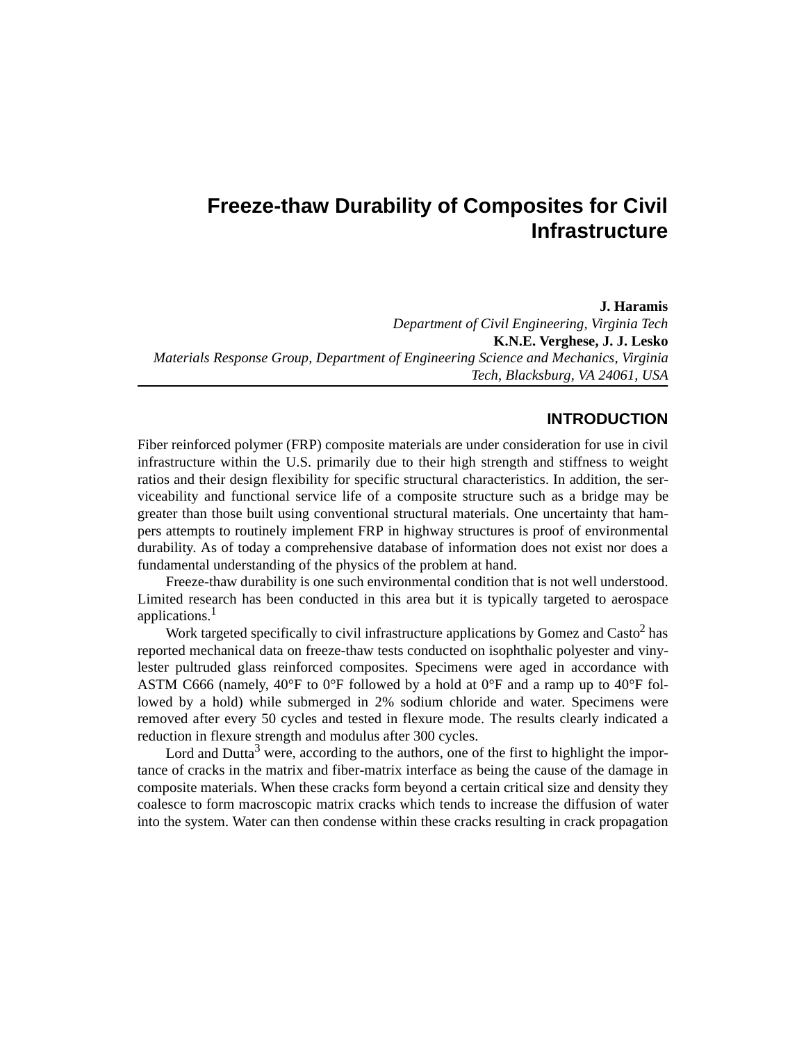# Freeze-thaw Durability of Composites for Civil Infrastructure

**J. Haramis**

*Department of Civil Engineering, Virginia Tech*

**K.N.E. Verghese, J. J. Lesko**

*Materials Response Group, Department of Engineering Science and Mechanics, Virginia Tech, Blacksburg, VA 24061, USA*

## INTRODUCTION

Fiber reinforced polymer (FRP) composite materials are under consideration for use in civil infrastructure within the U.S. primarily due to their high strength and stiffness to weight ratios and their design flexibility for specific structural characteristics. In addition, the serviceability and functional service life of a composite structure such as a bridge may be greater than those built using conventional structural materials. One uncertainty that hampers attempts to routinely implement FRP in highway structures is proof of environmental durability. As of today a comprehensive database of information does not exist nor does a fundamental understanding of the physics of the problem at hand.

Freeze-thaw durability is one such environmental condition that is not well understood. Limited research has been conducted in this area but it is typically targeted to aerospace applications.[1]

Work targeted specifically to civil infrastructure applications by Gomez and Casto[2] has reported mechanical data on freeze-thaw tests conducted on isophthalic polyester and vinylester pultruded glass reinforced composites. Specimens were aged in accordance with ASTM C666 (namely, 40°F to 0°F followed by a hold at 0°F and a ramp up to 40°F followed by a hold) while submerged in 2% sodium chloride and water. Specimens were removed after every 50 cycles and tested in flexure mode. The results clearly indicated a reduction in flexure strength and modulus after 300 cycles.

Lord and Dutta[3] were, according to the authors, one of the first to highlight the importance of cracks in the matrix and fiber-matrix interface as being the cause of the damage in composite materials. When these cracks form beyond a certain critical size and density they coalesce to form macroscopic matrix cracks which tends to increase the diffusion of water into the system. Water can then condense within these cracks resulting in crack propagation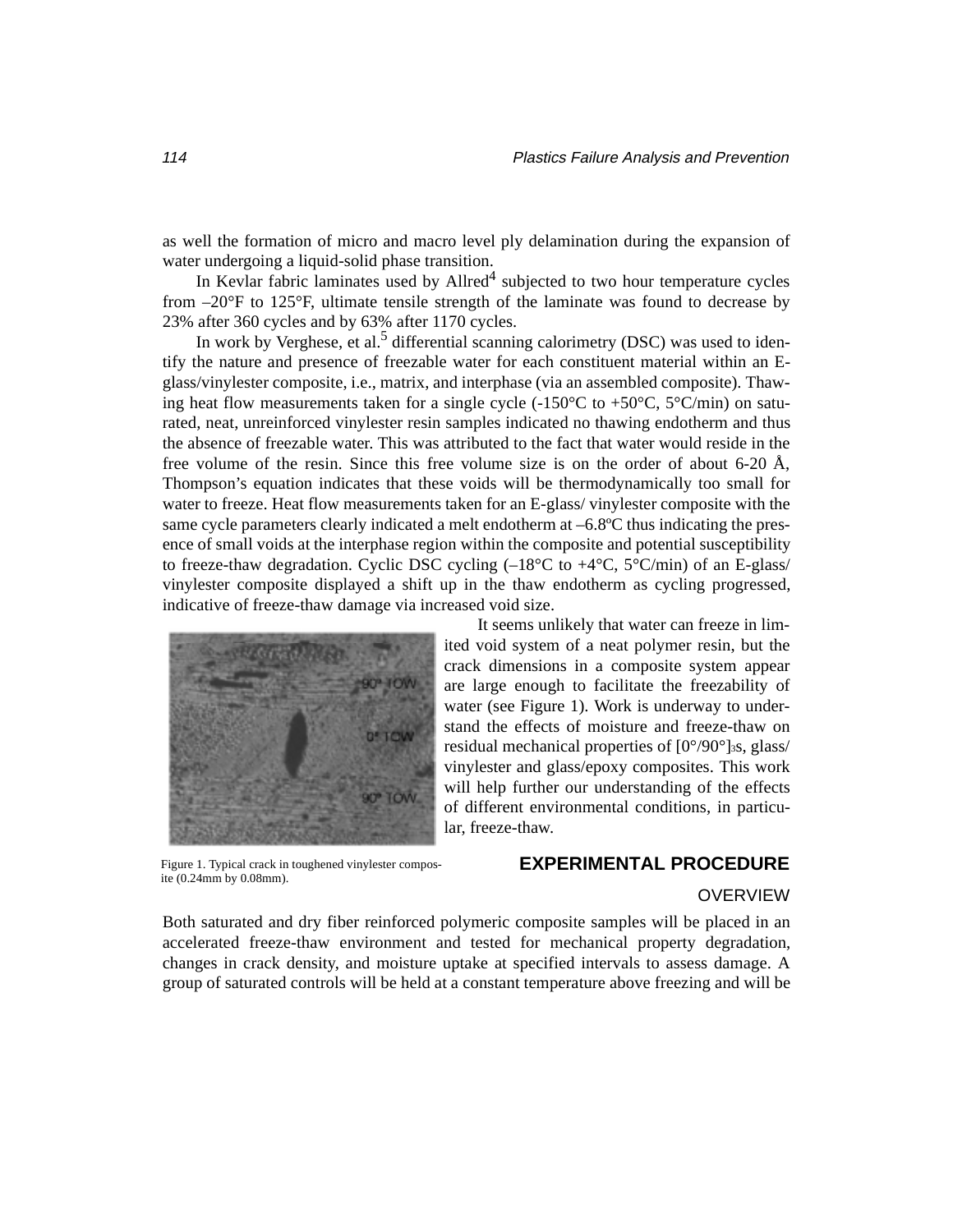as well the formation of micro and macro level ply delamination during the expansion of water undergoing a liquid-solid phase transition.

In Kevlar fabric laminates used by Allred[4] subjected to two hour temperature cycles from –20°F to 125°F, ultimate tensile strength of the laminate was found to decrease by 23% after 360 cycles and by 63% after 1170 cycles.

In work by Verghese, et al.[5] differential scanning calorimetry (DSC) was used to identify the nature and presence of freezable water for each constituent material within an E-glass/vinylester composite, i.e., matrix, and interphase (via an assembled composite). Thawing heat flow measurements taken for a single cycle (-150°C to +50°C, 5°C/min) on saturated, neat, unreinforced vinylester resin samples indicated no thawing endotherm and thus the absence of freezable water. This was attributed to the fact that water would reside in the free volume of the resin. Since this free volume size is on the order of about 6-20 Å, Thompson's equation indicates that these voids will be thermodynamically too small for water to freeze. Heat flow measurements taken for an E-glass/ vinylester composite with the same cycle parameters clearly indicated a melt endotherm at –6.8ºC thus indicating the presence of small voids at the interphase region within the composite and potential susceptibility to freeze-thaw degradation. Cyclic DSC cycling (–18°C to +4°C, 5°C/min) of an E-glass/ vinylester composite displayed a shift up in the thaw endotherm as cycling progressed, indicative of freeze-thaw damage via increased void size.

It seems unlikely that water can freeze in limited void system of a neat polymer resin, but the crack dimensions in a composite system appear are large enough to facilitate the freezability of water (see Figure 1). Work is underway to understand the effects of moisture and freeze-thaw on residual mechanical properties of $[0°/90°]_{3}$s, glass/ vinylester and glass/epoxy composites. This work will help further our understanding of the effects of different environmental conditions, in particular, freeze-thaw.

90° TOW

0° TOW

90° TOW

Figure 1. Typical crack in toughened vinylester composite (0.24mm by 0.08mm).

## EXPERIMENTAL PROCEDURE

### OVERVIEW

Both saturated and dry fiber reinforced polymeric composite samples will be placed in an accelerated freeze-thaw environment and tested for mechanical property degradation, changes in crack density, and moisture uptake at specified intervals to assess damage. A group of saturated controls will be held at a constant temperature above freezing and will be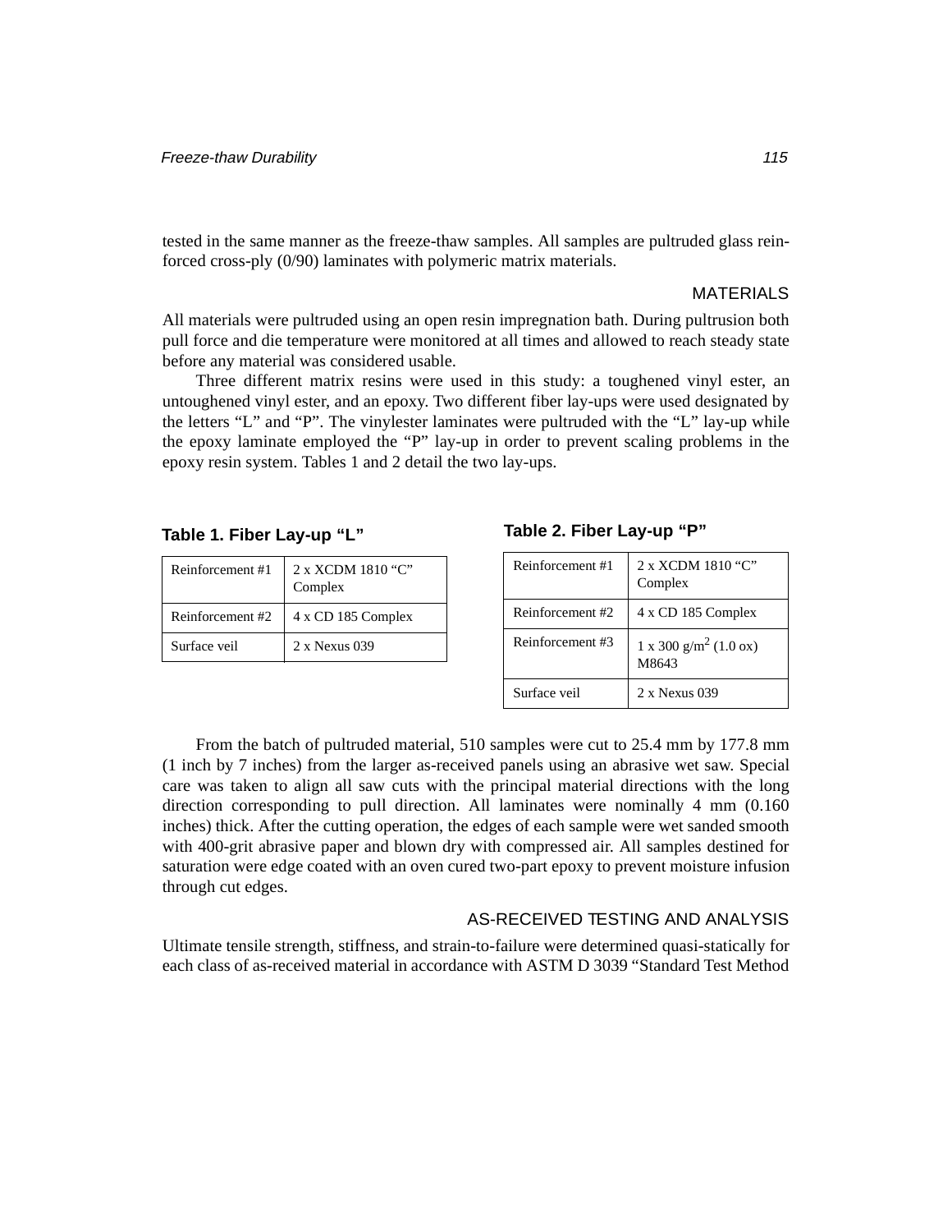tested in the same manner as the freeze-thaw samples. All samples are pultruded glass reinforced cross-ply (0/90) laminates with polymeric matrix materials.

## MATERIALS

All materials were pultruded using an open resin impregnation bath. During pultrusion both pull force and die temperature were monitored at all times and allowed to reach steady state before any material was considered usable.

Three different matrix resins were used in this study: a toughened vinyl ester, an untoughened vinyl ester, and an epoxy. Two different fiber lay-ups were used designated by the letters "L" and "P". The vinylester laminates were pultruded with the "L" lay-up while the epoxy laminate employed the "P" lay-up in order to prevent scaling problems in the epoxy resin system. Tables 1 and 2 detail the two lay-ups.

**Table 1. Fiber Lay-up "L"**

| | |
|---|---|
| Reinforcement #1 | 2 x XCDM 1810 "C" Complex |
| Reinforcement #2 | 4 x CD 185 Complex |
| Surface veil | 2 x Nexus 039 |

**Table 2. Fiber Lay-up "P"**

| | |
|---|---|
| Reinforcement #1 | 2 x XCDM 1810 "C" Complex |
| Reinforcement #2 | 4 x CD 185 Complex |
| Reinforcement #3 | 1 x 300 $g/m^2$ (1.0 ox) M8643 |
| Surface veil | 2 x Nexus 039 |

From the batch of pultruded material, 510 samples were cut to 25.4 mm by 177.8 mm (1 inch by 7 inches) from the larger as-received panels using an abrasive wet saw. Special care was taken to align all saw cuts with the principal material directions with the long direction corresponding to pull direction. All laminates were nominally 4 mm (0.160 inches) thick. After the cutting operation, the edges of each sample were wet sanded smooth with 400-grit abrasive paper and blown dry with compressed air. All samples destined for saturation were edge coated with an oven cured two-part epoxy to prevent moisture infusion through cut edges.

## AS-RECEIVED TESTING AND ANALYSIS

Ultimate tensile strength, stiffness, and strain-to-failure were determined quasi-statically for each class of as-received material in accordance with ASTM D 3039 "Standard Test Method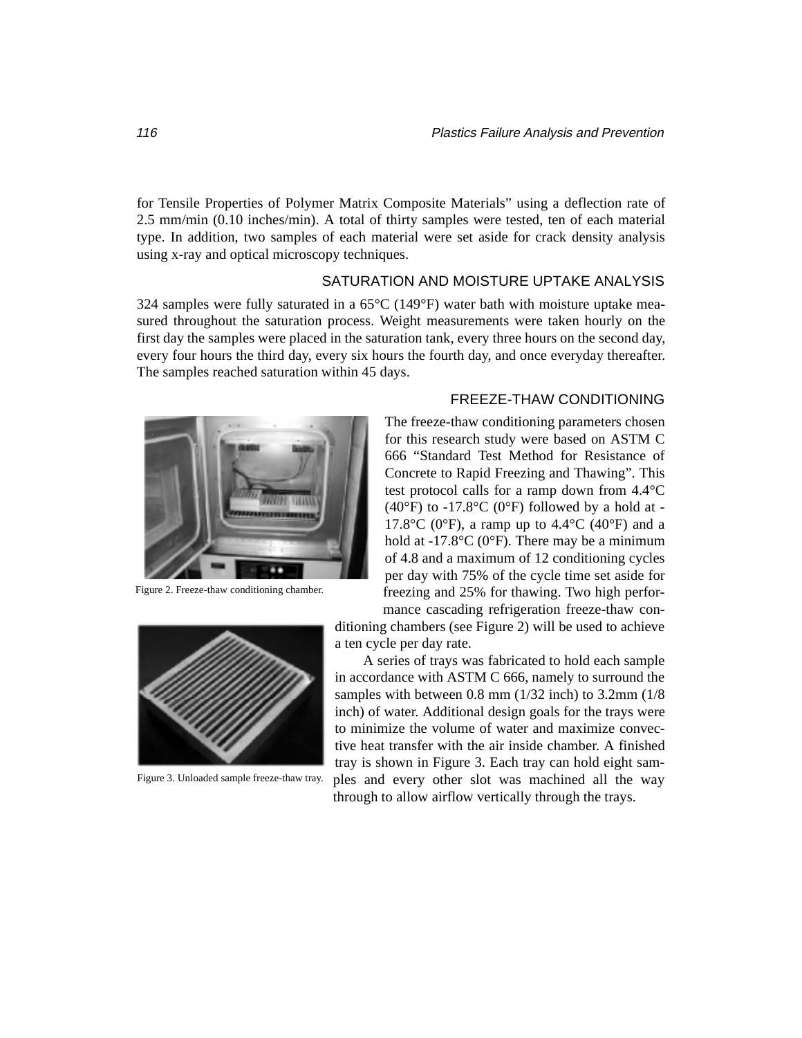for Tensile Properties of Polymer Matrix Composite Materials" using a deflection rate of 2.5 mm/min (0.10 inches/min). A total of thirty samples were tested, ten of each material type. In addition, two samples of each material were set aside for crack density analysis using x-ray and optical microscopy techniques.

## SATURATION AND MOISTURE UPTAKE ANALYSIS

324 samples were fully saturated in a 65°C (149°F) water bath with moisture uptake measured throughout the saturation process. Weight measurements were taken hourly on the first day the samples were placed in the saturation tank, every three hours on the second day, every four hours the third day, every six hours the fourth day, and once everyday thereafter. The samples reached saturation within 45 days.

## FREEZE-THAW CONDITIONING

The freeze-thaw conditioning parameters chosen for this research study were based on ASTM C 666 "Standard Test Method for Resistance of Concrete to Rapid Freezing and Thawing". This test protocol calls for a ramp down from 4.4°C (40°F) to -17.8°C (0°F) followed by a hold at -17.8°C (0°F), a ramp up to 4.4°C (40°F) and a hold at -17.8°C (0°F). There may be a minimum of 4.8 and a maximum of 12 conditioning cycles per day with 75% of the cycle time set aside for freezing and 25% for thawing. Two high performance cascading refrigeration freeze-thaw conditioning chambers (see Figure 2) will be used to achieve a ten cycle per day rate.

Figure 2. Freeze-thaw conditioning chamber.

A series of trays was fabricated to hold each sample in accordance with ASTM C 666, namely to surround the samples with between 0.8 mm (1/32 inch) to 3.2mm (1/8 inch) of water. Additional design goals for the trays were to minimize the volume of water and maximize convective heat transfer with the air inside chamber. A finished tray is shown in Figure 3. Each tray can hold eight samples and every other slot was machined all the way through to allow airflow vertically through the trays.

Figure 3. Unloaded sample freeze-thaw tray.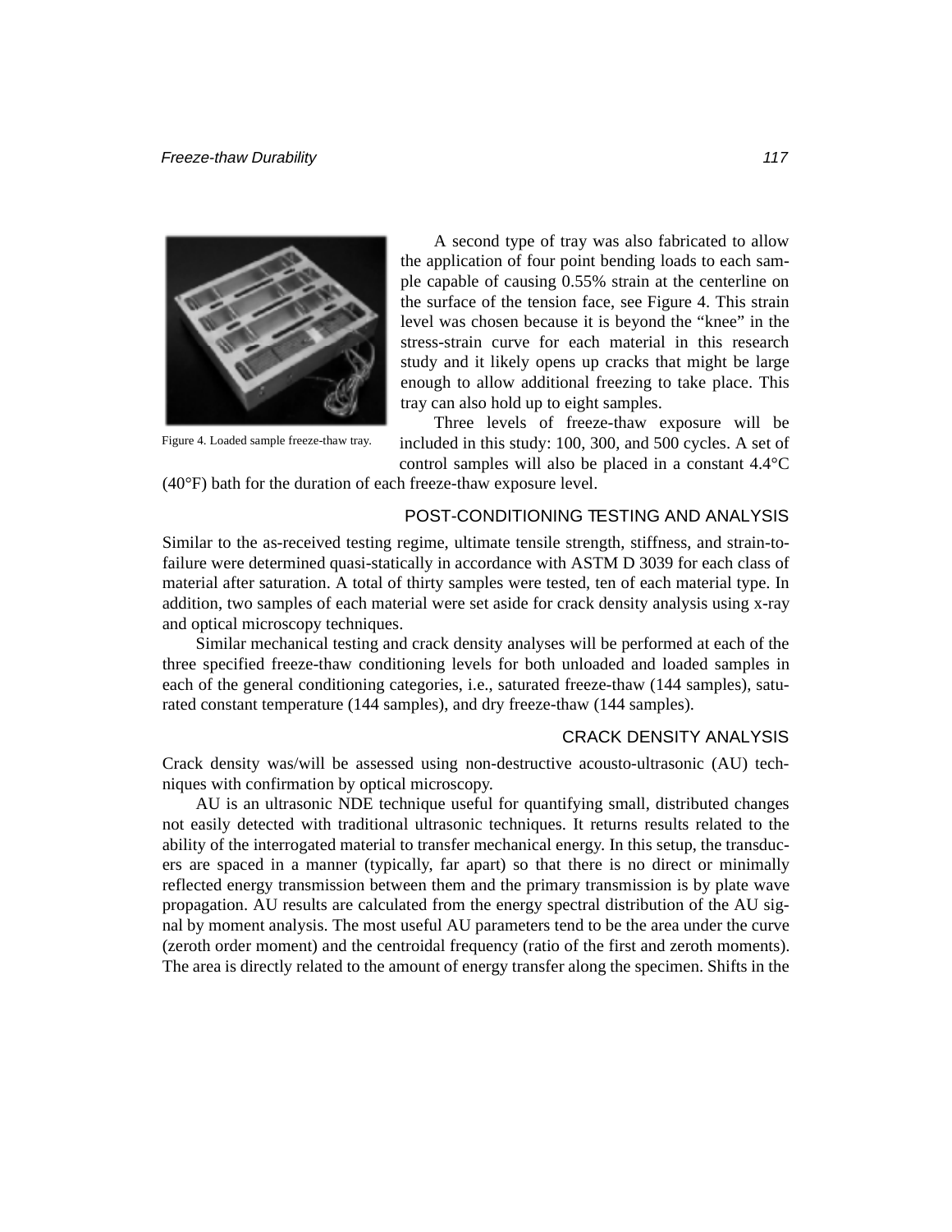A second type of tray was also fabricated to allow the application of four point bending loads to each sample capable of causing 0.55% strain at the centerline on the surface of the tension face, see Figure 4. This strain level was chosen because it is beyond the "knee" in the stress-strain curve for each material in this research study and it likely opens up cracks that might be large enough to allow additional freezing to take place. This tray can also hold up to eight samples.

Figure 4. Loaded sample freeze-thaw tray.

Three levels of freeze-thaw exposure will be included in this study: 100, 300, and 500 cycles. A set of control samples will also be placed in a constant 4.4°C (40°F) bath for the duration of each freeze-thaw exposure level.

## POST-CONDITIONING TESTING AND ANALYSIS

Similar to the as-received testing regime, ultimate tensile strength, stiffness, and strain-to-failure were determined quasi-statically in accordance with ASTM D 3039 for each class of material after saturation. A total of thirty samples were tested, ten of each material type. In addition, two samples of each material were set aside for crack density analysis using x-ray and optical microscopy techniques.

Similar mechanical testing and crack density analyses will be performed at each of the three specified freeze-thaw conditioning levels for both unloaded and loaded samples in each of the general conditioning categories, i.e., saturated freeze-thaw (144 samples), saturated constant temperature (144 samples), and dry freeze-thaw (144 samples).

## CRACK DENSITY ANALYSIS

Crack density was/will be assessed using non-destructive acousto-ultrasonic (AU) techniques with confirmation by optical microscopy.

AU is an ultrasonic NDE technique useful for quantifying small, distributed changes not easily detected with traditional ultrasonic techniques. It returns results related to the ability of the interrogated material to transfer mechanical energy. In this setup, the transducers are spaced in a manner (typically, far apart) so that there is no direct or minimally reflected energy transmission between them and the primary transmission is by plate wave propagation. AU results are calculated from the energy spectral distribution of the AU signal by moment analysis. The most useful AU parameters tend to be the area under the curve (zeroth order moment) and the centroidal frequency (ratio of the first and zeroth moments). The area is directly related to the amount of energy transfer along the specimen. Shifts in the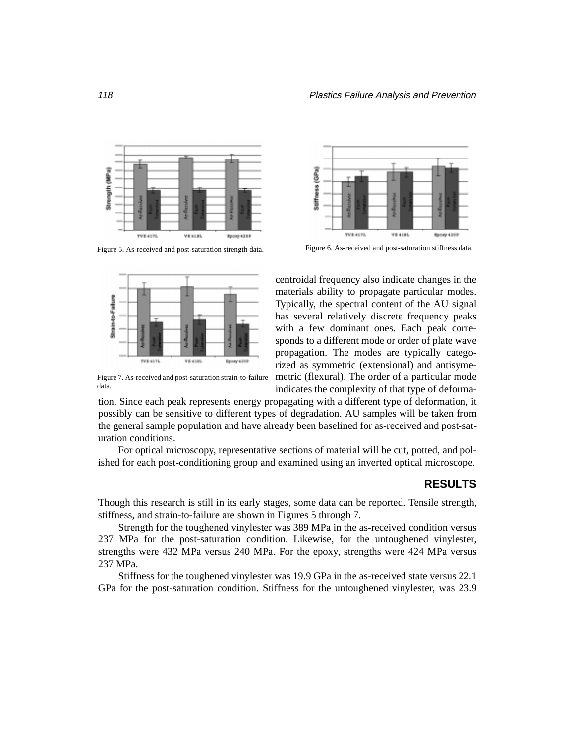Strength (MPa)

As-Received | Post-Saturation

TVE 417L | VE 418L | Epoxy 420P

Figure 5. As-received and post-saturation strength data.

Stiffness (GPa)

As-Received | Post-Saturation

TVE 417L | VE 418L | Epoxy 420P

Figure 6. As-received and post-saturation stiffness data.

Strain-to-Failure

As-Received | Post-Saturation

TVE 417L | VE 418L | Epoxy 420P

Figure 7. As-received and post-saturation strain-to-failure data.

centroidal frequency also indicate changes in the materials ability to propagate particular modes. Typically, the spectral content of the AU signal has several relatively discrete frequency peaks with a few dominant ones. Each peak corresponds to a different mode or order of plate wave propagation. The modes are typically categorized as symmetric (extensional) and antisymemetric (flexural). The order of a particular mode indicates the complexity of that type of deformation. Since each peak represents energy propagating with a different type of deformation, it possibly can be sensitive to different types of degradation. AU samples will be taken from the general sample population and have already been baselined for as-received and post-saturation conditions.

For optical microscopy, representative sections of material will be cut, potted, and polished for each post-conditioning group and examined using an inverted optical microscope.

## RESULTS

Though this research is still in its early stages, some data can be reported. Tensile strength, stiffness, and strain-to-failure are shown in Figures 5 through 7.

Strength for the toughened vinylester was 389 MPa in the as-received condition versus 237 MPa for the post-saturation condition. Likewise, for the untoughened vinylester, strengths were 432 MPa versus 240 MPa. For the epoxy, strengths were 424 MPa versus 237 MPa.

Stiffness for the toughened vinylester was 19.9 GPa in the as-received state versus 22.1 GPa for the post-saturation condition. Stiffness for the untoughened vinylester, was 23.9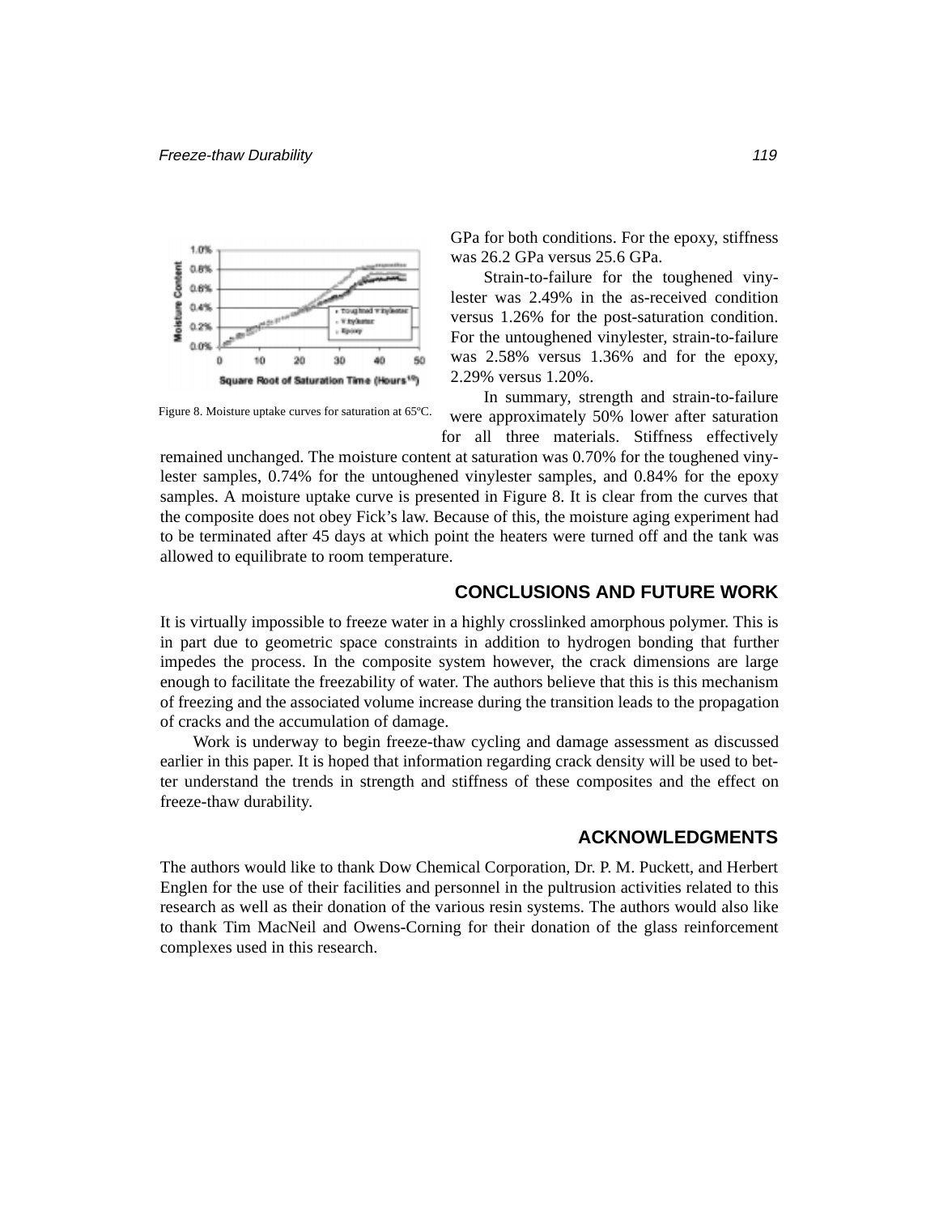1.0%
0.8%
0.6%
0.4%
0.2%
0.0%
Moisture Content
0 10 20 30 40 50
Square Root of Saturation Time (Hours$^{1/2}$)
Toughened Vinylester
Vinylester
Epoxy

Figure 8. Moisture uptake curves for saturation at 65ºC.

GPa for both conditions. For the epoxy, stiffness was 26.2 GPa versus 25.6 GPa.

Strain-to-failure for the toughened vinylester was 2.49% in the as-received condition versus 1.26% for the post-saturation condition. For the untoughened vinylester, strain-to-failure was 2.58% versus 1.36% and for the epoxy, 2.29% versus 1.20%.

In summary, strength and strain-to-failure were approximately 50% lower after saturation for all three materials. Stiffness effectively remained unchanged. The moisture content at saturation was 0.70% for the toughened vinylester samples, 0.74% for the untoughened vinylester samples, and 0.84% for the epoxy samples. A moisture uptake curve is presented in Figure 8. It is clear from the curves that the composite does not obey Fick's law. Because of this, the moisture aging experiment had to be terminated after 45 days at which point the heaters were turned off and the tank was allowed to equilibrate to room temperature.

## CONCLUSIONS AND FUTURE WORK

It is virtually impossible to freeze water in a highly crosslinked amorphous polymer. This is in part due to geometric space constraints in addition to hydrogen bonding that further impedes the process. In the composite system however, the crack dimensions are large enough to facilitate the freezability of water. The authors believe that this is this mechanism of freezing and the associated volume increase during the transition leads to the propagation of cracks and the accumulation of damage.

Work is underway to begin freeze-thaw cycling and damage assessment as discussed earlier in this paper. It is hoped that information regarding crack density will be used to better understand the trends in strength and stiffness of these composites and the effect on freeze-thaw durability.

## ACKNOWLEDGMENTS

The authors would like to thank Dow Chemical Corporation, Dr. P. M. Puckett, and Herbert Englen for the use of their facilities and personnel in the pultrusion activities related to this research as well as their donation of the various resin systems. The authors would also like to thank Tim MacNeil and Owens-Corning for their donation of the glass reinforcement complexes used in this research.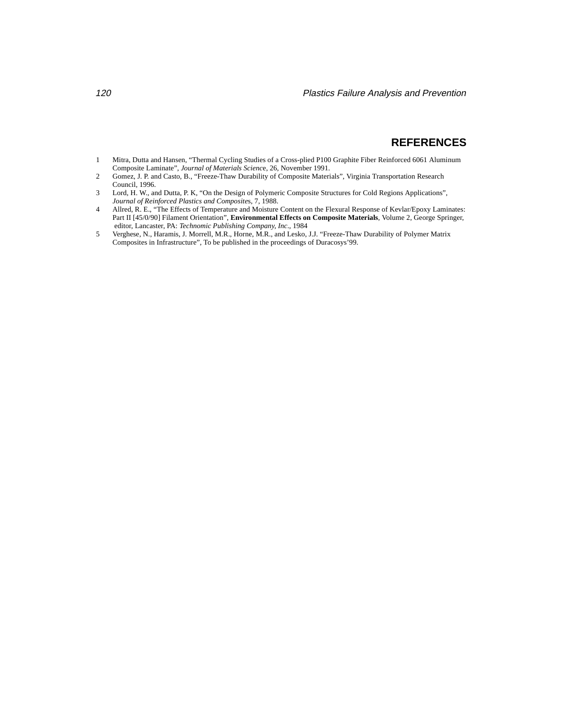## REFERENCES

1. Mitra, Dutta and Hansen, "Thermal Cycling Studies of a Cross-plied P100 Graphite Fiber Reinforced 6061 Aluminum Composite Laminate", *Journal of Materials Science*, 26, November 1991.
2. Gomez, J. P. and Casto, B., "Freeze-Thaw Durability of Composite Materials", Virginia Transportation Research Council, 1996.
3. Lord, H. W., and Dutta, P. K, "On the Design of Polymeric Composite Structures for Cold Regions Applications", *Journal of Reinforced Plastics and Composites*, 7, 1988.
4. Allred, R. E., "The Effects of Temperature and Moisture Content on the Flexural Response of Kevlar/Epoxy Laminates: Part II [45/0/90] Filament Orientation", **Environmental Effects on Composite Materials**, Volume 2, George Springer, editor, Lancaster, PA: *Technomic Publishing Company, Inc*., 1984
5. Verghese, N., Haramis, J. Morrell, M.R., Horne, M.R., and Lesko, J.J. "Freeze-Thaw Durability of Polymer Matrix Composites in Infrastructure", To be published in the proceedings of Duracosys'99.